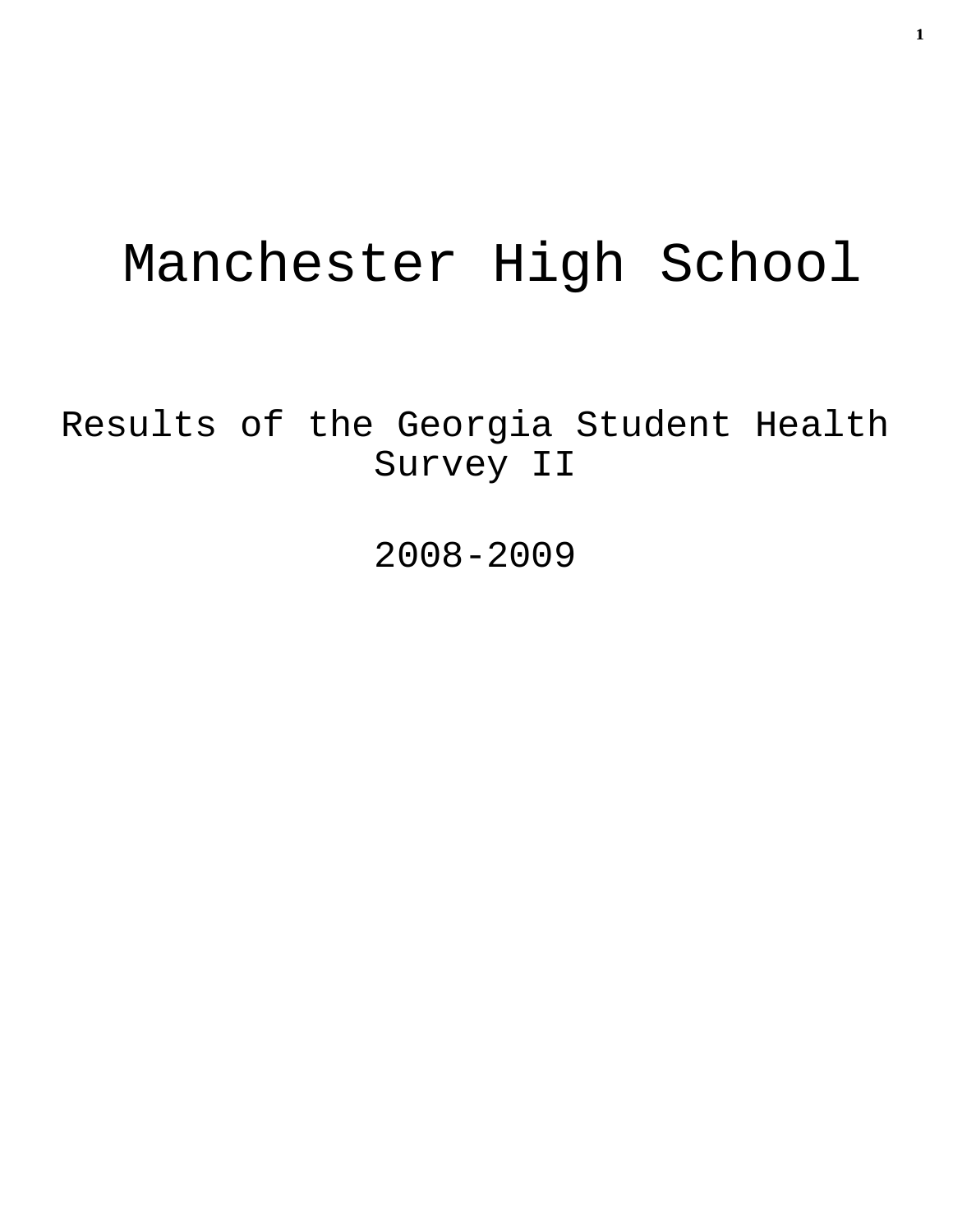# Manchester High School

Results of the Georgia Student Health Survey II

2008-2009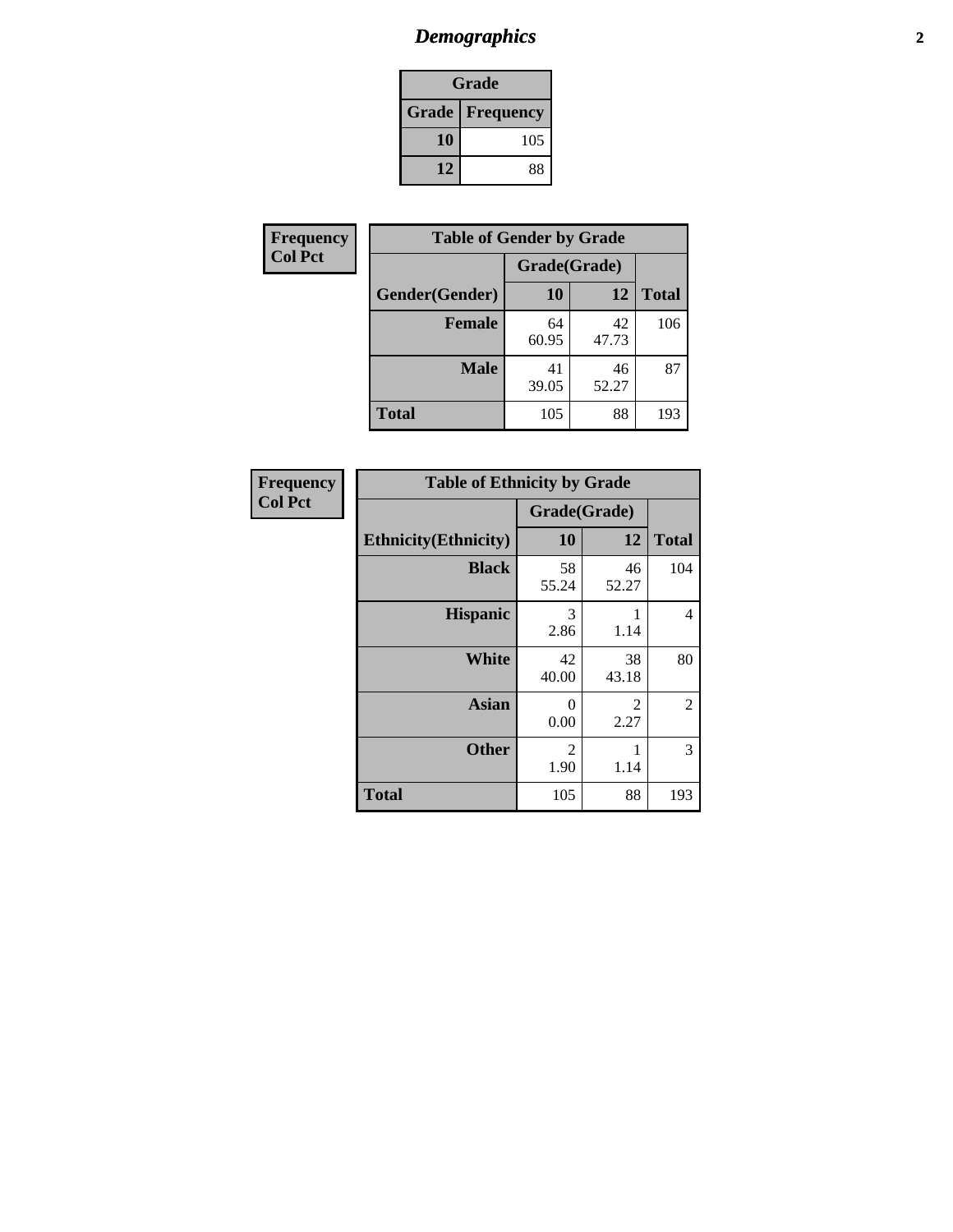## *Demographics*

| Grade | |
|---|---|
| **Grade** | **Frequency** |
| **10** | 105 |
| **12** | 88 |

**Frequency**
**Col Pct**

| Table of Gender by Grade | | | |
|---|---|---|---|
| | Grade(Grade) | | |
| **Gender(Gender)** | **10** | **12** | **Total** |
| **Female** | 64<br>60.95 | 42<br>47.73 | 106 |
| **Male** | 41<br>39.05 | 46<br>52.27 | 87 |
| **Total** | 105 | 88 | 193 |

**Frequency**
**Col Pct**

| Table of Ethnicity by Grade | | | |
|---|---|---|---|
| | Grade(Grade) | | |
| **Ethnicity(Ethnicity)** | **10** | **12** | **Total** |
| **Black** | 58<br>55.24 | 46<br>52.27 | 104 |
| **Hispanic** | 3<br>2.86 | 1<br>1.14 | 4 |
| **White** | 42<br>40.00 | 38<br>43.18 | 80 |
| **Asian** | 0<br>0.00 | 2<br>2.27 | 2 |
| **Other** | 2<br>1.90 | 1<br>1.14 | 3 |
| **Total** | 105 | 88 | 193 |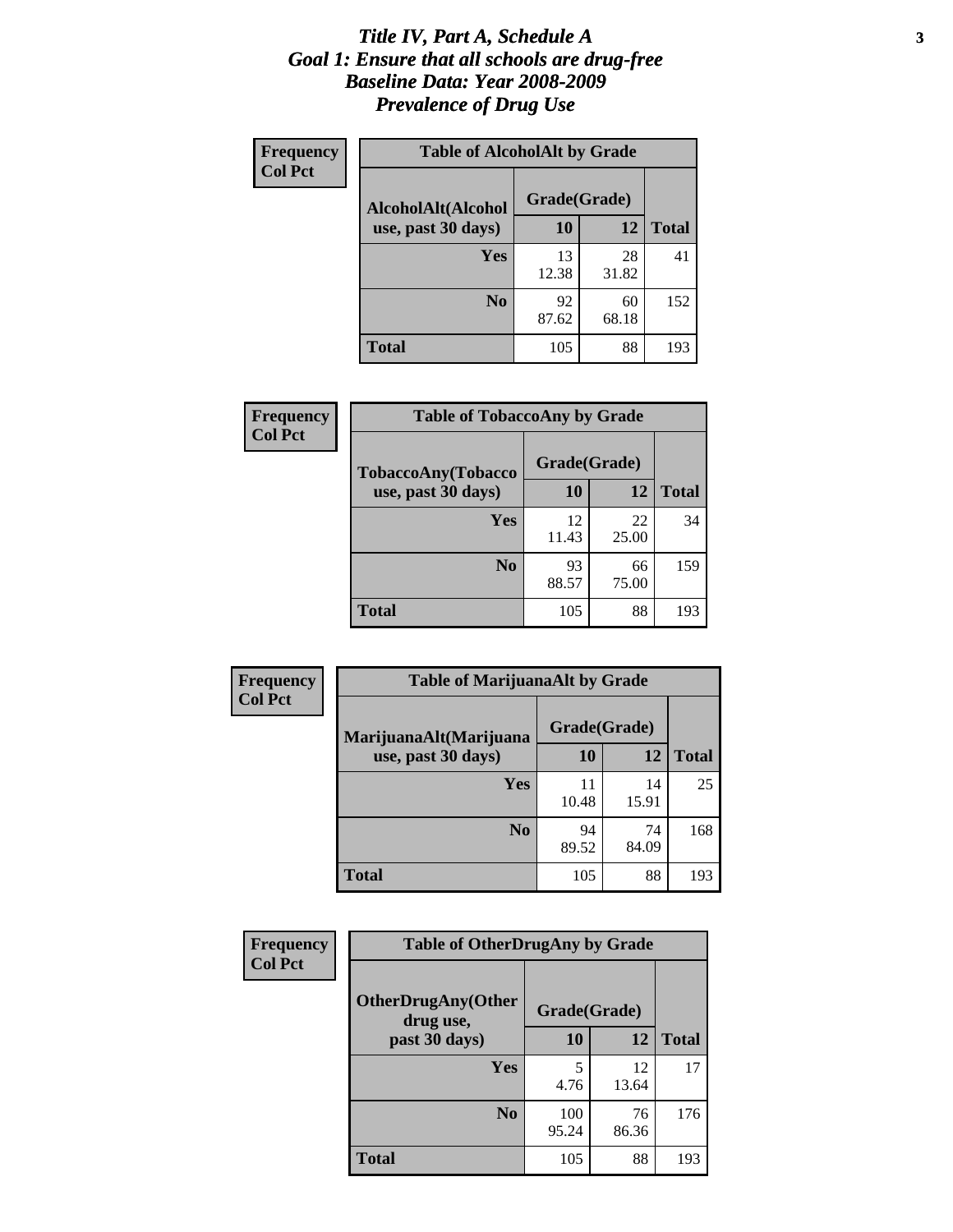# *Title IV, Part A, Schedule A*
## *Goal 1: Ensure that all schools are drug-free*
## *Baseline Data: Year 2008-2009*
## *Prevalence of Drug Use*

**Frequency**
**Col Pct**

**Table of AlcoholAlt by Grade**

| AlcoholAlt(Alcohol use, past 30 days) | Grade(Grade) 10 | 12 | Total |
|---|---|---|---|
| **Yes** | 13<br>12.38 | 28<br>31.82 | 41 |
| **No** | 92<br>87.62 | 60<br>68.18 | 152 |
| **Total** | 105 | 88 | 193 |

**Frequency**
**Col Pct**

**Table of TobaccoAny by Grade**

| TobaccoAny(Tobacco use, past 30 days) | Grade(Grade) 10 | 12 | Total |
|---|---|---|---|
| **Yes** | 12<br>11.43 | 22<br>25.00 | 34 |
| **No** | 93<br>88.57 | 66<br>75.00 | 159 |
| **Total** | 105 | 88 | 193 |

**Frequency**
**Col Pct**

**Table of MarijuanaAlt by Grade**

| MarijuanaAlt(Marijuana use, past 30 days) | Grade(Grade) 10 | 12 | Total |
|---|---|---|---|
| **Yes** | 11<br>10.48 | 14<br>15.91 | 25 |
| **No** | 94<br>89.52 | 74<br>84.09 | 168 |
| **Total** | 105 | 88 | 193 |

**Frequency**
**Col Pct**

**Table of OtherDrugAny by Grade**

| OtherDrugAny(Other drug use, past 30 days) | Grade(Grade) 10 | 12 | Total |
|---|---|---|---|
| **Yes** | 5<br>4.76 | 12<br>13.64 | 17 |
| **No** | 100<br>95.24 | 76<br>86.36 | 176 |
| **Total** | 105 | 88 | 193 |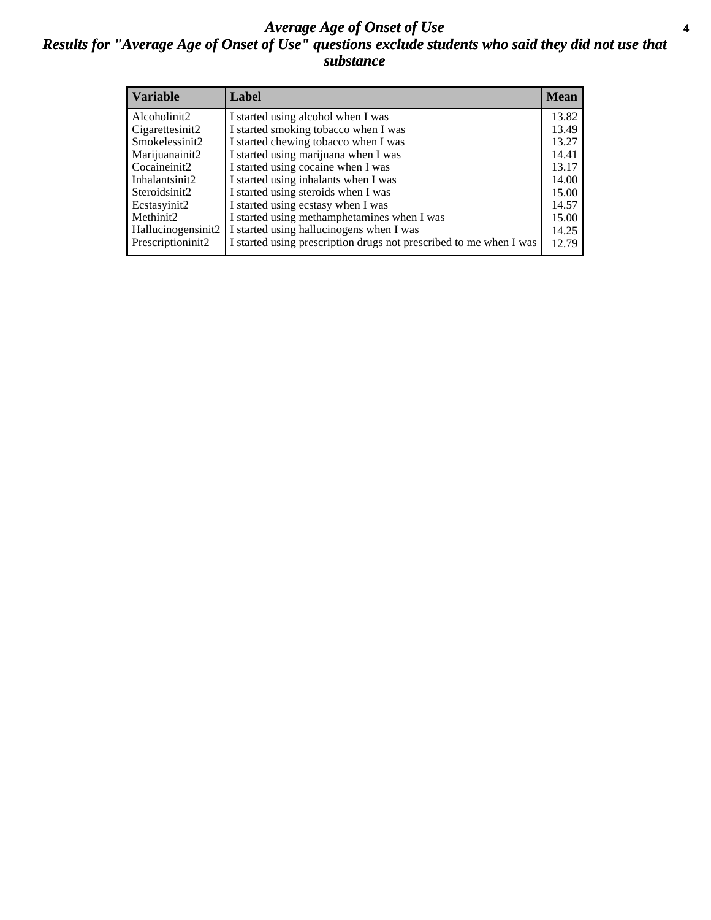# *Average Age of Onset of Use*

## *Results for "Average Age of Onset of Use" questions exclude students who said they did not use that substance*

| Variable | Label | Mean |
|---|---|---|
| Alcoholinit2 | I started using alcohol when I was | 13.82 |
| Cigarettesinit2 | I started smoking tobacco when I was | 13.49 |
| Smokelessinit2 | I started chewing tobacco when I was | 13.27 |
| Marijuanainit2 | I started using marijuana when I was | 14.41 |
| Cocaineinit2 | I started using cocaine when I was | 13.17 |
| Inhalantsinit2 | I started using inhalants when I was | 14.00 |
| Steroidsinit2 | I started using steroids when I was | 15.00 |
| Ecstasyinit2 | I started using ecstasy when I was | 14.57 |
| Methinit2 | I started using methamphetamines when I was | 15.00 |
| Hallucinogensinit2 | I started using hallucinogens when I was | 14.25 |
| Prescriptioninit2 | I started using prescription drugs not prescribed to me when I was | 12.79 |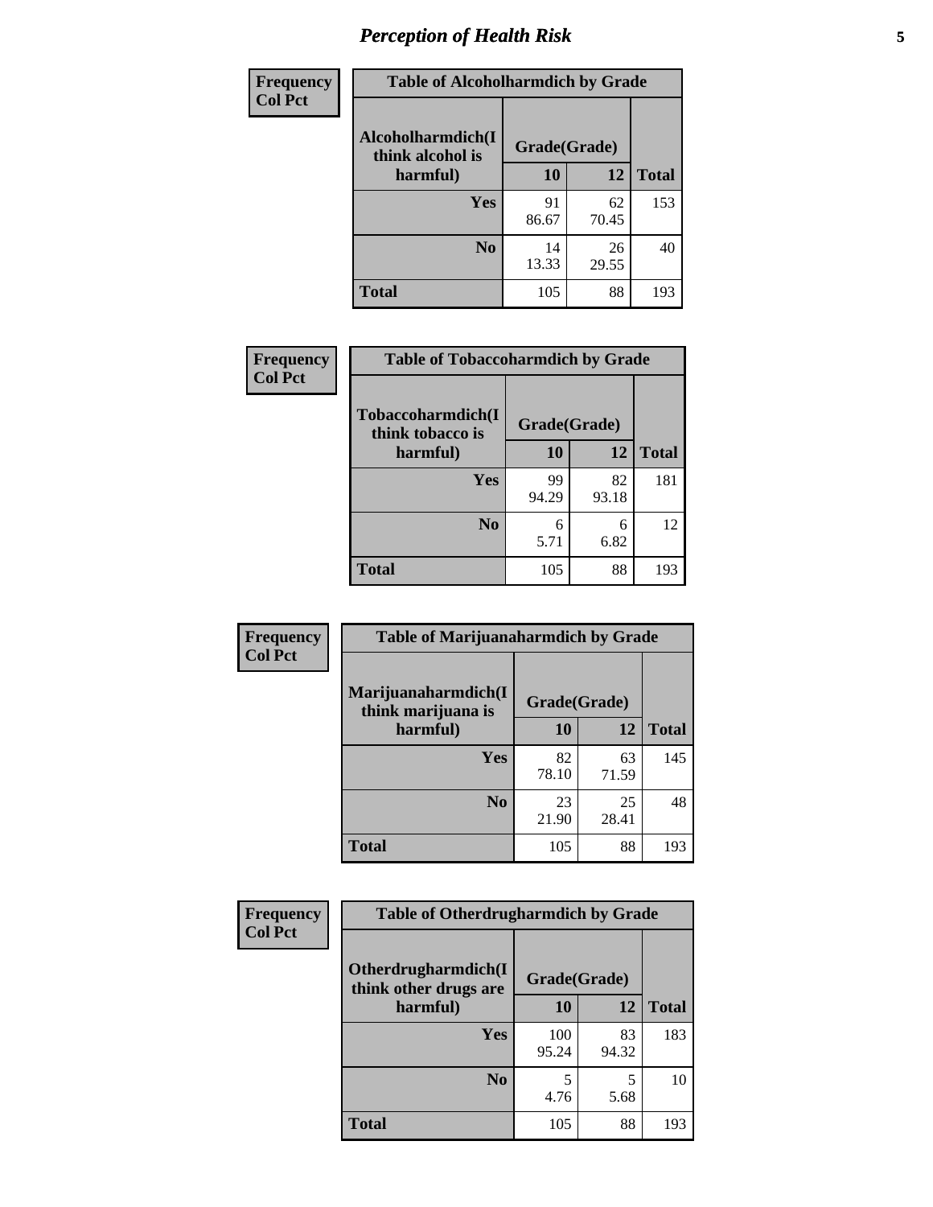# Perception of Health Risk

| Frequency<br>Col Pct | | | |
|---|---|---|---|

**Table of Alcoholharmdich by Grade**

| Alcoholharmdich(I think alcohol is harmful) | Grade(Grade) | | Total |
|---|---|---|---|
| | 10 | 12 | |
| Yes | 91<br>86.67 | 62<br>70.45 | 153 |
| No | 14<br>13.33 | 26<br>29.55 | 40 |
| Total | 105 | 88 | 193 |

**Table of Tobaccoharmdich by Grade**

| Tobaccoharmdich(I think tobacco is harmful) | Grade(Grade) | | Total |
|---|---|---|---|
| | 10 | 12 | |
| Yes | 99<br>94.29 | 82<br>93.18 | 181 |
| No | 6<br>5.71 | 6<br>6.82 | 12 |
| Total | 105 | 88 | 193 |

**Table of Marijuanaharmdich by Grade**

| Marijuanaharmdich(I think marijuana is harmful) | Grade(Grade) | | Total |
|---|---|---|---|
| | 10 | 12 | |
| Yes | 82<br>78.10 | 63<br>71.59 | 145 |
| No | 23<br>21.90 | 25<br>28.41 | 48 |
| Total | 105 | 88 | 193 |

**Table of Otherdrugharmdich by Grade**

| Otherdrugharmdich(I think other drugs are harmful) | Grade(Grade) | | Total |
|---|---|---|---|
| | 10 | 12 | |
| Yes | 100<br>95.24 | 83<br>94.32 | 183 |
| No | 5<br>4.76 | 5<br>5.68 | 10 |
| Total | 105 | 88 | 193 |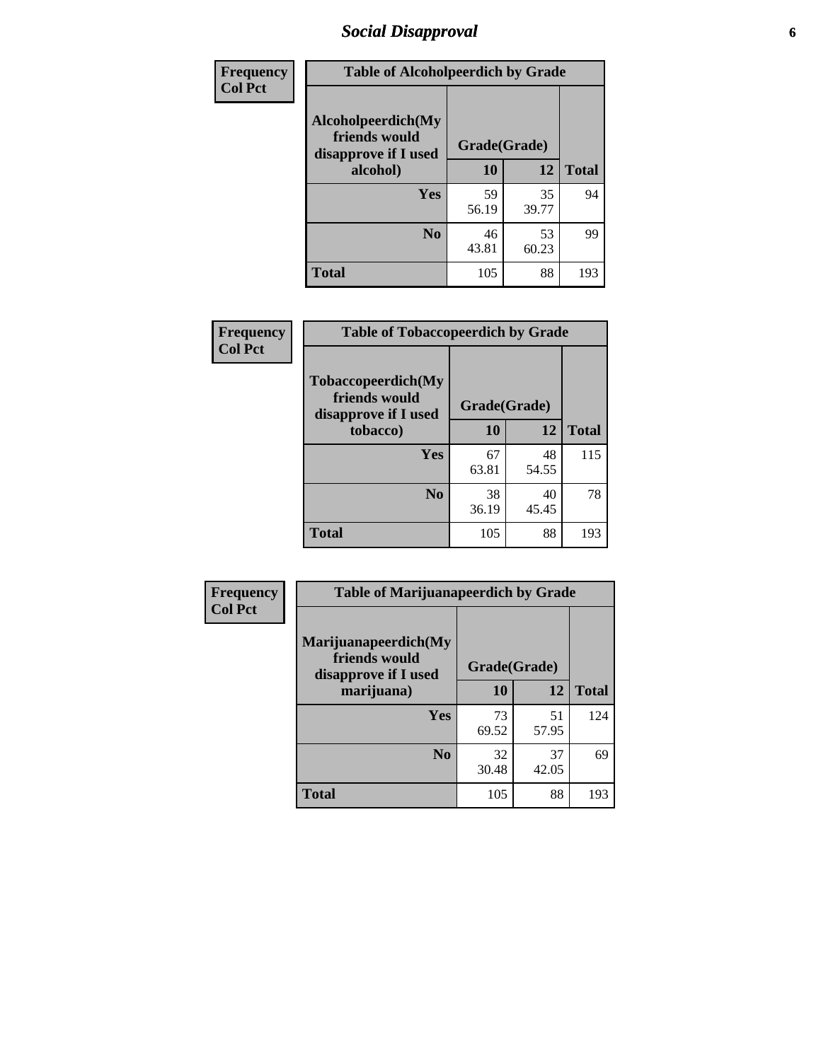# Social Disapproval

**Frequency**
**Col Pct**

| Table of Alcoholpeerdich by Grade | | | |
|---|---|---|---|
| Alcoholpeerdich(My friends would disapprove if I used alcohol) | Grade(Grade) | | |
| | 10 | 12 | Total |
| Yes | 59<br>56.19 | 35<br>39.77 | 94 |
| No | 46<br>43.81 | 53<br>60.23 | 99 |
| Total | 105 | 88 | 193 |

**Frequency**
**Col Pct**

| Table of Tobaccopeerdich by Grade | | | |
|---|---|---|---|
| Tobaccopeerdich(My friends would disapprove if I used tobacco) | Grade(Grade) | | |
| | 10 | 12 | Total |
| Yes | 67<br>63.81 | 48<br>54.55 | 115 |
| No | 38<br>36.19 | 40<br>45.45 | 78 |
| Total | 105 | 88 | 193 |

**Frequency**
**Col Pct**

| Table of Marijuanapeerdich by Grade | | | |
|---|---|---|---|
| Marijuanapeerdich(My friends would disapprove if I used marijuana) | Grade(Grade) | | |
| | 10 | 12 | Total |
| Yes | 73<br>69.52 | 51<br>57.95 | 124 |
| No | 32<br>30.48 | 37<br>42.05 | 69 |
| Total | 105 | 88 | 193 |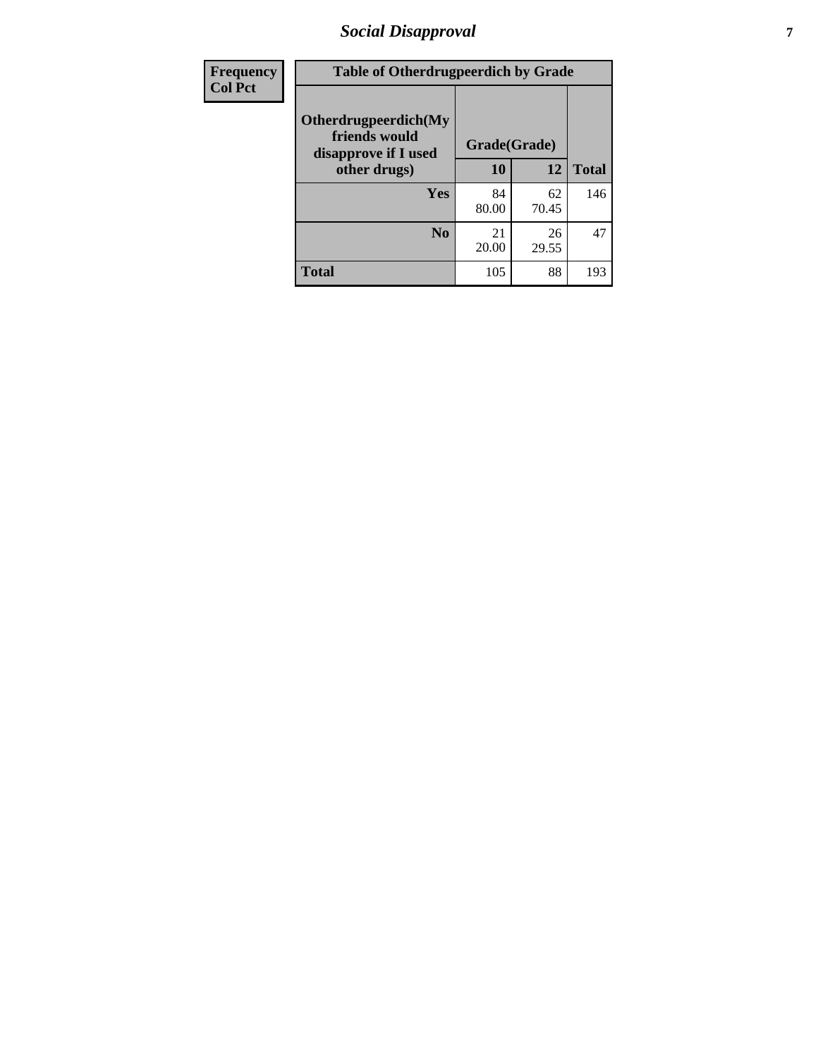| Frequency<br>Col Pct | Table of Otherdrugpeerdich by Grade | | |
|---|---|---|---|
| **Otherdrugpeerdich(My friends would disapprove if I used other drugs)** | **Grade(Grade)** | | |
| | **10** | **12** | **Total** |
| **Yes** | 84<br>80.00 | 62<br>70.45 | 146 |
| **No** | 21<br>20.00 | 26<br>29.55 | 47 |
| **Total** | 105 | 88 | 193 |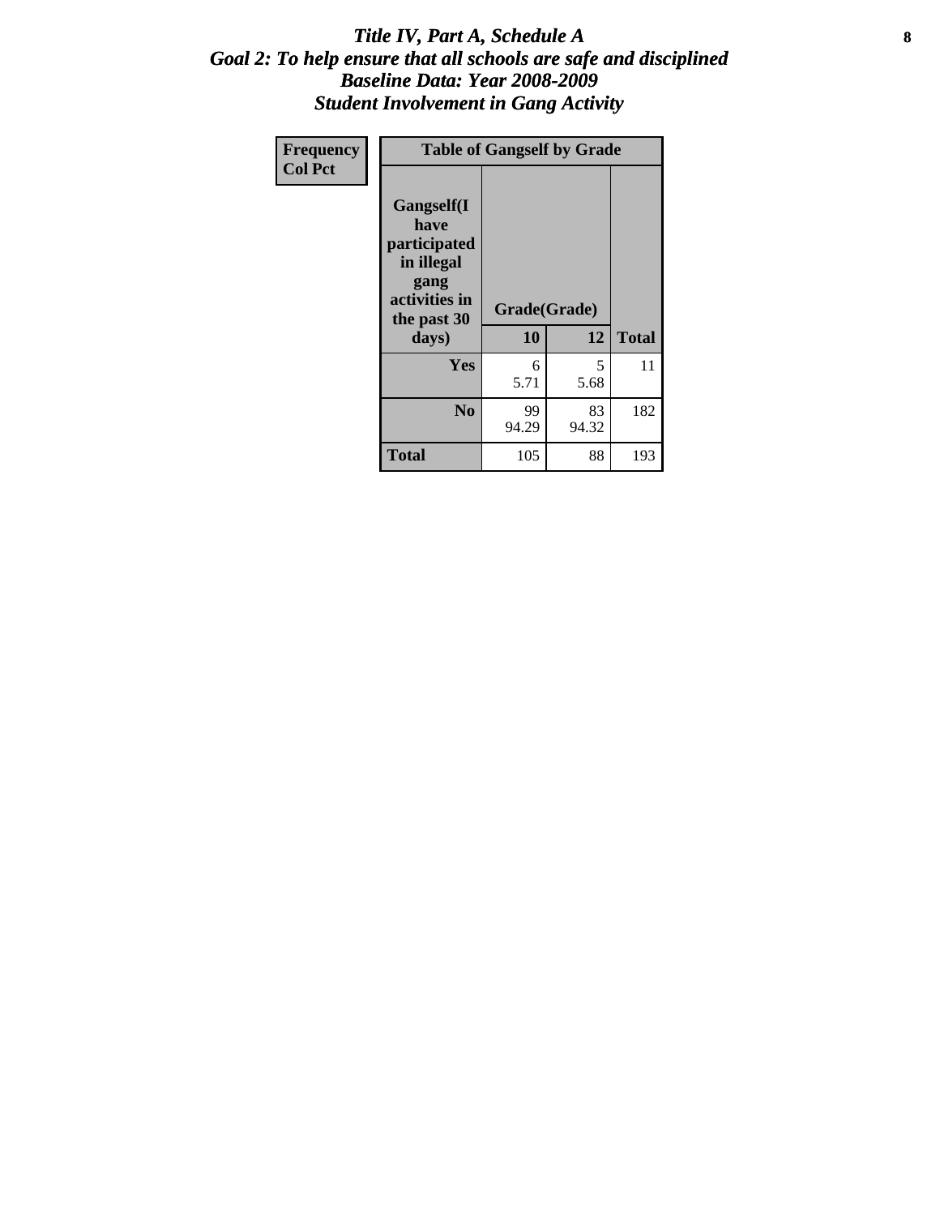# *Title IV, Part A, Schedule A*
# *Goal 2: To help ensure that all schools are safe and disciplined*
# *Baseline Data: Year 2008-2009*
# *Student Involvement in Gang Activity*

| Frequency<br>Col Pct |
|---|

| Table of Gangself by Grade | | | |
|---|---|---|---|
| **Gangself(I have participated in illegal gang activities in the past 30 days)** | **Grade(Grade)** | | |
| | **10** | **12** | **Total** |
| **Yes** | 6<br>5.71 | 5<br>5.68 | 11 |
| **No** | 99<br>94.29 | 83<br>94.32 | 182 |
| **Total** | 105 | 88 | 193 |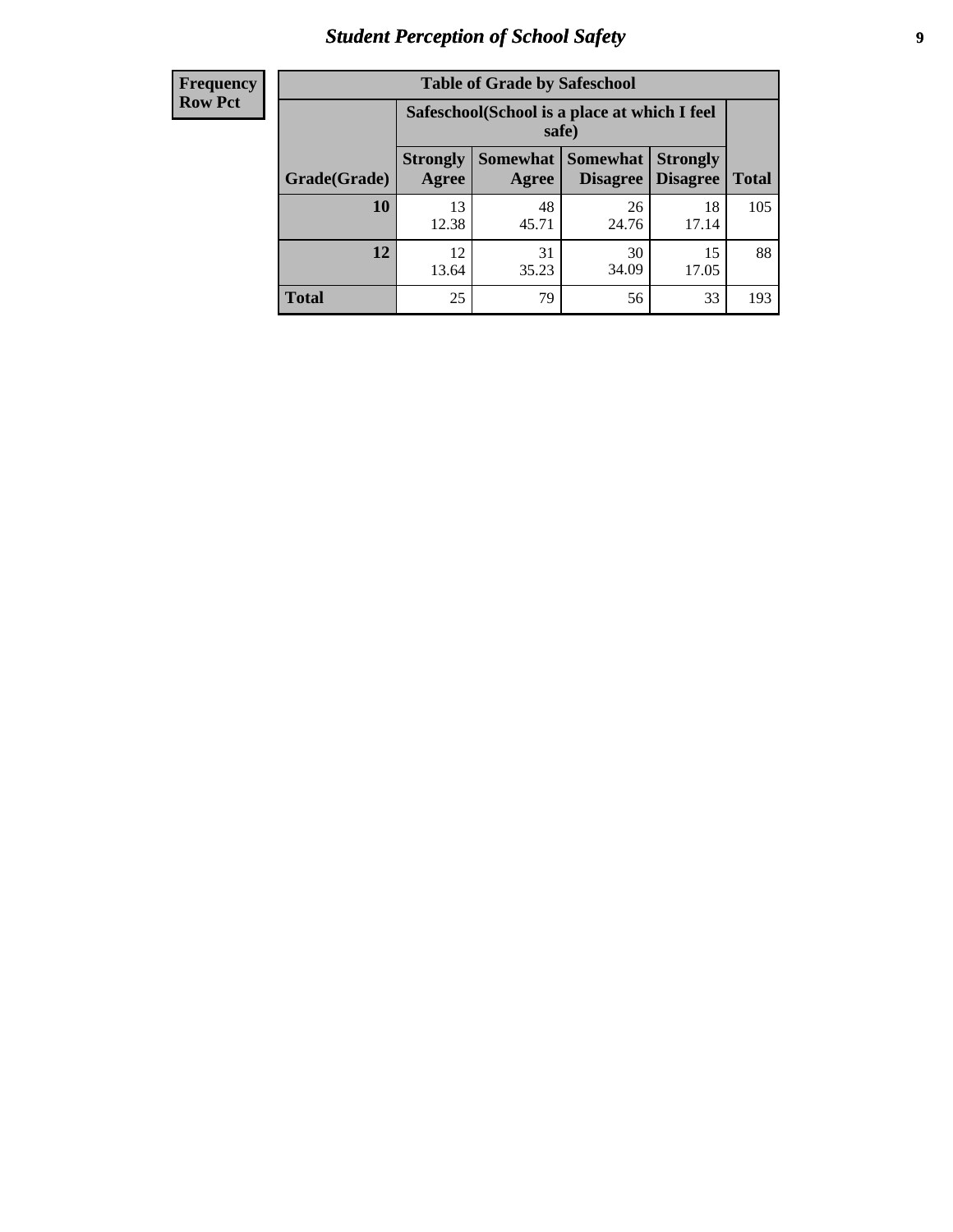# Student Perception of School Safety

| Frequency<br>Row Pct | | | | | |
|---|---|---|---|---|---|

**Table of Grade by Safeschool**

| | Safeschool(School is a place at which I feel safe) | | | | |
|---|---|---|---|---|---|
| Grade(Grade) | Strongly Agree | Somewhat Agree | Somewhat Disagree | Strongly Disagree | Total |
| **10** | 13<br>12.38 | 48<br>45.71 | 26<br>24.76 | 18<br>17.14 | 105 |
| **12** | 12<br>13.64 | 31<br>35.23 | 30<br>34.09 | 15<br>17.05 | 88 |
| **Total** | 25 | 79 | 56 | 33 | 193 |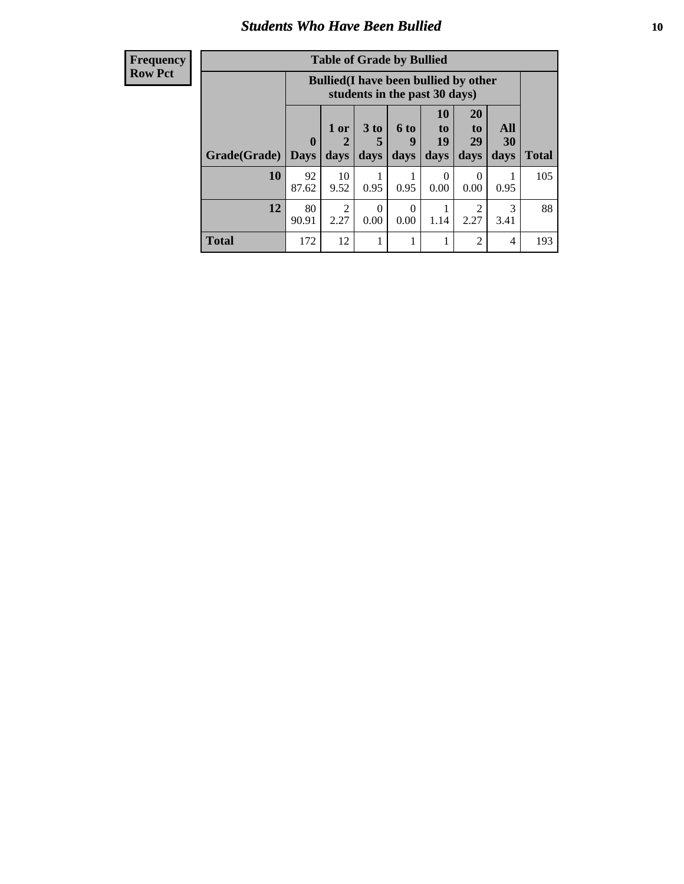## Students Who Have Been Bullied

| Frequency Row Pct |
|---|

| Table of Grade by Bullied | | | | | | | | |
|---|---|---|---|---|---|---|---|---|
| | Bullied(I have been bullied by other students in the past 30 days) | | | | | | | |
| Grade(Grade) | 0 Days | 1 or 2 days | 3 to 5 days | 6 to 9 days | 10 to 19 days | 20 to 29 days | All 30 days | Total |
| **10** | 92<br>87.62 | 10<br>9.52 | 1<br>0.95 | 1<br>0.95 | 0<br>0.00 | 0<br>0.00 | 1<br>0.95 | 105 |
| **12** | 80<br>90.91 | 2<br>2.27 | 0<br>0.00 | 0<br>0.00 | 1<br>1.14 | 2<br>2.27 | 3<br>3.41 | 88 |
| **Total** | 172 | 12 | 1 | 1 | 1 | 2 | 4 | 193 |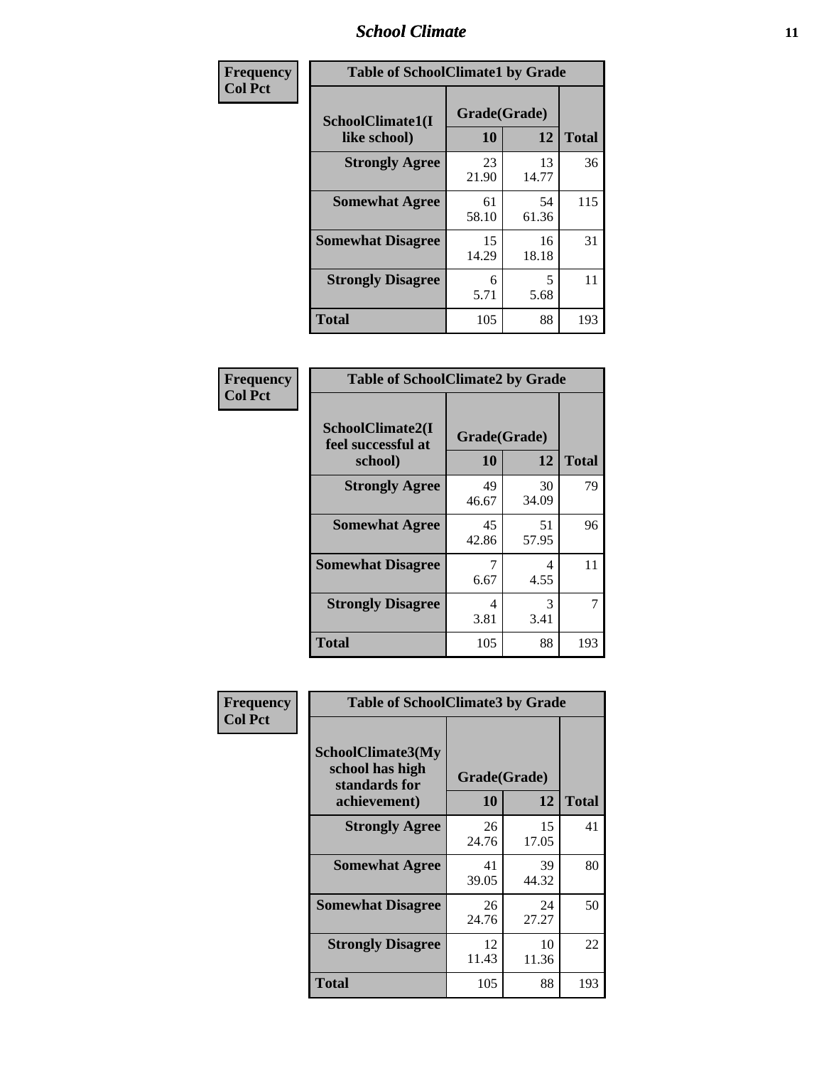| Frequency<br>Col Pct | Table of SchoolClimate1 by Grade | | |
|---|---|---|---|
| SchoolClimate1(I like school) | Grade(Grade) | | |
| | 10 | 12 | Total |
| Strongly Agree | 23<br>21.90 | 13<br>14.77 | 36 |
| Somewhat Agree | 61<br>58.10 | 54<br>61.36 | 115 |
| Somewhat Disagree | 15<br>14.29 | 16<br>18.18 | 31 |
| Strongly Disagree | 6<br>5.71 | 5<br>5.68 | 11 |
| Total | 105 | 88 | 193 |

| Frequency<br>Col Pct | Table of SchoolClimate2 by Grade | | |
|---|---|---|---|
| SchoolClimate2(I feel successful at school) | Grade(Grade) | | |
| | 10 | 12 | Total |
| Strongly Agree | 49<br>46.67 | 30<br>34.09 | 79 |
| Somewhat Agree | 45<br>42.86 | 51<br>57.95 | 96 |
| Somewhat Disagree | 7<br>6.67 | 4<br>4.55 | 11 |
| Strongly Disagree | 4<br>3.81 | 3<br>3.41 | 7 |
| Total | 105 | 88 | 193 |

| Frequency<br>Col Pct | Table of SchoolClimate3 by Grade | | |
|---|---|---|---|
| SchoolClimate3(My school has high standards for achievement) | Grade(Grade) | | |
| | 10 | 12 | Total |
| Strongly Agree | 26<br>24.76 | 15<br>17.05 | 41 |
| Somewhat Agree | 41<br>39.05 | 39<br>44.32 | 80 |
| Somewhat Disagree | 26<br>24.76 | 24<br>27.27 | 50 |
| Strongly Disagree | 12<br>11.43 | 10<br>11.36 | 22 |
| Total | 105 | 88 | 193 |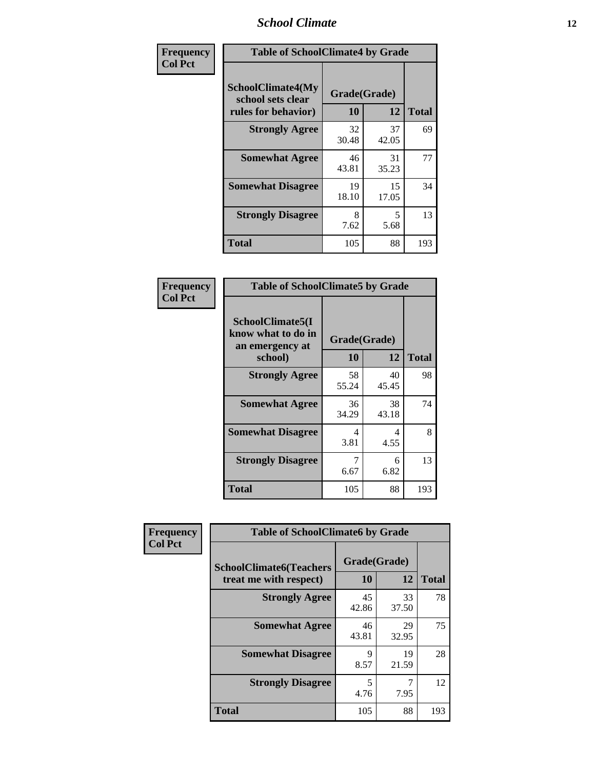| Frequency Col Pct | Table of SchoolClimate4 by Grade | | |
|---|---|---|---|
| SchoolClimate4(My school sets clear rules for behavior) | Grade(Grade) | | |
| | 10 | 12 | Total |
| Strongly Agree | 32<br>30.48 | 37<br>42.05 | 69 |
| Somewhat Agree | 46<br>43.81 | 31<br>35.23 | 77 |
| Somewhat Disagree | 19<br>18.10 | 15<br>17.05 | 34 |
| Strongly Disagree | 8<br>7.62 | 5<br>5.68 | 13 |
| Total | 105 | 88 | 193 |

| Frequency Col Pct | Table of SchoolClimate5 by Grade | | |
|---|---|---|---|
| SchoolClimate5(I know what to do in an emergency at school) | Grade(Grade) | | |
| | 10 | 12 | Total |
| Strongly Agree | 58<br>55.24 | 40<br>45.45 | 98 |
| Somewhat Agree | 36<br>34.29 | 38<br>43.18 | 74 |
| Somewhat Disagree | 4<br>3.81 | 4<br>4.55 | 8 |
| Strongly Disagree | 7<br>6.67 | 6<br>6.82 | 13 |
| Total | 105 | 88 | 193 |

| Frequency Col Pct | Table of SchoolClimate6 by Grade | | |
|---|---|---|---|
| SchoolClimate6(Teachers treat me with respect) | Grade(Grade) | | |
| | 10 | 12 | Total |
| Strongly Agree | 45<br>42.86 | 33<br>37.50 | 78 |
| Somewhat Agree | 46<br>43.81 | 29<br>32.95 | 75 |
| Somewhat Disagree | 9<br>8.57 | 19<br>21.59 | 28 |
| Strongly Disagree | 5<br>4.76 | 7<br>7.95 | 12 |
| Total | 105 | 88 | 193 |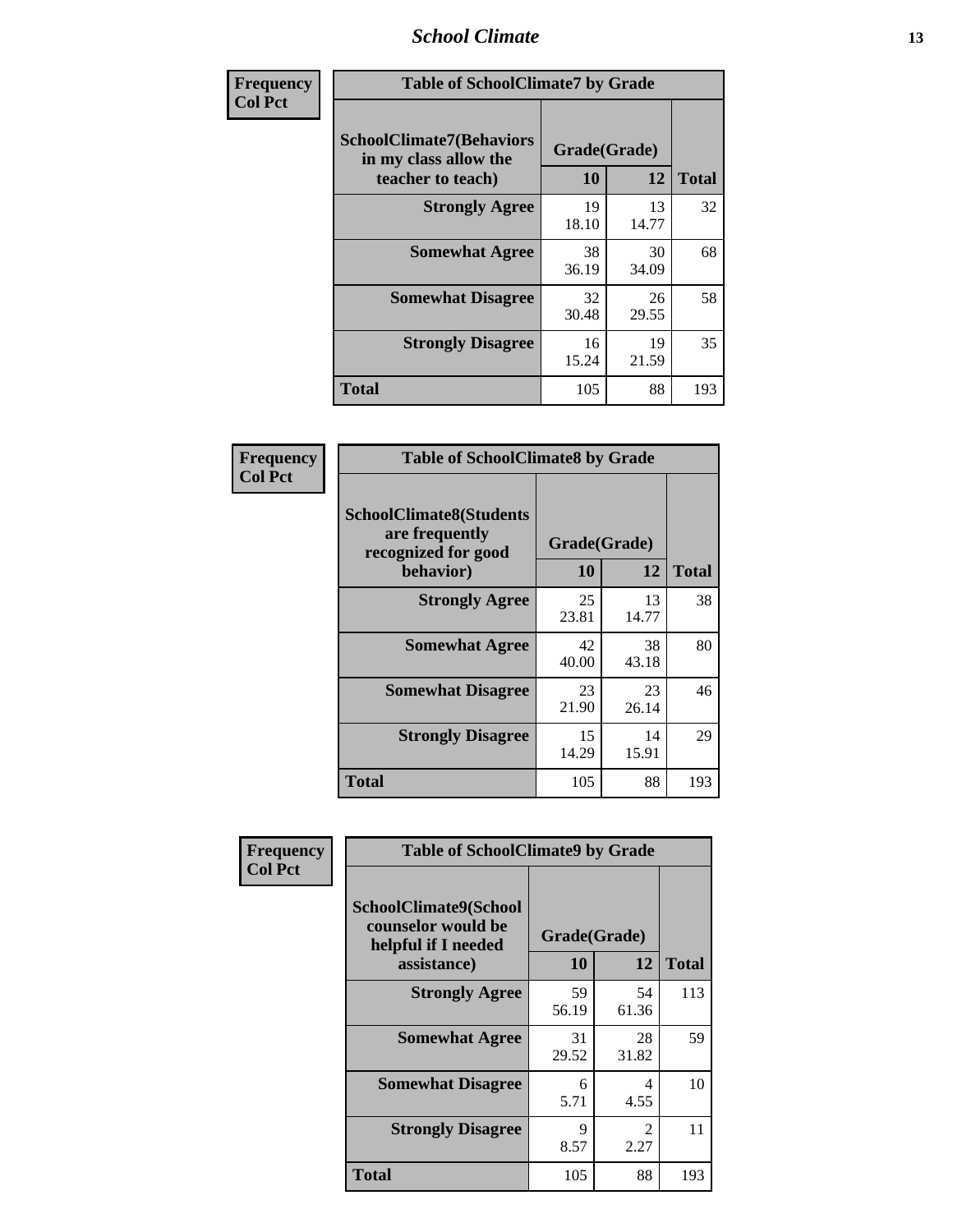| Frequency<br>Col Pct |
| --- |

| Table of SchoolClimate7 by Grade | | | |
| --- | --- | --- | --- |
| SchoolClimate7(Behaviors in my class allow the teacher to teach) | Grade(Grade) | | Total |
| | 10 | 12 | |
| Strongly Agree | 19<br>18.10 | 13<br>14.77 | 32 |
| Somewhat Agree | 38<br>36.19 | 30<br>34.09 | 68 |
| Somewhat Disagree | 32<br>30.48 | 26<br>29.55 | 58 |
| Strongly Disagree | 16<br>15.24 | 19<br>21.59 | 35 |
| Total | 105 | 88 | 193 |

| Frequency<br>Col Pct |
| --- |

| Table of SchoolClimate8 by Grade | | | |
| --- | --- | --- | --- |
| SchoolClimate8(Students are frequently recognized for good behavior) | Grade(Grade) | | Total |
| | 10 | 12 | |
| Strongly Agree | 25<br>23.81 | 13<br>14.77 | 38 |
| Somewhat Agree | 42<br>40.00 | 38<br>43.18 | 80 |
| Somewhat Disagree | 23<br>21.90 | 23<br>26.14 | 46 |
| Strongly Disagree | 15<br>14.29 | 14<br>15.91 | 29 |
| Total | 105 | 88 | 193 |

| Frequency<br>Col Pct |
| --- |

| Table of SchoolClimate9 by Grade | | | |
| --- | --- | --- | --- |
| SchoolClimate9(School counselor would be helpful if I needed assistance) | Grade(Grade) | | Total |
| | 10 | 12 | |
| Strongly Agree | 59<br>56.19 | 54<br>61.36 | 113 |
| Somewhat Agree | 31<br>29.52 | 28<br>31.82 | 59 |
| Somewhat Disagree | 6<br>5.71 | 4<br>4.55 | 10 |
| Strongly Disagree | 9<br>8.57 | 2<br>2.27 | 11 |
| Total | 105 | 88 | 193 |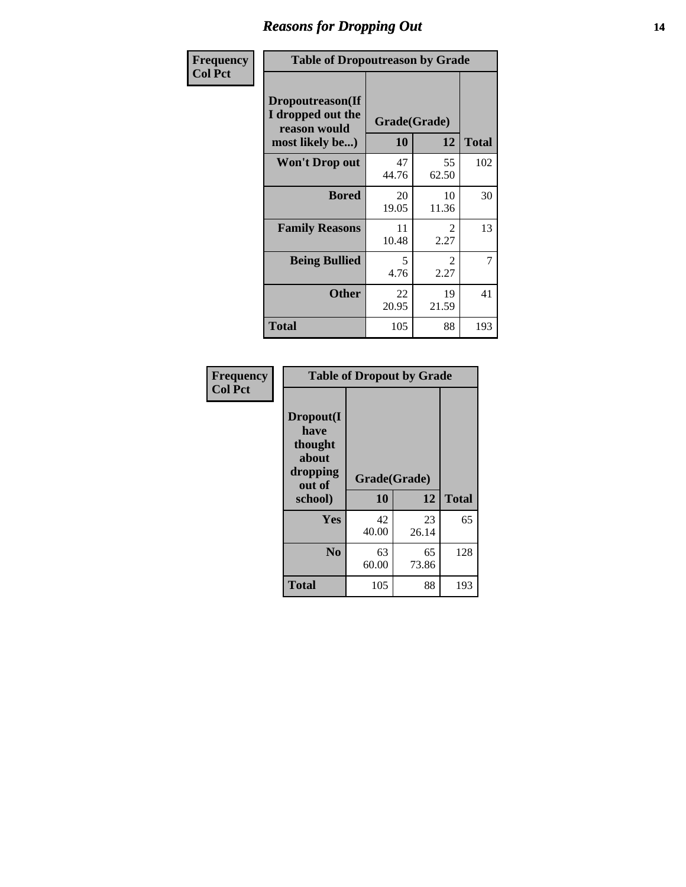# Reasons for Dropping Out

Frequency
Col Pct

| Table of Dropoutreason by Grade | | | |
|---|---|---|---|
| Dropoutreason(If I dropped out the reason would most likely be...) | Grade(Grade) | | Total |
| | 10 | 12 | |
| Won't Drop out | 47<br>44.76 | 55<br>62.50 | 102 |
| Bored | 20<br>19.05 | 10<br>11.36 | 30 |
| Family Reasons | 11<br>10.48 | 2<br>2.27 | 13 |
| Being Bullied | 5<br>4.76 | 2<br>2.27 | 7 |
| Other | 22<br>20.95 | 19<br>21.59 | 41 |
| Total | 105 | 88 | 193 |

Frequency
Col Pct

| Table of Dropout by Grade | | | |
|---|---|---|---|
| Dropout(I have thought about dropping out of school) | Grade(Grade) | | Total |
| | 10 | 12 | |
| Yes | 42<br>40.00 | 23<br>26.14 | 65 |
| No | 63<br>60.00 | 65<br>73.86 | 128 |
| Total | 105 | 88 | 193 |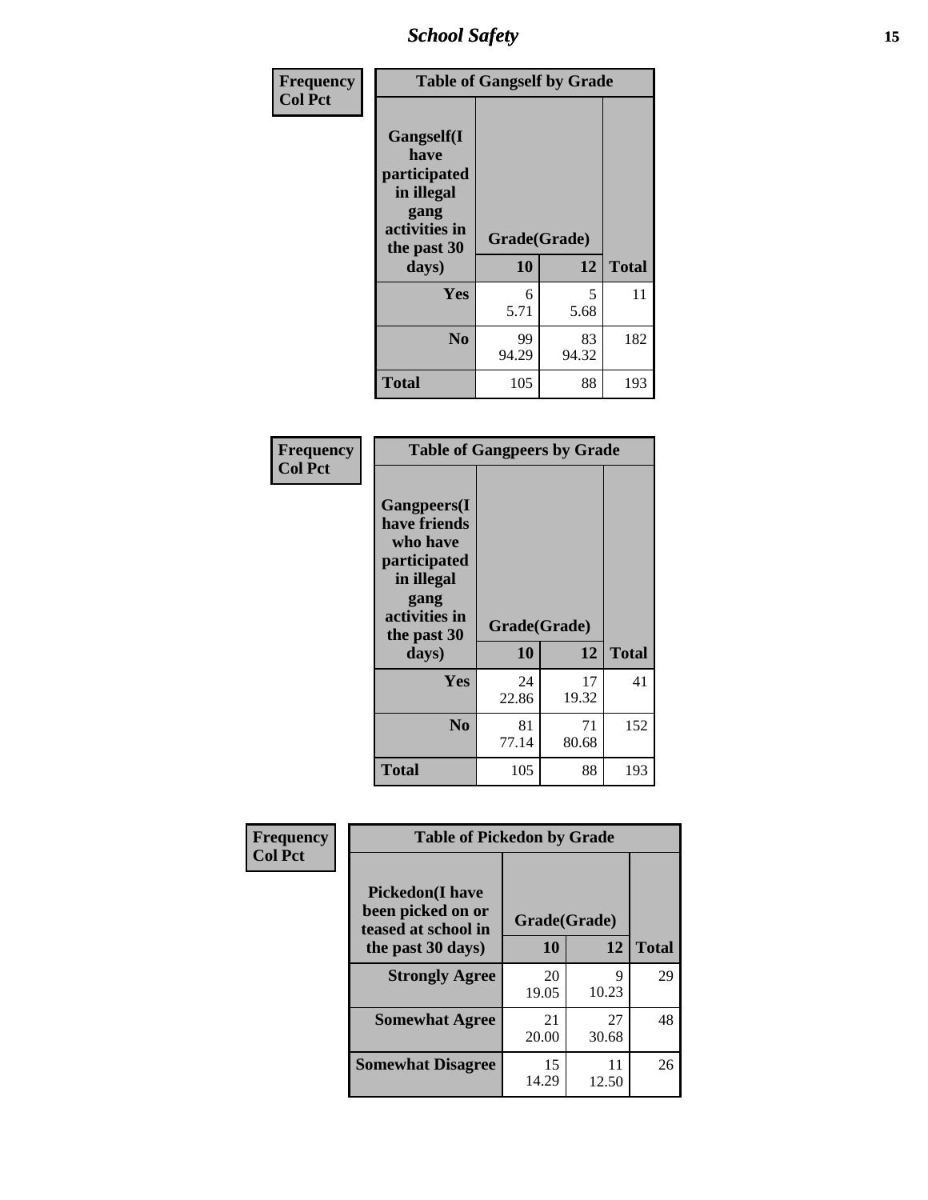# School Safety

| Frequency Col Pct | | | |
|---|---|---|---|

**Table of Gangself by Grade**

| Gangself(I have participated in illegal gang activities in the past 30 days) | Grade(Grade) 10 | 12 | Total |
|---|---|---|---|
| **Yes** | 6<br>5.71 | 5<br>5.68 | 11 |
| **No** | 99<br>94.29 | 83<br>94.32 | 182 |
| **Total** | 105 | 88 | 193 |

| Frequency Col Pct | | | |
|---|---|---|---|

**Table of Gangpeers by Grade**

| Gangpeers(I have friends who have participated in illegal gang activities in the past 30 days) | Grade(Grade) 10 | 12 | Total |
|---|---|---|---|
| **Yes** | 24<br>22.86 | 17<br>19.32 | 41 |
| **No** | 81<br>77.14 | 71<br>80.68 | 152 |
| **Total** | 105 | 88 | 193 |

| Frequency Col Pct | | | |
|---|---|---|---|

**Table of Pickedon by Grade**

| Pickedon(I have been picked on or teased at school in the past 30 days) | Grade(Grade) 10 | 12 | Total |
|---|---|---|---|
| **Strongly Agree** | 20<br>19.05 | 9<br>10.23 | 29 |
| **Somewhat Agree** | 21<br>20.00 | 27<br>30.68 | 48 |
| **Somewhat Disagree** | 15<br>14.29 | 11<br>12.50 | 26 |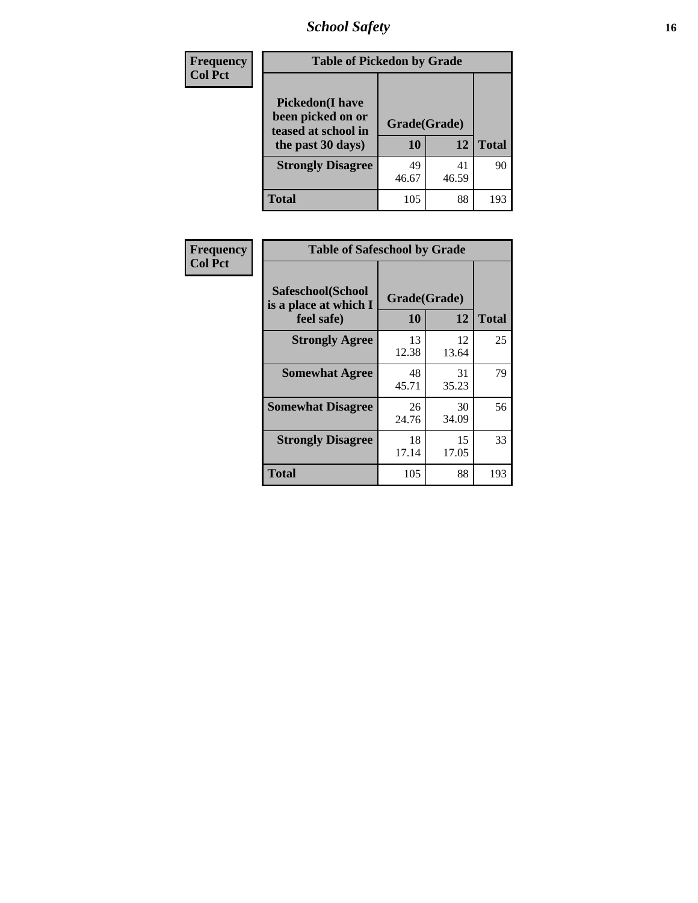# School Safety

| Frequency<br>Col Pct | Table of Pickedon by Grade | | |
|---|---|---|---|
| Pickedon(I have been picked on or teased at school in the past 30 days) | Grade(Grade) | | |
| | 10 | 12 | Total |
| Strongly Disagree | 49<br>46.67 | 41<br>46.59 | 90 |
| Total | 105 | 88 | 193 |

| Frequency<br>Col Pct | Table of Safeschool by Grade | | |
|---|---|---|---|
| Safeschool(School is a place at which I feel safe) | Grade(Grade) | | |
| | 10 | 12 | Total |
| Strongly Agree | 13<br>12.38 | 12<br>13.64 | 25 |
| Somewhat Agree | 48<br>45.71 | 31<br>35.23 | 79 |
| Somewhat Disagree | 26<br>24.76 | 30<br>34.09 | 56 |
| Strongly Disagree | 18<br>17.14 | 15<br>17.05 | 33 |
| Total | 105 | 88 | 193 |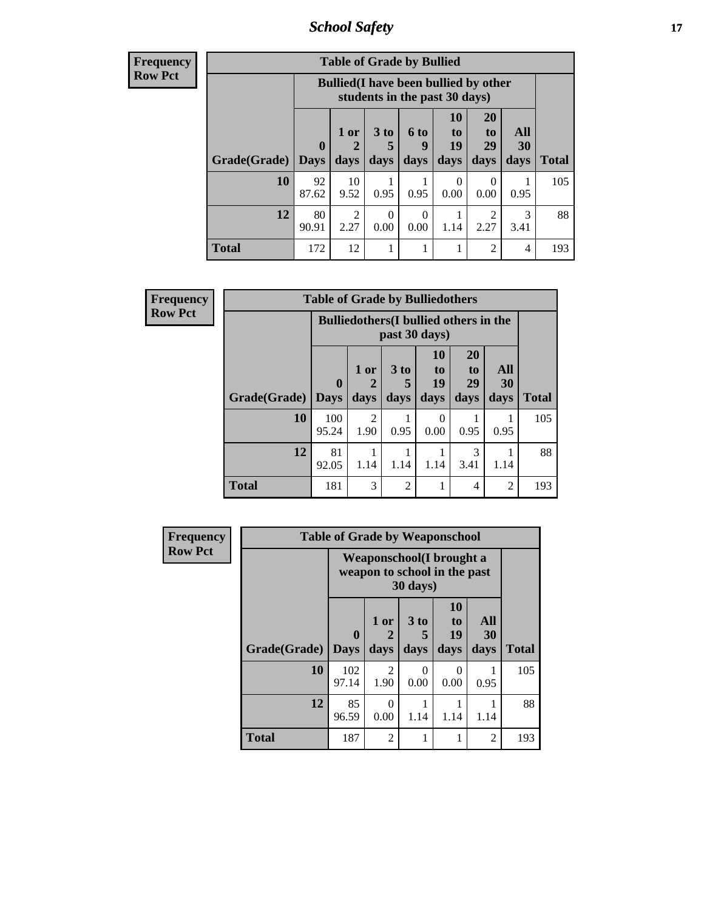| Frequency Row Pct |
|---|

**Table of Grade by Bullied**

| Grade(Grade) | Bullied(I have been bullied by other students in the past 30 days) | | | | | | | Total |
|---|---|---|---|---|---|---|---|---|
| | 0 Days | 1 or 2 days | 3 to 5 days | 6 to 9 days | 10 to 19 days | 20 to 29 days | All 30 days | |
| 10 | 92<br>87.62 | 10<br>9.52 | 1<br>0.95 | 1<br>0.95 | 0<br>0.00 | 0<br>0.00 | 1<br>0.95 | 105 |
| 12 | 80<br>90.91 | 2<br>2.27 | 0<br>0.00 | 0<br>0.00 | 1<br>1.14 | 2<br>2.27 | 3<br>3.41 | 88 |
| Total | 172 | 12 | 1 | 1 | 1 | 2 | 4 | 193 |

| Frequency Row Pct |
|---|

**Table of Grade by Bulliedothers**

| Grade(Grade) | Bulliedothers(I bullied others in the past 30 days) | | | | | | Total |
|---|---|---|---|---|---|---|---|
| | 0 Days | 1 or 2 days | 3 to 5 days | 10 to 19 days | 20 to 29 days | All 30 days | |
| 10 | 100<br>95.24 | 2<br>1.90 | 1<br>0.95 | 0<br>0.00 | 1<br>0.95 | 1<br>0.95 | 105 |
| 12 | 81<br>92.05 | 1<br>1.14 | 1<br>1.14 | 1<br>1.14 | 3<br>3.41 | 1<br>1.14 | 88 |
| Total | 181 | 3 | 2 | 1 | 4 | 2 | 193 |

| Frequency Row Pct |
|---|

**Table of Grade by Weaponschool**

| Grade(Grade) | Weaponschool(I brought a weapon to school in the past 30 days) | | | | | Total |
|---|---|---|---|---|---|---|
| | 0 Days | 1 or 2 days | 3 to 5 days | 10 to 19 days | All 30 days | |
| 10 | 102<br>97.14 | 2<br>1.90 | 0<br>0.00 | 0<br>0.00 | 1<br>0.95 | 105 |
| 12 | 85<br>96.59 | 0<br>0.00 | 1<br>1.14 | 1<br>1.14 | 1<br>1.14 | 88 |
| Total | 187 | 2 | 1 | 1 | 2 | 193 |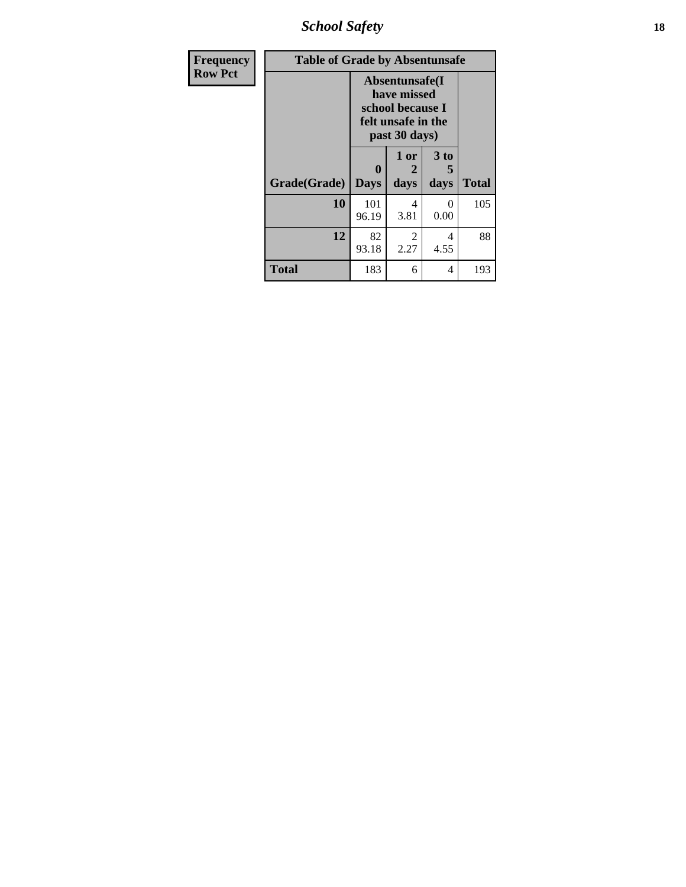| Frequency Row Pct | Table of Grade by Absentunsafe | | | |
|---|---|---|---|---|
| | Absentunsafe(I have missed school because I felt unsafe in the past 30 days) | | | |
| Grade(Grade) | 0 Days | 1 or 2 days | 3 to 5 days | Total |
| 10 | 101 96.19 | 4 3.81 | 0 0.00 | 105 |
| 12 | 82 93.18 | 2 2.27 | 4 4.55 | 88 |
| Total | 183 | 6 | 4 | 193 |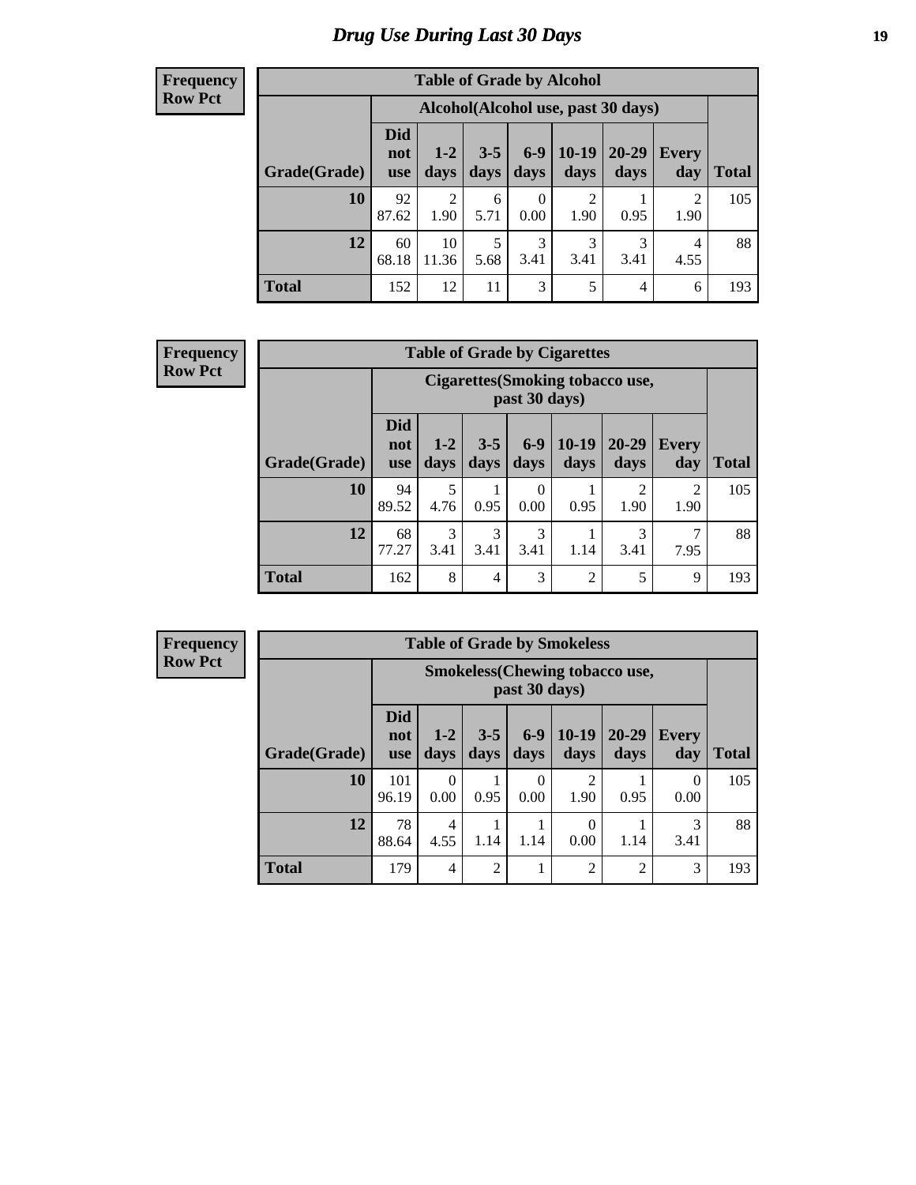# Drug Use During Last 30 Days

**Frequency**
**Row Pct**

| Table of Grade by Alcohol | | | | | | | | |
|---|---|---|---|---|---|---|---|---|
| | Alcohol(Alcohol use, past 30 days) | | | | | | | |
| Grade(Grade) | Did not use | 1-2 days | 3-5 days | 6-9 days | 10-19 days | 20-29 days | Every day | Total |
| **10** | 92<br>87.62 | 2<br>1.90 | 6<br>5.71 | 0<br>0.00 | 2<br>1.90 | 1<br>0.95 | 2<br>1.90 | 105 |
| **12** | 60<br>68.18 | 10<br>11.36 | 5<br>5.68 | 3<br>3.41 | 3<br>3.41 | 3<br>3.41 | 4<br>4.55 | 88 |
| **Total** | 152 | 12 | 11 | 3 | 5 | 4 | 6 | 193 |

**Frequency**
**Row Pct**

| Table of Grade by Cigarettes | | | | | | | | |
|---|---|---|---|---|---|---|---|---|
| | Cigarettes(Smoking tobacco use, past 30 days) | | | | | | | |
| Grade(Grade) | Did not use | 1-2 days | 3-5 days | 6-9 days | 10-19 days | 20-29 days | Every day | Total |
| **10** | 94<br>89.52 | 5<br>4.76 | 1<br>0.95 | 0<br>0.00 | 1<br>0.95 | 2<br>1.90 | 2<br>1.90 | 105 |
| **12** | 68<br>77.27 | 3<br>3.41 | 3<br>3.41 | 3<br>3.41 | 1<br>1.14 | 3<br>3.41 | 7<br>7.95 | 88 |
| **Total** | 162 | 8 | 4 | 3 | 2 | 5 | 9 | 193 |

**Frequency**
**Row Pct**

| Table of Grade by Smokeless | | | | | | | | |
|---|---|---|---|---|---|---|---|---|
| | Smokeless(Chewing tobacco use, past 30 days) | | | | | | | |
| Grade(Grade) | Did not use | 1-2 days | 3-5 days | 6-9 days | 10-19 days | 20-29 days | Every day | Total |
| **10** | 101<br>96.19 | 0<br>0.00 | 1<br>0.95 | 0<br>0.00 | 2<br>1.90 | 1<br>0.95 | 0<br>0.00 | 105 |
| **12** | 78<br>88.64 | 4<br>4.55 | 1<br>1.14 | 1<br>1.14 | 0<br>0.00 | 1<br>1.14 | 3<br>3.41 | 88 |
| **Total** | 179 | 4 | 2 | 1 | 2 | 2 | 3 | 193 |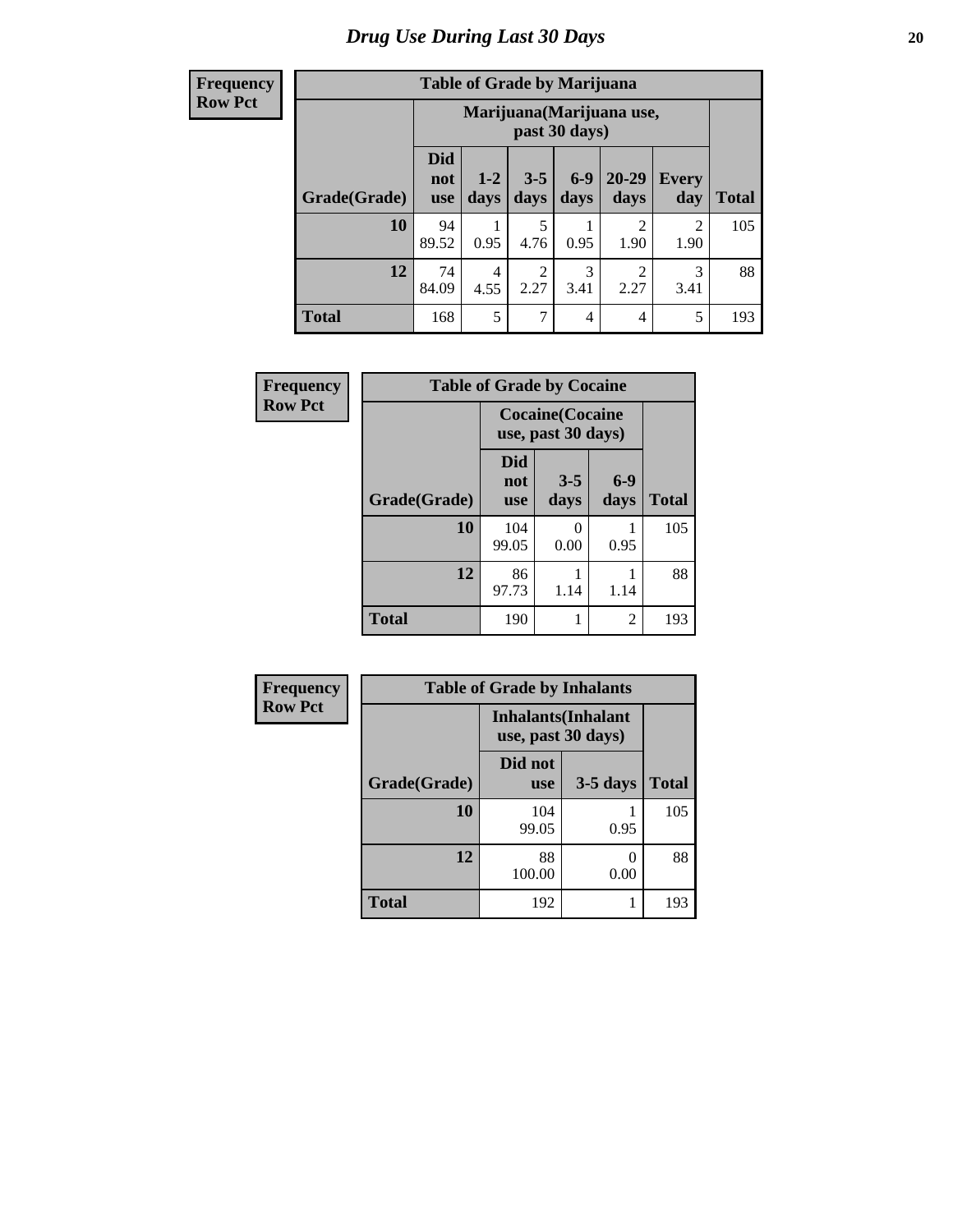# Drug Use During Last 30 Days

| Frequency<br>Row Pct |
|---|

**Table of Grade by Marijuana**

| Grade(Grade) | Marijuana(Marijuana use, past 30 days) | | | | | | Total |
|---|---|---|---|---|---|---|---|
| | Did not use | 1-2 days | 3-5 days | 6-9 days | 20-29 days | Every day | |
| 10 | 94<br>89.52 | 1<br>0.95 | 5<br>4.76 | 1<br>0.95 | 2<br>1.90 | 2<br>1.90 | 105 |
| 12 | 74<br>84.09 | 4<br>4.55 | 2<br>2.27 | 3<br>3.41 | 2<br>2.27 | 3<br>3.41 | 88 |
| Total | 168 | 5 | 7 | 4 | 4 | 5 | 193 |

| Frequency<br>Row Pct |
|---|

**Table of Grade by Cocaine**

| Grade(Grade) | Cocaine(Cocaine use, past 30 days) | | | Total |
|---|---|---|---|---|
| | Did not use | 3-5 days | 6-9 days | |
| 10 | 104<br>99.05 | 0<br>0.00 | 1<br>0.95 | 105 |
| 12 | 86<br>97.73 | 1<br>1.14 | 1<br>1.14 | 88 |
| Total | 190 | 1 | 2 | 193 |

| Frequency<br>Row Pct |
|---|

**Table of Grade by Inhalants**

| Grade(Grade) | Inhalants(Inhalant use, past 30 days) | | Total |
|---|---|---|---|
| | Did not use | 3-5 days | |
| 10 | 104<br>99.05 | 1<br>0.95 | 105 |
| 12 | 88<br>100.00 | 0<br>0.00 | 88 |
| Total | 192 | 1 | 193 |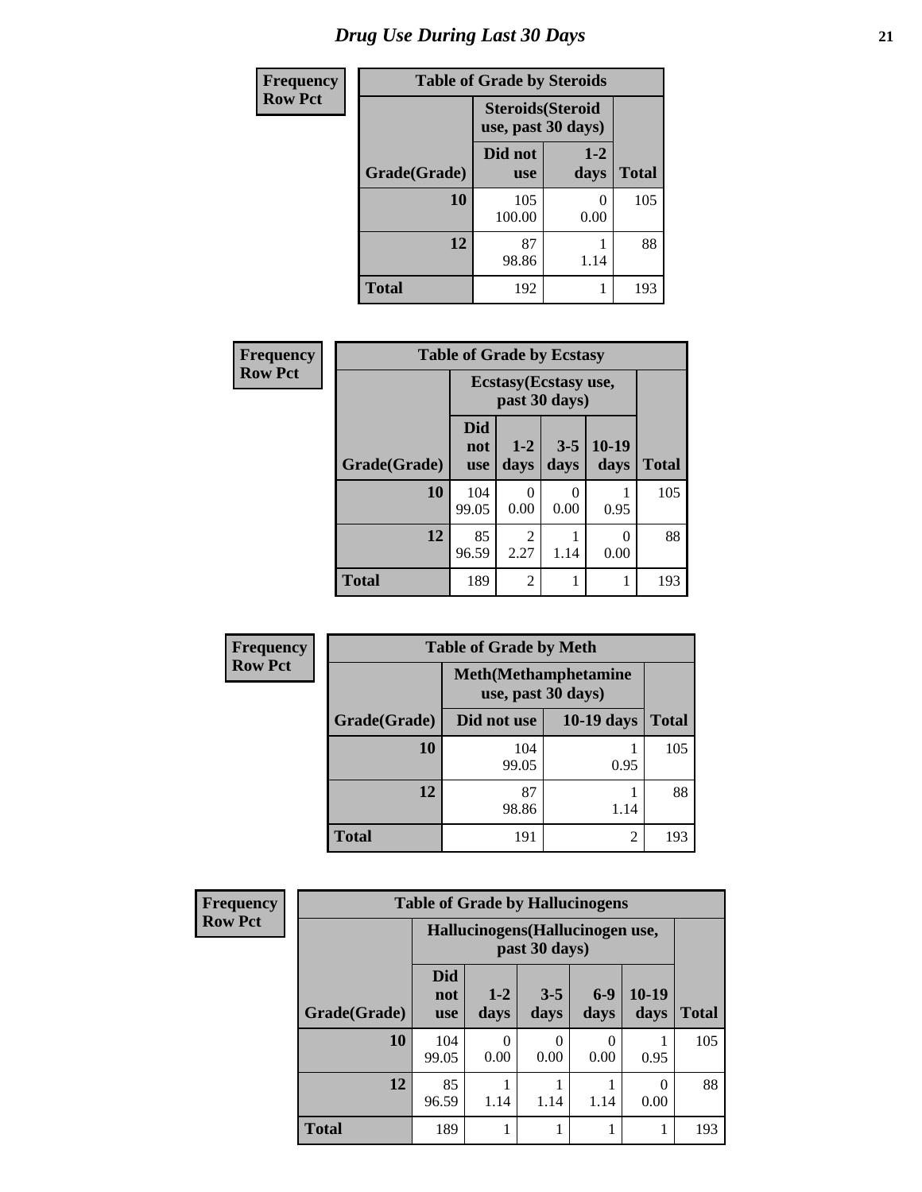# Drug Use During Last 30 Days

**Frequency**
**Row Pct**

| Table of Grade by Steroids | | | |
|---|---|---|---|
| | Steroids(Steroid use, past 30 days) | | |
| Grade(Grade) | Did not use | 1-2 days | Total |
| 10 | 105<br>100.00 | 0<br>0.00 | 105 |
| 12 | 87<br>98.86 | 1<br>1.14 | 88 |
| Total | 192 | 1 | 193 |

**Frequency**
**Row Pct**

| Table of Grade by Ecstasy | | | | | |
|---|---|---|---|---|---|
| | Ecstasy(Ecstasy use, past 30 days) | | | | |
| Grade(Grade) | Did not use | 1-2 days | 3-5 days | 10-19 days | Total |
| 10 | 104<br>99.05 | 0<br>0.00 | 0<br>0.00 | 1<br>0.95 | 105 |
| 12 | 85<br>96.59 | 2<br>2.27 | 1<br>1.14 | 0<br>0.00 | 88 |
| Total | 189 | 2 | 1 | 1 | 193 |

**Frequency**
**Row Pct**

| Table of Grade by Meth | | | |
|---|---|---|---|
| | Meth(Methamphetamine use, past 30 days) | | |
| Grade(Grade) | Did not use | 10-19 days | Total |
| 10 | 104<br>99.05 | 1<br>0.95 | 105 |
| 12 | 87<br>98.86 | 1<br>1.14 | 88 |
| Total | 191 | 2 | 193 |

**Frequency**
**Row Pct**

| Table of Grade by Hallucinogens | | | | | | |
|---|---|---|---|---|---|---|
| | Hallucinogens(Hallucinogen use, past 30 days) | | | | | |
| Grade(Grade) | Did not use | 1-2 days | 3-5 days | 6-9 days | 10-19 days | Total |
| 10 | 104<br>99.05 | 0<br>0.00 | 0<br>0.00 | 0<br>0.00 | 1<br>0.95 | 105 |
| 12 | 85<br>96.59 | 1<br>1.14 | 1<br>1.14 | 1<br>1.14 | 0<br>0.00 | 88 |
| Total | 189 | 1 | 1 | 1 | 1 | 193 |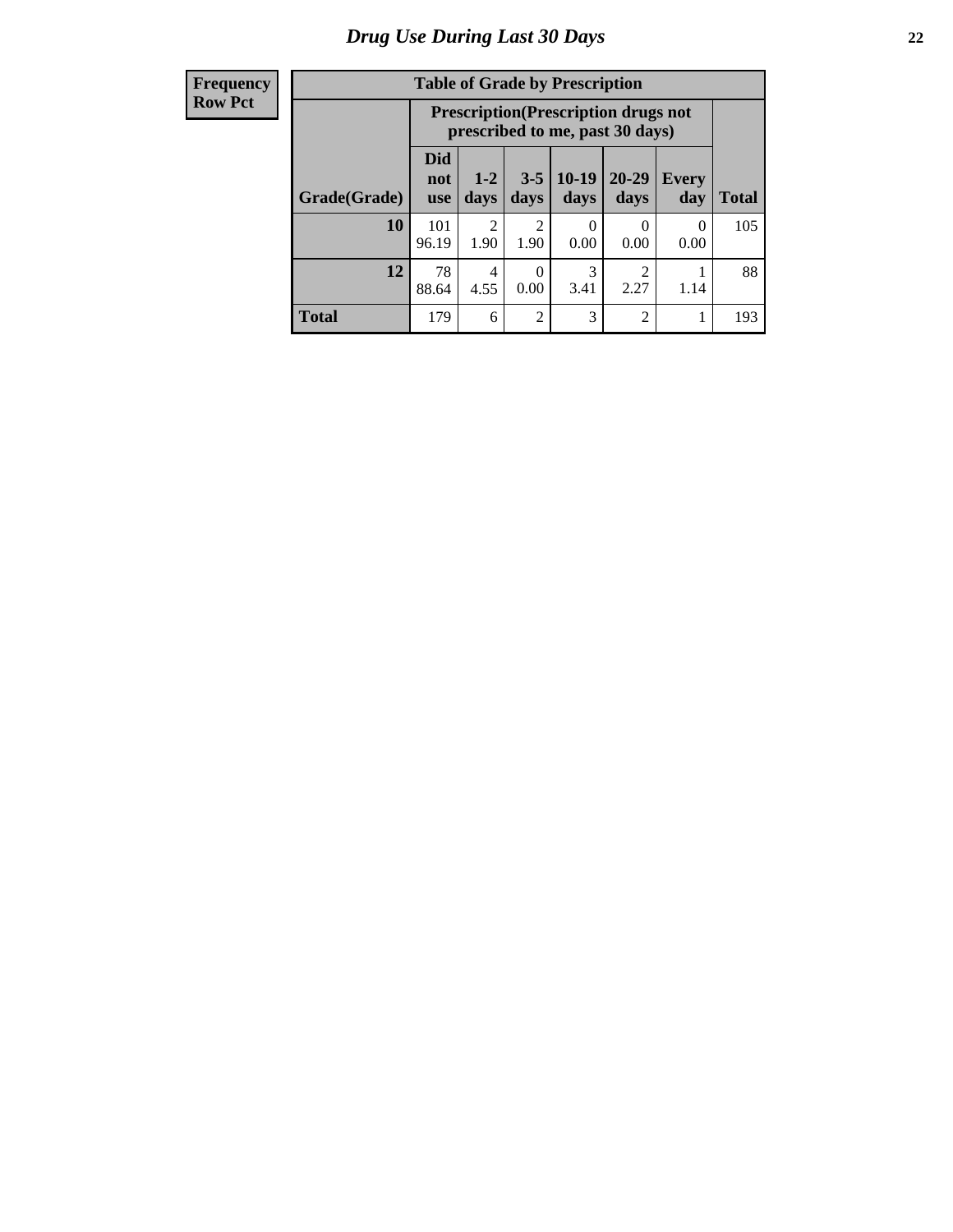# Drug Use During Last 30 Days

**Frequency**
**Row Pct**

| Table of Grade by Prescription | | | | | | | |
|---|---|---|---|---|---|---|---|
| | Prescription(Prescription drugs not prescribed to me, past 30 days) | | | | | | |
| Grade(Grade) | Did not use | 1-2 days | 3-5 days | 10-19 days | 20-29 days | Every day | Total |
| 10 | 101<br>96.19 | 2<br>1.90 | 2<br>1.90 | 0<br>0.00 | 0<br>0.00 | 0<br>0.00 | 105 |
| 12 | 78<br>88.64 | 4<br>4.55 | 0<br>0.00 | 3<br>3.41 | 2<br>2.27 | 1<br>1.14 | 88 |
| Total | 179 | 6 | 2 | 3 | 2 | 1 | 193 |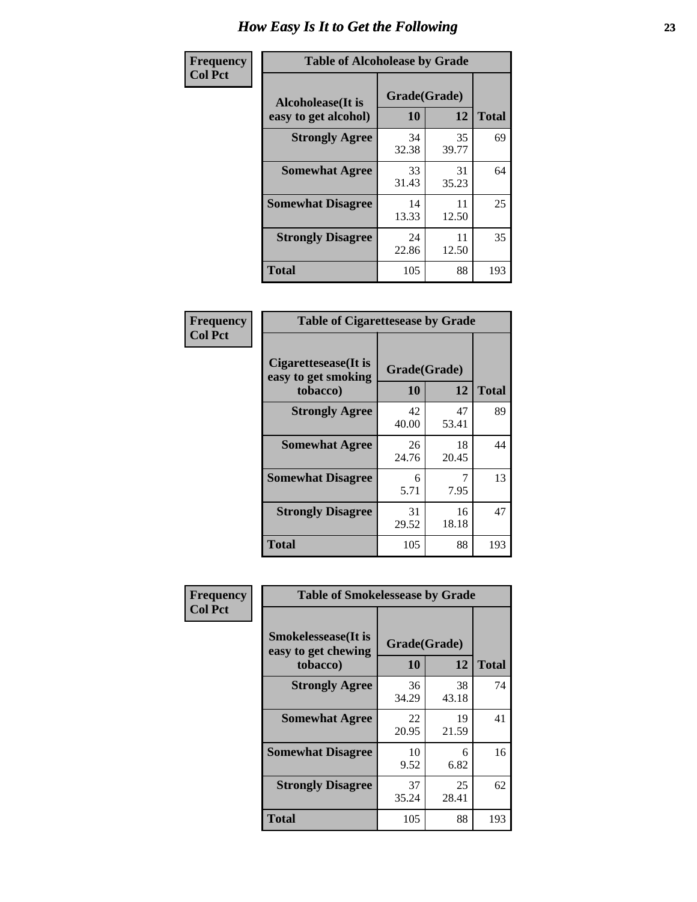# How Easy Is It to Get the Following

**Frequency**
**Col Pct**

**Table of Alcoholease by Grade**

| Alcoholease(It is easy to get alcohol) | Grade(Grade) | | Total |
|---|---|---|---|
| | 10 | 12 | |
| **Strongly Agree** | 34<br>32.38 | 35<br>39.77 | 69 |
| **Somewhat Agree** | 33<br>31.43 | 31<br>35.23 | 64 |
| **Somewhat Disagree** | 14<br>13.33 | 11<br>12.50 | 25 |
| **Strongly Disagree** | 24<br>22.86 | 11<br>12.50 | 35 |
| **Total** | 105 | 88 | 193 |

**Frequency**
**Col Pct**

**Table of Cigarettesease by Grade**

| Cigarettesease(It is easy to get smoking tobacco) | Grade(Grade) | | Total |
|---|---|---|---|
| | 10 | 12 | |
| **Strongly Agree** | 42<br>40.00 | 47<br>53.41 | 89 |
| **Somewhat Agree** | 26<br>24.76 | 18<br>20.45 | 44 |
| **Somewhat Disagree** | 6<br>5.71 | 7<br>7.95 | 13 |
| **Strongly Disagree** | 31<br>29.52 | 16<br>18.18 | 47 |
| **Total** | 105 | 88 | 193 |

**Frequency**
**Col Pct**

**Table of Smokelessease by Grade**

| Smokelessease(It is easy to get chewing tobacco) | Grade(Grade) | | Total |
|---|---|---|---|
| | 10 | 12 | |
| **Strongly Agree** | 36<br>34.29 | 38<br>43.18 | 74 |
| **Somewhat Agree** | 22<br>20.95 | 19<br>21.59 | 41 |
| **Somewhat Disagree** | 10<br>9.52 | 6<br>6.82 | 16 |
| **Strongly Disagree** | 37<br>35.24 | 25<br>28.41 | 62 |
| **Total** | 105 | 88 | 193 |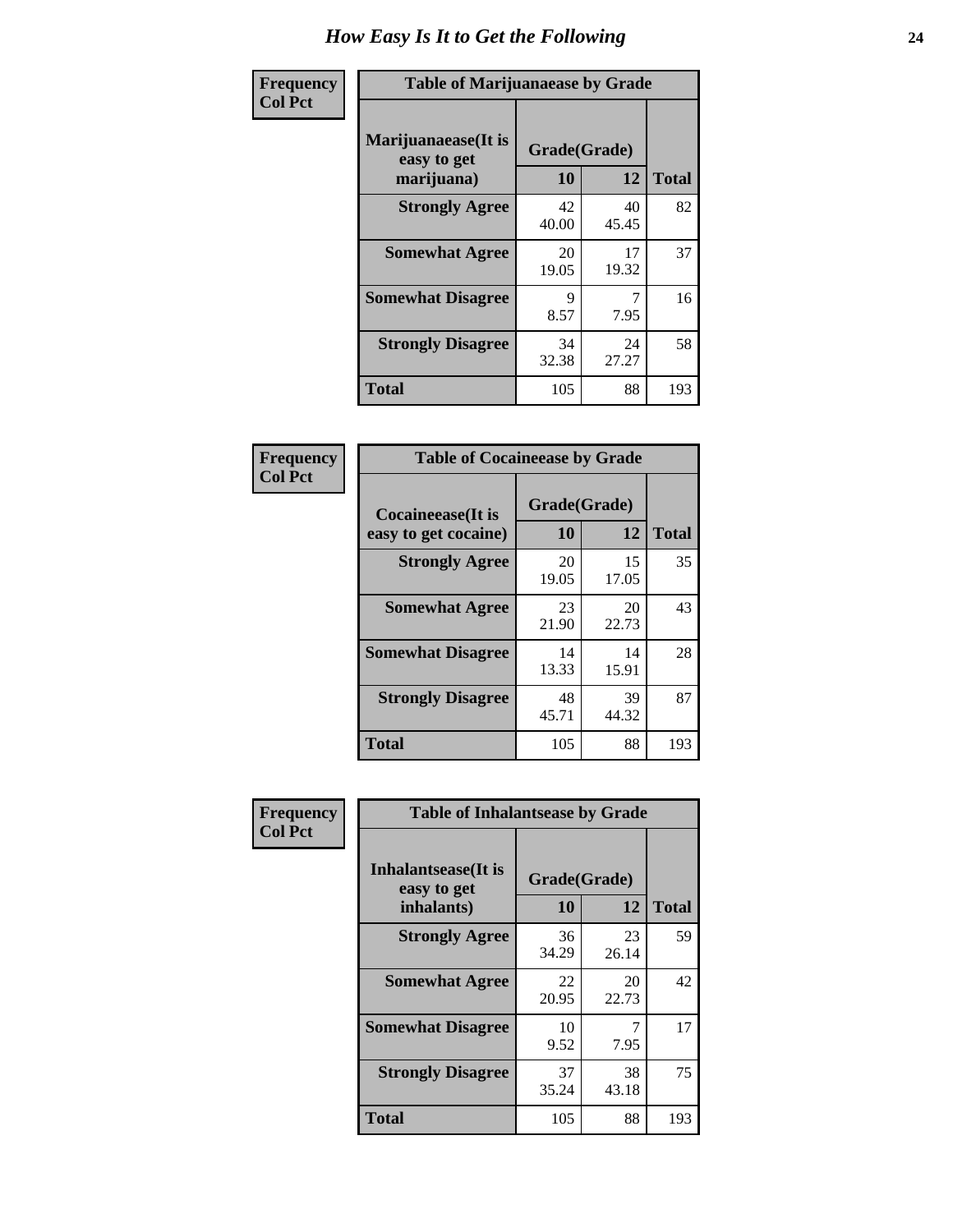# How Easy Is It to Get the Following

**Frequency**
**Col Pct**

| Table of Marijuanaease by Grade | | | |
|---|---|---|---|
| Marijuanaease(It is easy to get marijuana) | Grade(Grade) | | |
| | 10 | 12 | Total |
| Strongly Agree | 42<br>40.00 | 40<br>45.45 | 82 |
| Somewhat Agree | 20<br>19.05 | 17<br>19.32 | 37 |
| Somewhat Disagree | 9<br>8.57 | 7<br>7.95 | 16 |
| Strongly Disagree | 34<br>32.38 | 24<br>27.27 | 58 |
| Total | 105 | 88 | 193 |

**Frequency**
**Col Pct**

| Table of Cocaineease by Grade | | | |
|---|---|---|---|
| Cocaineease(It is easy to get cocaine) | Grade(Grade) | | |
| | 10 | 12 | Total |
| Strongly Agree | 20<br>19.05 | 15<br>17.05 | 35 |
| Somewhat Agree | 23<br>21.90 | 20<br>22.73 | 43 |
| Somewhat Disagree | 14<br>13.33 | 14<br>15.91 | 28 |
| Strongly Disagree | 48<br>45.71 | 39<br>44.32 | 87 |
| Total | 105 | 88 | 193 |

**Frequency**
**Col Pct**

| Table of Inhalantsease by Grade | | | |
|---|---|---|---|
| Inhalantsease(It is easy to get inhalants) | Grade(Grade) | | |
| | 10 | 12 | Total |
| Strongly Agree | 36<br>34.29 | 23<br>26.14 | 59 |
| Somewhat Agree | 22<br>20.95 | 20<br>22.73 | 42 |
| Somewhat Disagree | 10<br>9.52 | 7<br>7.95 | 17 |
| Strongly Disagree | 37<br>35.24 | 38<br>43.18 | 75 |
| Total | 105 | 88 | 193 |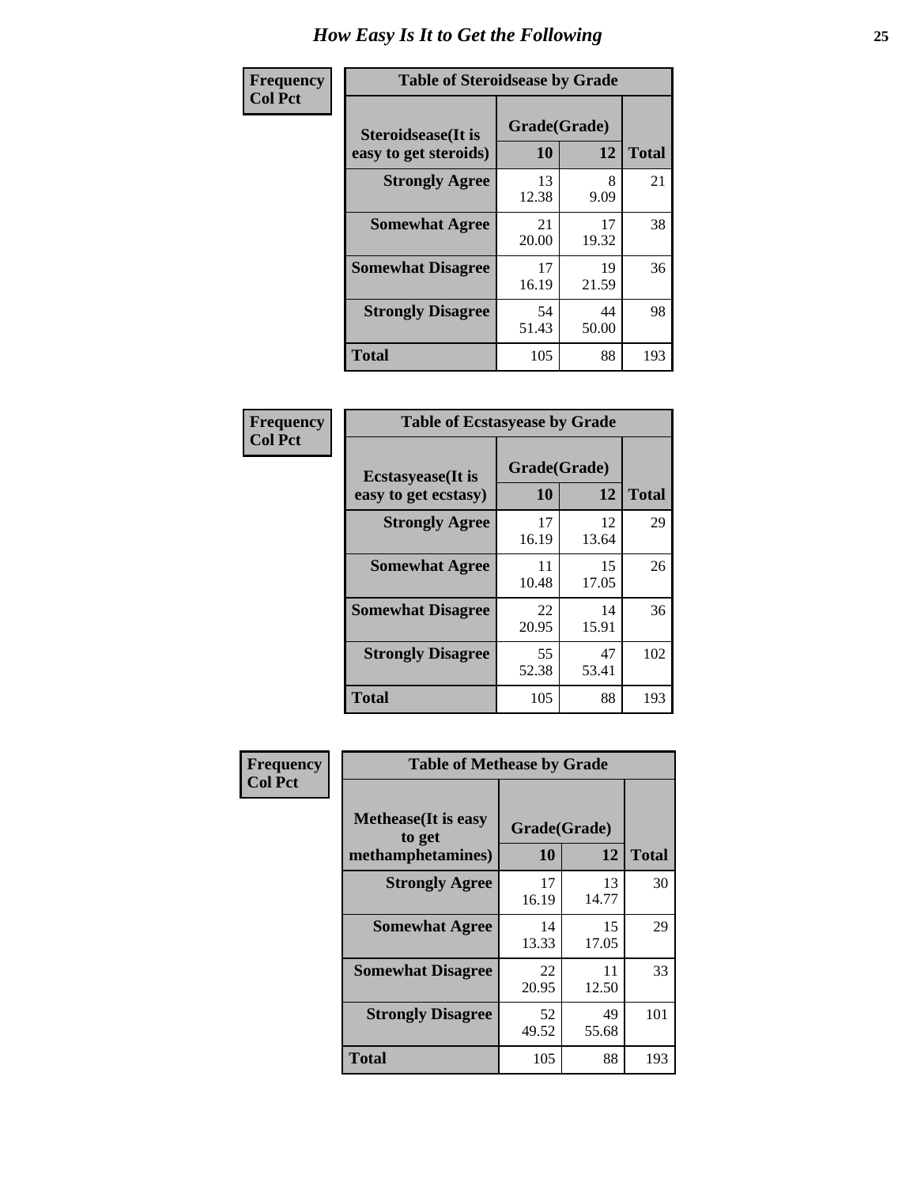# How Easy Is It to Get the Following

**Frequency**
**Col Pct**

**Table of Steroidsease by Grade**

| Steroidsease(It is easy to get steroids) | Grade(Grade) 10 | 12 | Total |
|---|---|---|---|
| **Strongly Agree** | 13<br>12.38 | 8<br>9.09 | 21 |
| **Somewhat Agree** | 21<br>20.00 | 17<br>19.32 | 38 |
| **Somewhat Disagree** | 17<br>16.19 | 19<br>21.59 | 36 |
| **Strongly Disagree** | 54<br>51.43 | 44<br>50.00 | 98 |
| **Total** | 105 | 88 | 193 |

**Frequency**
**Col Pct**

**Table of Ecstasyease by Grade**

| Ecstasyease(It is easy to get ecstasy) | Grade(Grade) 10 | 12 | Total |
|---|---|---|---|
| **Strongly Agree** | 17<br>16.19 | 12<br>13.64 | 29 |
| **Somewhat Agree** | 11<br>10.48 | 15<br>17.05 | 26 |
| **Somewhat Disagree** | 22<br>20.95 | 14<br>15.91 | 36 |
| **Strongly Disagree** | 55<br>52.38 | 47<br>53.41 | 102 |
| **Total** | 105 | 88 | 193 |

**Frequency**
**Col Pct**

**Table of Methease by Grade**

| Methease(It is easy to get methamphetamines) | Grade(Grade) 10 | 12 | Total |
|---|---|---|---|
| **Strongly Agree** | 17<br>16.19 | 13<br>14.77 | 30 |
| **Somewhat Agree** | 14<br>13.33 | 15<br>17.05 | 29 |
| **Somewhat Disagree** | 22<br>20.95 | 11<br>12.50 | 33 |
| **Strongly Disagree** | 52<br>49.52 | 49<br>55.68 | 101 |
| **Total** | 105 | 88 | 193 |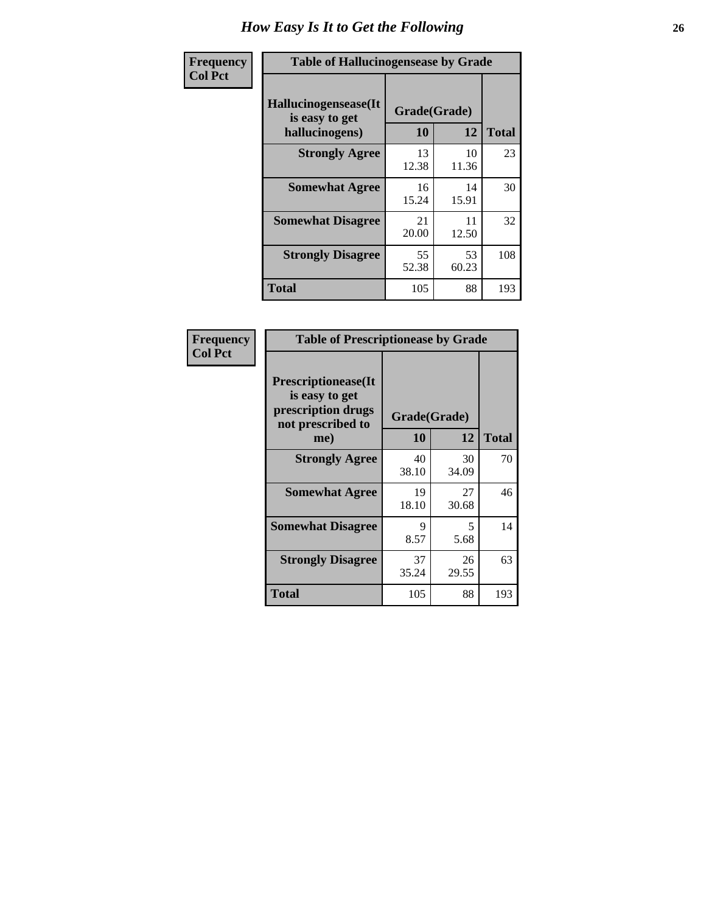# How Easy Is It to Get the Following

**Frequency**
**Col Pct**

**Table of Hallucinogensease by Grade**

| Hallucinogensease(It is easy to get hallucinogens) | Grade(Grade) 10 | 12 | Total |
|---|---|---|---|
| **Strongly Agree** | 13<br>12.38 | 10<br>11.36 | 23 |
| **Somewhat Agree** | 16<br>15.24 | 14<br>15.91 | 30 |
| **Somewhat Disagree** | 21<br>20.00 | 11<br>12.50 | 32 |
| **Strongly Disagree** | 55<br>52.38 | 53<br>60.23 | 108 |
| **Total** | 105 | 88 | 193 |

**Frequency**
**Col Pct**

**Table of Prescriptionease by Grade**

| Prescriptionease(It is easy to get prescription drugs not prescribed to me) | Grade(Grade) 10 | 12 | Total |
|---|---|---|---|
| **Strongly Agree** | 40<br>38.10 | 30<br>34.09 | 70 |
| **Somewhat Agree** | 19<br>18.10 | 27<br>30.68 | 46 |
| **Somewhat Disagree** | 9<br>8.57 | 5<br>5.68 | 14 |
| **Strongly Disagree** | 37<br>35.24 | 26<br>29.55 | 63 |
| **Total** | 105 | 88 | 193 |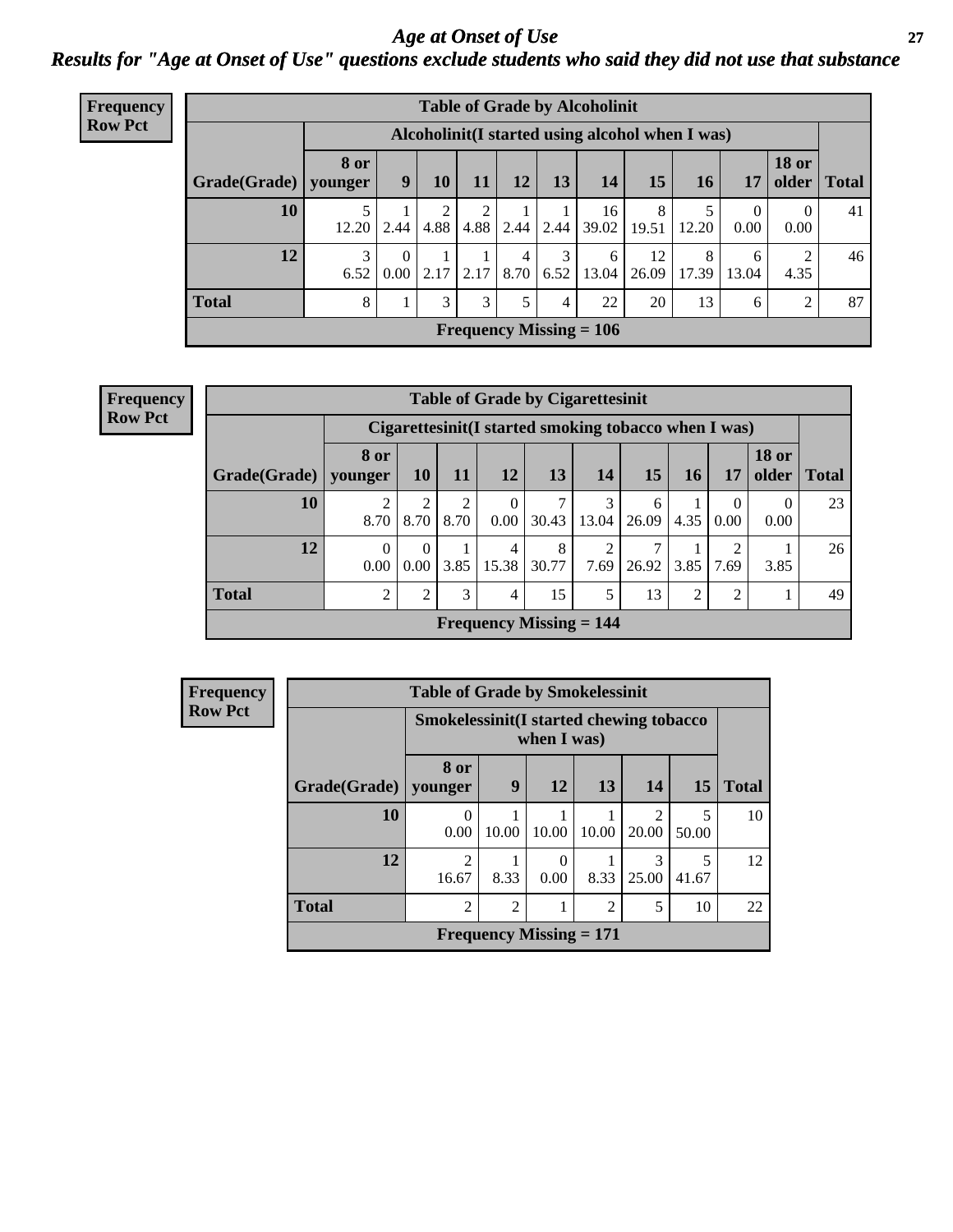# Age at Onset of Use

## Results for "Age at Onset of Use" questions exclude students who said they did not use that substance

**Frequency**
**Row Pct**

| Table of Grade by Alcoholinit | | | | | | | | | | | | |
|---|---|---|---|---|---|---|---|---|---|---|---|---|
| | Alcoholinit(I started using alcohol when I was) | | | | | | | | | | | |
| Grade(Grade) | 8 or younger | 9 | 10 | 11 | 12 | 13 | 14 | 15 | 16 | 17 | 18 or older | Total |
| 10 | 5<br>12.20 | 1<br>2.44 | 2<br>4.88 | 2<br>4.88 | 1<br>2.44 | 1<br>2.44 | 16<br>39.02 | 8<br>19.51 | 5<br>12.20 | 0<br>0.00 | 0<br>0.00 | 41 |
| 12 | 3<br>6.52 | 0<br>0.00 | 1<br>2.17 | 1<br>2.17 | 4<br>8.70 | 3<br>6.52 | 6<br>13.04 | 12<br>26.09 | 8<br>17.39 | 6<br>13.04 | 2<br>4.35 | 46 |
| Total | 8 | 1 | 3 | 3 | 5 | 4 | 22 | 20 | 13 | 6 | 2 | 87 |
| Frequency Missing = 106 | | | | | | | | | | | | |

**Frequency**
**Row Pct**

| Table of Grade by Cigarettesinit | | | | | | | | | | | |
|---|---|---|---|---|---|---|---|---|---|---|---|
| | Cigarettesinit(I started smoking tobacco when I was) | | | | | | | | | | |
| Grade(Grade) | 8 or younger | 10 | 11 | 12 | 13 | 14 | 15 | 16 | 17 | 18 or older | Total |
| 10 | 2<br>8.70 | 2<br>8.70 | 2<br>8.70 | 0<br>0.00 | 7<br>30.43 | 3<br>13.04 | 6<br>26.09 | 1<br>4.35 | 0<br>0.00 | 0<br>0.00 | 23 |
| 12 | 0<br>0.00 | 0<br>0.00 | 1<br>3.85 | 4<br>15.38 | 8<br>30.77 | 2<br>7.69 | 7<br>26.92 | 1<br>3.85 | 2<br>7.69 | 1<br>3.85 | 26 |
| Total | 2 | 2 | 3 | 4 | 15 | 5 | 13 | 2 | 2 | 1 | 49 |
| Frequency Missing = 144 | | | | | | | | | | | |

**Frequency**
**Row Pct**

| Table of Grade by Smokelessinit | | | | | | | |
|---|---|---|---|---|---|---|---|
| | Smokelessinit(I started chewing tobacco when I was) | | | | | | |
| Grade(Grade) | 8 or younger | 9 | 12 | 13 | 14 | 15 | Total |
| 10 | 0<br>0.00 | 1<br>10.00 | 1<br>10.00 | 1<br>10.00 | 2<br>20.00 | 5<br>50.00 | 10 |
| 12 | 2<br>16.67 | 1<br>8.33 | 0<br>0.00 | 1<br>8.33 | 3<br>25.00 | 5<br>41.67 | 12 |
| Total | 2 | 2 | 1 | 2 | 5 | 10 | 22 |
| Frequency Missing = 171 | | | | | | | |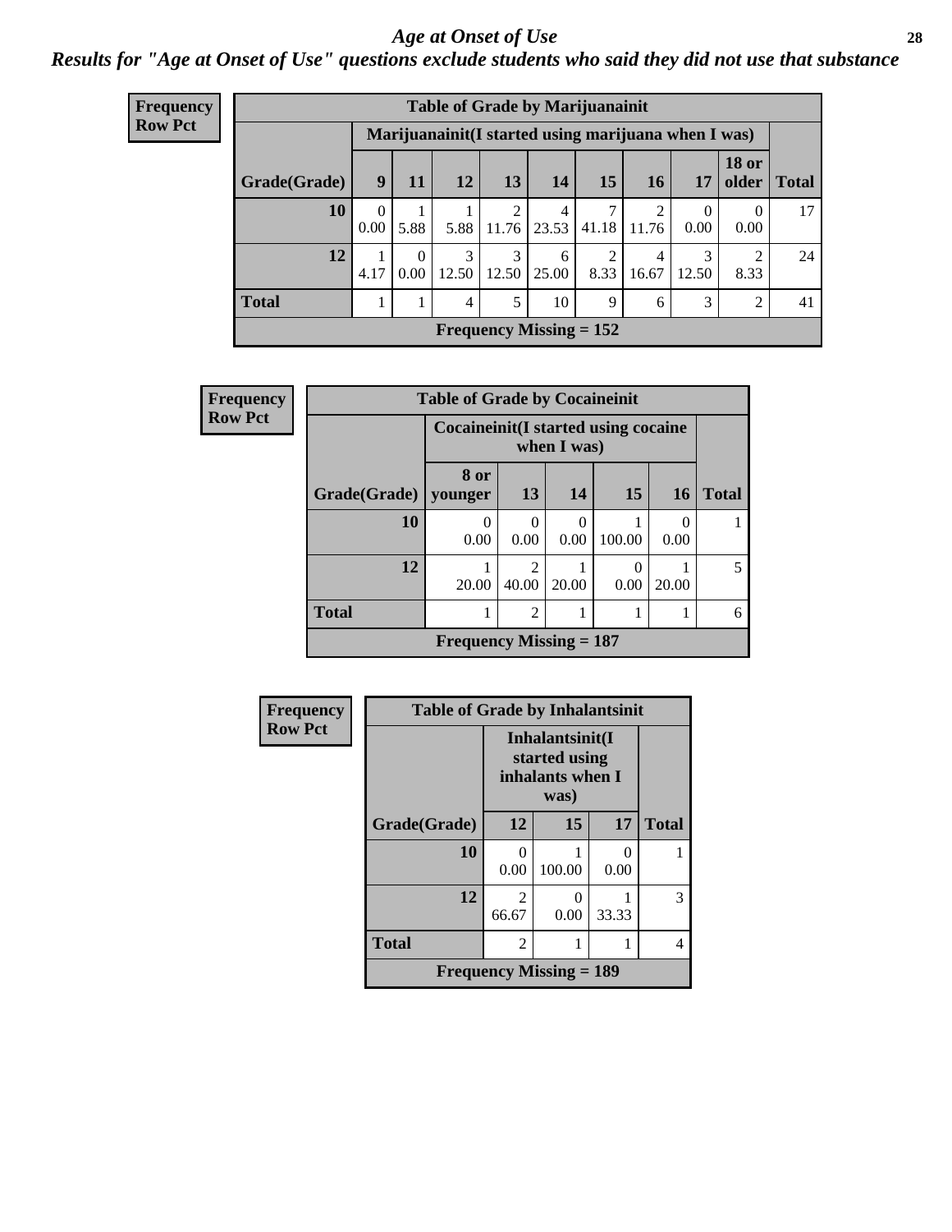# Age at Onset of Use

***Results for "Age at Onset of Use" questions exclude students who said they did not use that substance***

**Frequency**
**Row Pct**

| Table of Grade by Marijuanainit | | | | | | | | | | |
|---|---|---|---|---|---|---|---|---|---|---|
| | Marijuanainit(I started using marijuana when I was) | | | | | | | | | |
| Grade(Grade) | 9 | 11 | 12 | 13 | 14 | 15 | 16 | 17 | 18 or older | Total |
| 10 | 0<br>0.00 | 1<br>5.88 | 1<br>5.88 | 2<br>11.76 | 4<br>23.53 | 7<br>41.18 | 2<br>11.76 | 0<br>0.00 | 0<br>0.00 | 17 |
| 12 | 1<br>4.17 | 0<br>0.00 | 3<br>12.50 | 3<br>12.50 | 6<br>25.00 | 2<br>8.33 | 4<br>16.67 | 3<br>12.50 | 2<br>8.33 | 24 |
| Total | 1 | 1 | 4 | 5 | 10 | 9 | 6 | 3 | 2 | 41 |
| Frequency Missing = 152 | | | | | | | | | | |

**Frequency**
**Row Pct**

| Table of Grade by Cocaineinit | | | | | | |
|---|---|---|---|---|---|---|
| | Cocaineinit(I started using cocaine when I was) | | | | | |
| Grade(Grade) | 8 or younger | 13 | 14 | 15 | 16 | Total |
| 10 | 0<br>0.00 | 0<br>0.00 | 0<br>0.00 | 1<br>100.00 | 0<br>0.00 | 1 |
| 12 | 1<br>20.00 | 2<br>40.00 | 1<br>20.00 | 0<br>0.00 | 1<br>20.00 | 5 |
| Total | 1 | 2 | 1 | 1 | 1 | 6 |
| Frequency Missing = 187 | | | | | | |

**Frequency**
**Row Pct**

| Table of Grade by Inhalantsinit | | | | |
|---|---|---|---|---|
| | Inhalantsinit(I started using inhalants when I was) | | | |
| Grade(Grade) | 12 | 15 | 17 | Total |
| 10 | 0<br>0.00 | 1<br>100.00 | 0<br>0.00 | 1 |
| 12 | 2<br>66.67 | 0<br>0.00 | 1<br>33.33 | 3 |
| Total | 2 | 1 | 1 | 4 |
| Frequency Missing = 189 | | | | |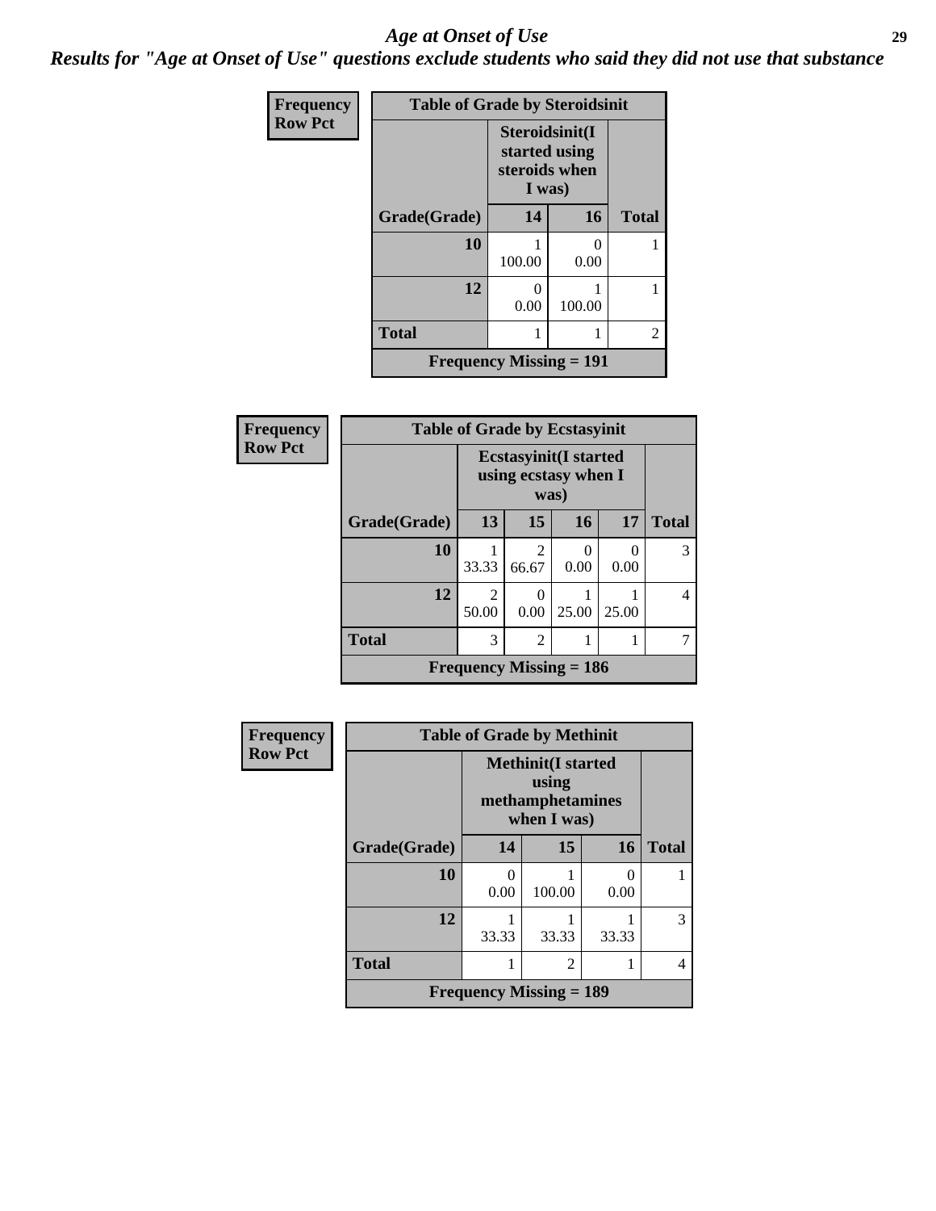*Age at Onset of Use*

***Results for "Age at Onset of Use" questions exclude students who said they did not use that substance***

**Frequency**
**Row Pct**

**Table of Grade by Steroidsinit**

| | Steroidsinit(I started using steroids when I was) | | |
|---|---|---|---|
| Grade(Grade) | 14 | 16 | Total |
| 10 | 1<br>100.00 | 0<br>0.00 | 1 |
| 12 | 0<br>0.00 | 1<br>100.00 | 1 |
| Total | 1 | 1 | 2 |

Frequency Missing = 191

**Frequency**
**Row Pct**

**Table of Grade by Ecstasyinit**

| | Ecstasyinit(I started using ecstasy when I was) | | | | |
|---|---|---|---|---|---|
| Grade(Grade) | 13 | 15 | 16 | 17 | Total |
| 10 | 1<br>33.33 | 2<br>66.67 | 0<br>0.00 | 0<br>0.00 | 3 |
| 12 | 2<br>50.00 | 0<br>0.00 | 1<br>25.00 | 1<br>25.00 | 4 |
| Total | 3 | 2 | 1 | 1 | 7 |

Frequency Missing = 186

**Frequency**
**Row Pct**

**Table of Grade by Methinit**

| | Methinit(I started using methamphetamines when I was) | | | |
|---|---|---|---|---|
| Grade(Grade) | 14 | 15 | 16 | Total |
| 10 | 0<br>0.00 | 1<br>100.00 | 0<br>0.00 | 1 |
| 12 | 1<br>33.33 | 1<br>33.33 | 1<br>33.33 | 3 |
| Total | 1 | 2 | 1 | 4 |

Frequency Missing = 189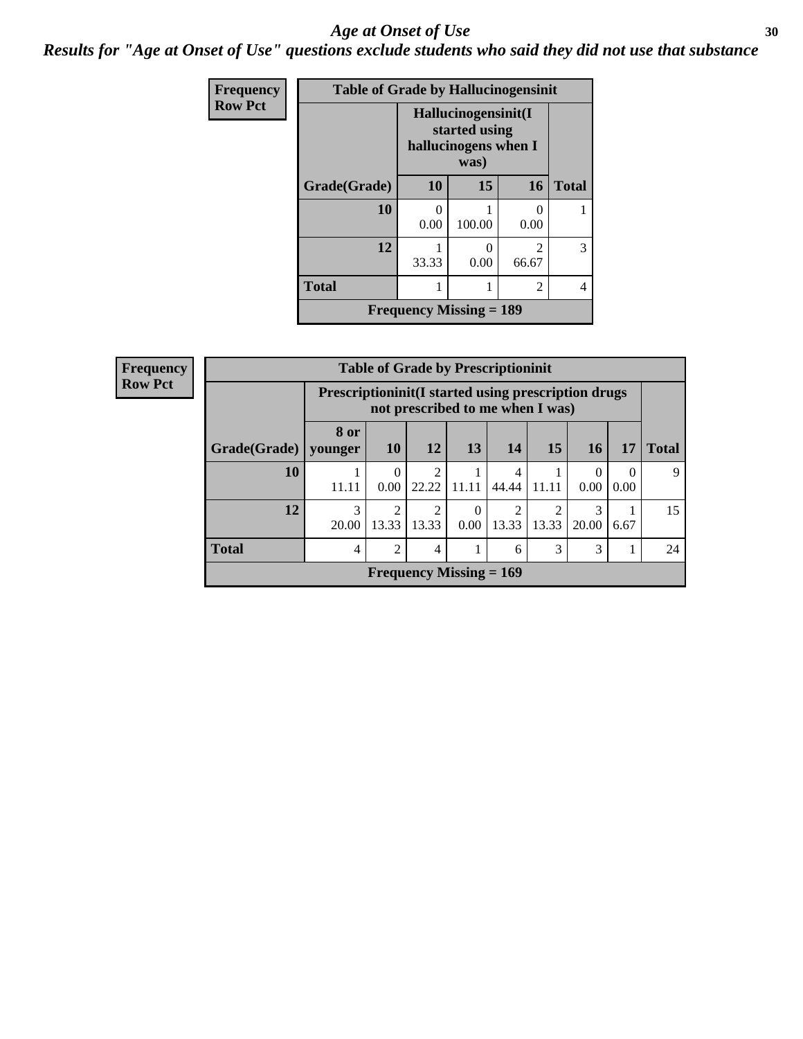# *Age at Onset of Use*

***Results for "Age at Onset of Use" questions exclude students who said they did not use that substance***

| Frequency Row Pct | Table of Grade by Hallucinogensinit | | | |
|---|---|---|---|---|
| | Hallucinogensinit(I started using hallucinogens when I was) | | | |
| **Grade(Grade)** | **10** | **15** | **16** | **Total** |
| **10** | 0<br>0.00 | 1<br>100.00 | 0<br>0.00 | 1 |
| **12** | 1<br>33.33 | 0<br>0.00 | 2<br>66.67 | 3 |
| **Total** | 1 | 1 | 2 | 4 |
| **Frequency Missing = 189** | | | | |

| Frequency Row Pct | Table of Grade by Prescriptioninit | | | | | | | | |
|---|---|---|---|---|---|---|---|---|---|
| | Prescriptioninit(I started using prescription drugs not prescribed to me when I was) | | | | | | | | |
| **Grade(Grade)** | **8 or younger** | **10** | **12** | **13** | **14** | **15** | **16** | **17** | **Total** |
| **10** | 1<br>11.11 | 0<br>0.00 | 2<br>22.22 | 1<br>11.11 | 4<br>44.44 | 1<br>11.11 | 0<br>0.00 | 0<br>0.00 | 9 |
| **12** | 3<br>20.00 | 2<br>13.33 | 2<br>13.33 | 0<br>0.00 | 2<br>13.33 | 2<br>13.33 | 3<br>20.00 | 1<br>6.67 | 15 |
| **Total** | 4 | 2 | 4 | 1 | 6 | 3 | 3 | 1 | 24 |
| **Frequency Missing = 169** | | | | | | | | | |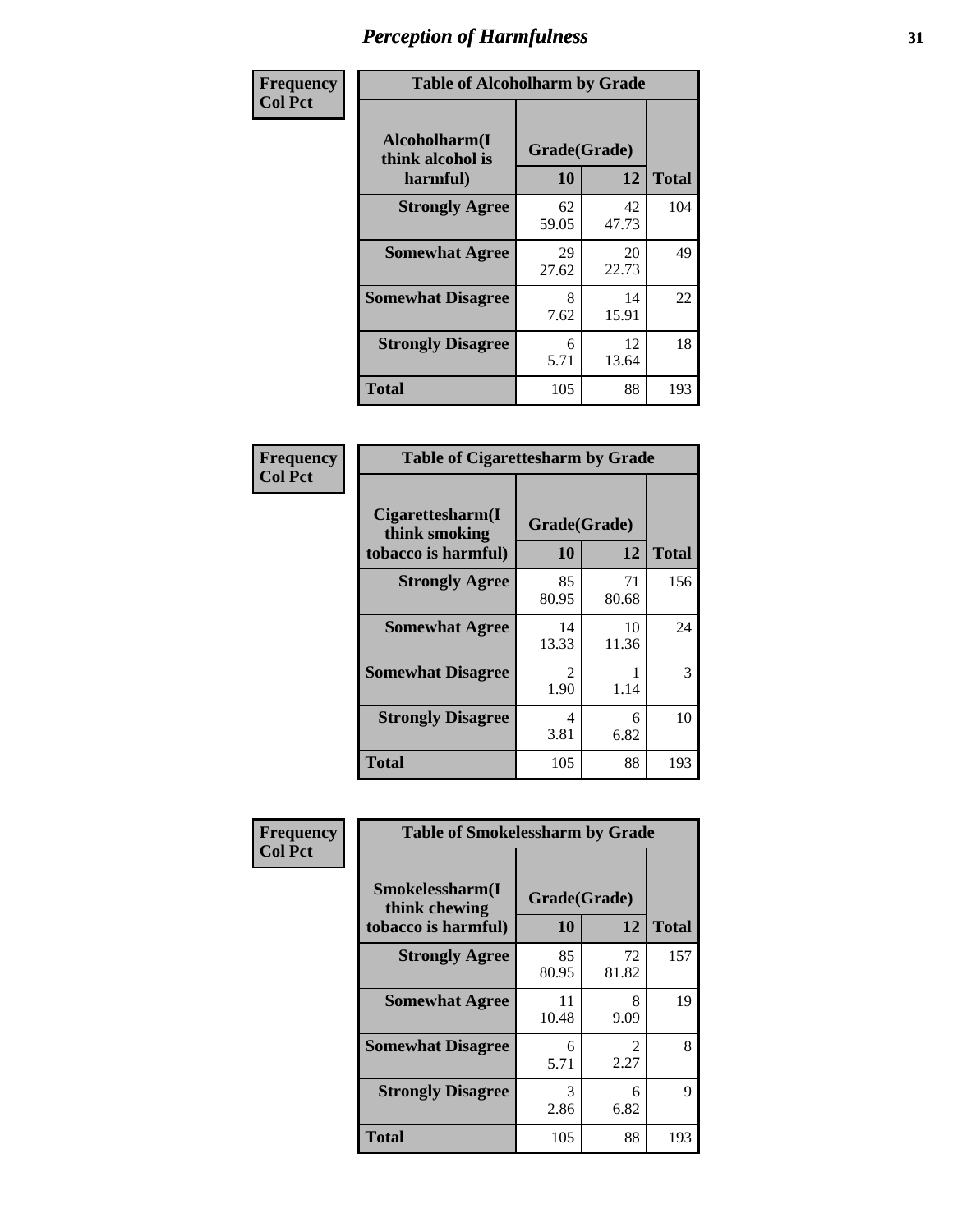# Perception of Harmfulness

**Frequency**
**Col Pct**

| Table of Alcoholharm by Grade | | | |
|---|---|---|---|
| Alcoholharm(I think alcohol is harmful) | Grade(Grade) | | Total |
| | 10 | 12 | |
| **Strongly Agree** | 62<br>59.05 | 42<br>47.73 | 104 |
| **Somewhat Agree** | 29<br>27.62 | 20<br>22.73 | 49 |
| **Somewhat Disagree** | 8<br>7.62 | 14<br>15.91 | 22 |
| **Strongly Disagree** | 6<br>5.71 | 12<br>13.64 | 18 |
| **Total** | 105 | 88 | 193 |

**Frequency**
**Col Pct**

| Table of Cigarettesharm by Grade | | | |
|---|---|---|---|
| Cigarettesharm(I think smoking tobacco is harmful) | Grade(Grade) | | Total |
| | 10 | 12 | |
| **Strongly Agree** | 85<br>80.95 | 71<br>80.68 | 156 |
| **Somewhat Agree** | 14<br>13.33 | 10<br>11.36 | 24 |
| **Somewhat Disagree** | 2<br>1.90 | 1<br>1.14 | 3 |
| **Strongly Disagree** | 4<br>3.81 | 6<br>6.82 | 10 |
| **Total** | 105 | 88 | 193 |

**Frequency**
**Col Pct**

| Table of Smokelessharm by Grade | | | |
|---|---|---|---|
| Smokelessharm(I think chewing tobacco is harmful) | Grade(Grade) | | Total |
| | 10 | 12 | |
| **Strongly Agree** | 85<br>80.95 | 72<br>81.82 | 157 |
| **Somewhat Agree** | 11<br>10.48 | 8<br>9.09 | 19 |
| **Somewhat Disagree** | 6<br>5.71 | 2<br>2.27 | 8 |
| **Strongly Disagree** | 3<br>2.86 | 6<br>6.82 | 9 |
| **Total** | 105 | 88 | 193 |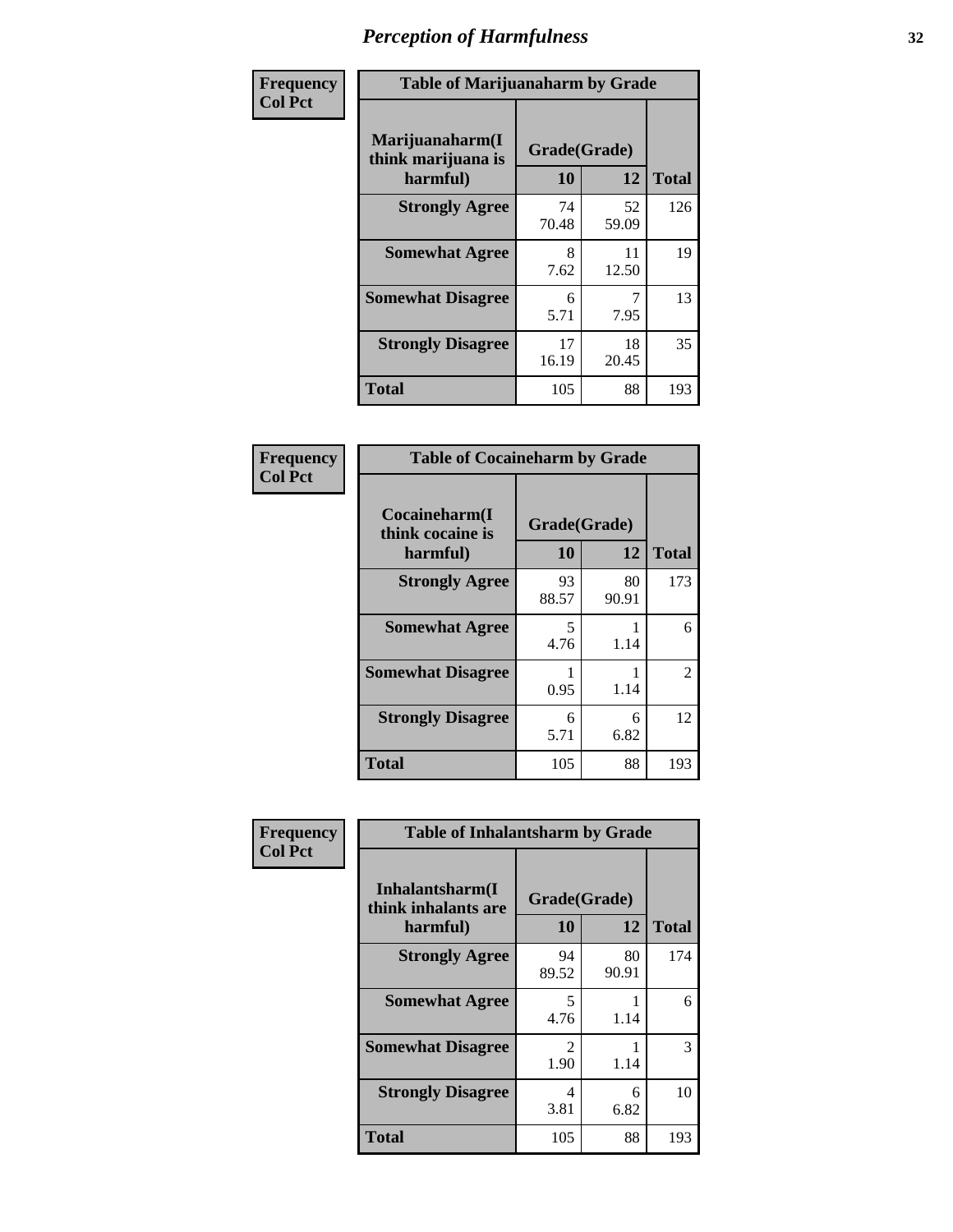# Perception of Harmfulness

| Frequency Col Pct | Table of Marijuanaharm by Grade | | |
|---|---|---|---|
| Marijuanaharm(I think marijuana is harmful) | Grade(Grade) 10 | 12 | Total |
| Strongly Agree | 74<br>70.48 | 52<br>59.09 | 126 |
| Somewhat Agree | 8<br>7.62 | 11<br>12.50 | 19 |
| Somewhat Disagree | 6<br>5.71 | 7<br>7.95 | 13 |
| Strongly Disagree | 17<br>16.19 | 18<br>20.45 | 35 |
| Total | 105 | 88 | 193 |

| Frequency Col Pct | Table of Cocaineharm by Grade | | |
|---|---|---|---|
| Cocaineharm(I think cocaine is harmful) | Grade(Grade) 10 | 12 | Total |
| Strongly Agree | 93<br>88.57 | 80<br>90.91 | 173 |
| Somewhat Agree | 5<br>4.76 | 1<br>1.14 | 6 |
| Somewhat Disagree | 1<br>0.95 | 1<br>1.14 | 2 |
| Strongly Disagree | 6<br>5.71 | 6<br>6.82 | 12 |
| Total | 105 | 88 | 193 |

| Frequency Col Pct | Table of Inhalantsharm by Grade | | |
|---|---|---|---|
| Inhalantsharm(I think inhalants are harmful) | Grade(Grade) 10 | 12 | Total |
| Strongly Agree | 94<br>89.52 | 80<br>90.91 | 174 |
| Somewhat Agree | 5<br>4.76 | 1<br>1.14 | 6 |
| Somewhat Disagree | 2<br>1.90 | 1<br>1.14 | 3 |
| Strongly Disagree | 4<br>3.81 | 6<br>6.82 | 10 |
| Total | 105 | 88 | 193 |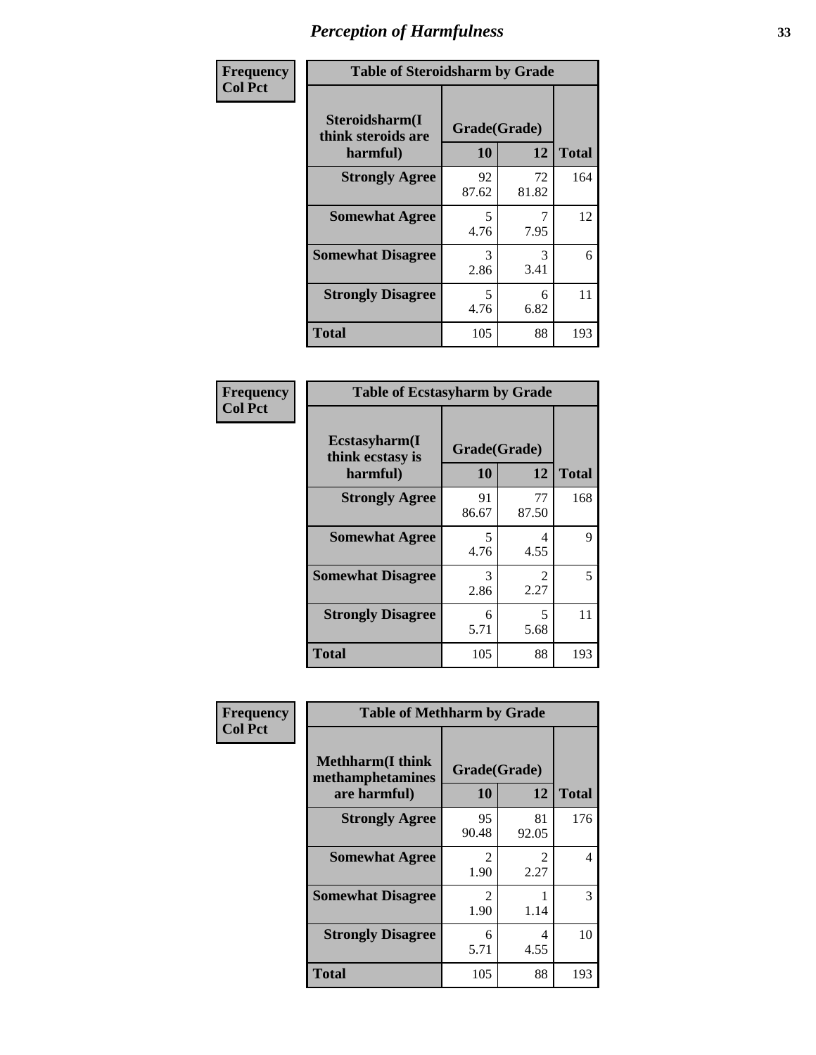# Perception of Harmfulness

Frequency
Col Pct

| Table of Steroidsharm by Grade | | | |
|---|---|---|---|
| Steroidsharm(I think steroids are harmful) | Grade(Grade) | | Total |
| | 10 | 12 | |
| **Strongly Agree** | 92<br>87.62 | 72<br>81.82 | 164 |
| **Somewhat Agree** | 5<br>4.76 | 7<br>7.95 | 12 |
| **Somewhat Disagree** | 3<br>2.86 | 3<br>3.41 | 6 |
| **Strongly Disagree** | 5<br>4.76 | 6<br>6.82 | 11 |
| **Total** | 105 | 88 | 193 |

Frequency
Col Pct

| Table of Ecstasyharm by Grade | | | |
|---|---|---|---|
| Ecstasyharm(I think ecstasy is harmful) | Grade(Grade) | | Total |
| | 10 | 12 | |
| **Strongly Agree** | 91<br>86.67 | 77<br>87.50 | 168 |
| **Somewhat Agree** | 5<br>4.76 | 4<br>4.55 | 9 |
| **Somewhat Disagree** | 3<br>2.86 | 2<br>2.27 | 5 |
| **Strongly Disagree** | 6<br>5.71 | 5<br>5.68 | 11 |
| **Total** | 105 | 88 | 193 |

Frequency
Col Pct

| Table of Methharm by Grade | | | |
|---|---|---|---|
| Methharm(I think methamphetamines are harmful) | Grade(Grade) | | Total |
| | 10 | 12 | |
| **Strongly Agree** | 95<br>90.48 | 81<br>92.05 | 176 |
| **Somewhat Agree** | 2<br>1.90 | 2<br>2.27 | 4 |
| **Somewhat Disagree** | 2<br>1.90 | 1<br>1.14 | 3 |
| **Strongly Disagree** | 6<br>5.71 | 4<br>4.55 | 10 |
| **Total** | 105 | 88 | 193 |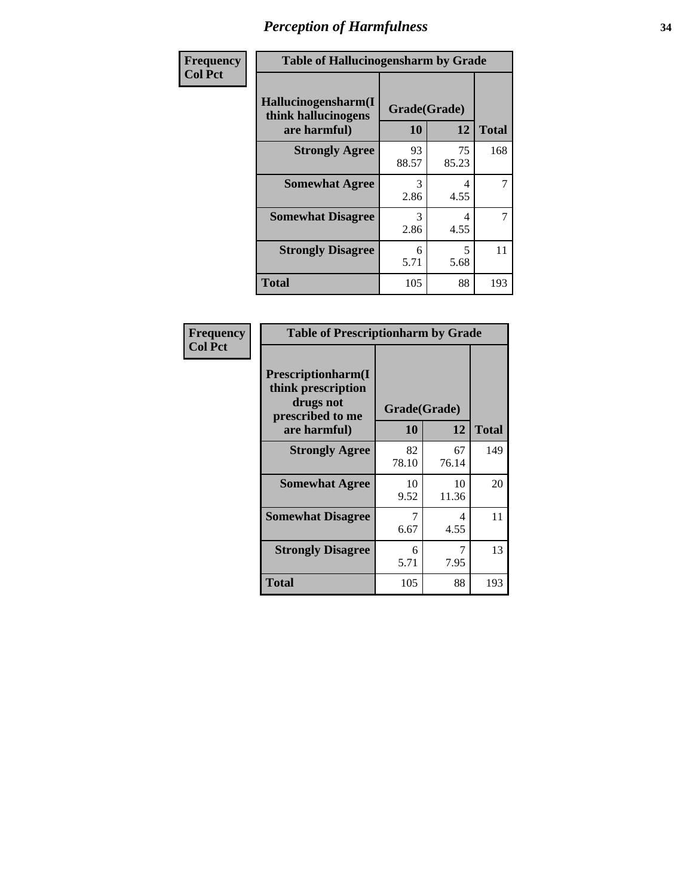# Perception of Harmfulness

| Frequency Col Pct | Table of Hallucinogensharm by Grade | | |
|---|---|---|---|
| Hallucinogensharm(I think hallucinogens are harmful) | Grade(Grade) | | |
| | 10 | 12 | Total |
| Strongly Agree | 93<br>88.57 | 75<br>85.23 | 168 |
| Somewhat Agree | 3<br>2.86 | 4<br>4.55 | 7 |
| Somewhat Disagree | 3<br>2.86 | 4<br>4.55 | 7 |
| Strongly Disagree | 6<br>5.71 | 5<br>5.68 | 11 |
| Total | 105 | 88 | 193 |

| Frequency Col Pct | Table of Prescriptionharm by Grade | | |
|---|---|---|---|
| Prescriptionharm(I think prescription drugs not prescribed to me are harmful) | Grade(Grade) | | |
| | 10 | 12 | Total |
| Strongly Agree | 82<br>78.10 | 67<br>76.14 | 149 |
| Somewhat Agree | 10<br>9.52 | 10<br>11.36 | 20 |
| Somewhat Disagree | 7<br>6.67 | 4<br>4.55 | 11 |
| Strongly Disagree | 6<br>5.71 | 7<br>7.95 | 13 |
| Total | 105 | 88 | 193 |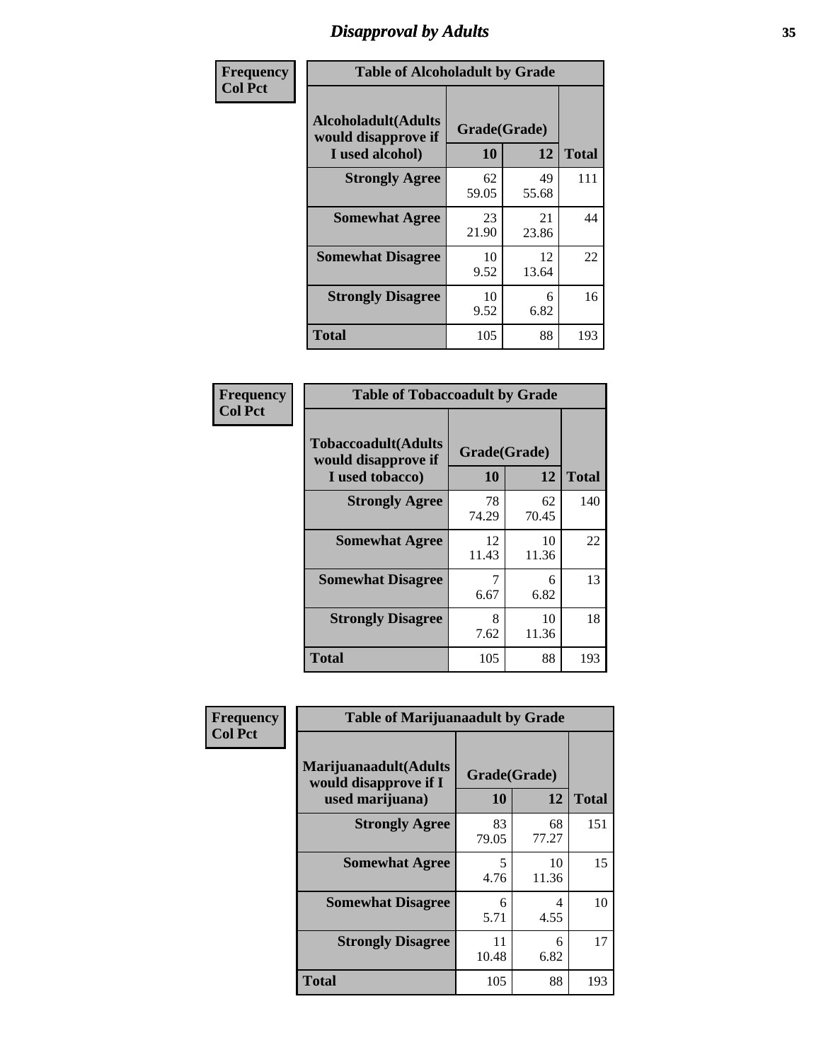# Disapproval by Adults

**Frequency**
**Col Pct**

**Table of Alcoholadult by Grade**

| Alcoholadult(Adults would disapprove if I used alcohol) | Grade(Grade) 10 | 12 | Total |
|---|---|---|---|
| **Strongly Agree** | 62<br>59.05 | 49<br>55.68 | 111 |
| **Somewhat Agree** | 23<br>21.90 | 21<br>23.86 | 44 |
| **Somewhat Disagree** | 10<br>9.52 | 12<br>13.64 | 22 |
| **Strongly Disagree** | 10<br>9.52 | 6<br>6.82 | 16 |
| **Total** | 105 | 88 | 193 |

**Frequency**
**Col Pct**

**Table of Tobaccoadult by Grade**

| Tobaccoadult(Adults would disapprove if I used tobacco) | Grade(Grade) 10 | 12 | Total |
|---|---|---|---|
| **Strongly Agree** | 78<br>74.29 | 62<br>70.45 | 140 |
| **Somewhat Agree** | 12<br>11.43 | 10<br>11.36 | 22 |
| **Somewhat Disagree** | 7<br>6.67 | 6<br>6.82 | 13 |
| **Strongly Disagree** | 8<br>7.62 | 10<br>11.36 | 18 |
| **Total** | 105 | 88 | 193 |

**Frequency**
**Col Pct**

**Table of Marijuanaadult by Grade**

| Marijuanaadult(Adults would disapprove if I used marijuana) | Grade(Grade) 10 | 12 | Total |
|---|---|---|---|
| **Strongly Agree** | 83<br>79.05 | 68<br>77.27 | 151 |
| **Somewhat Agree** | 5<br>4.76 | 10<br>11.36 | 15 |
| **Somewhat Disagree** | 6<br>5.71 | 4<br>4.55 | 10 |
| **Strongly Disagree** | 11<br>10.48 | 6<br>6.82 | 17 |
| **Total** | 105 | 88 | 193 |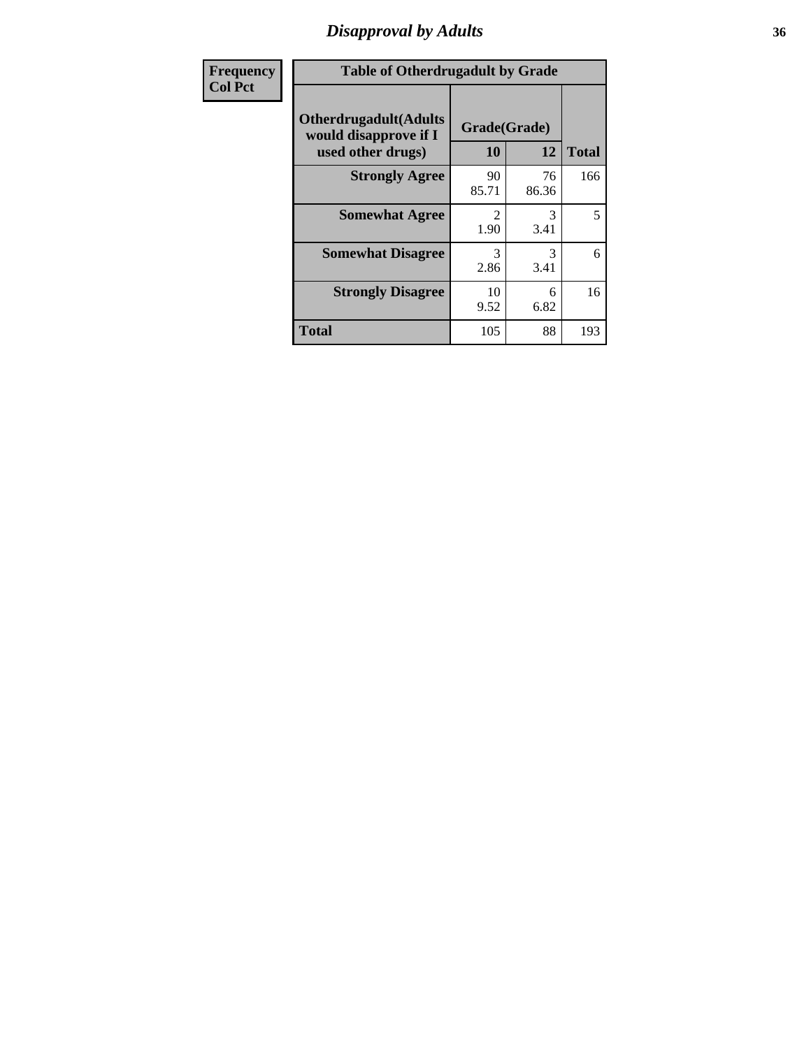| Frequency<br>Col Pct | Table of Otherdrugadult by Grade | | | |
|---|---|---|---|---|
| | Otherdrugadult(Adults would disapprove if I used other drugs) | Grade(Grade) | | Total |
| | | 10 | 12 | |
| | Strongly Agree | 90<br>85.71 | 76<br>86.36 | 166 |
| | Somewhat Agree | 2<br>1.90 | 3<br>3.41 | 5 |
| | Somewhat Disagree | 3<br>2.86 | 3<br>3.41 | 6 |
| | Strongly Disagree | 10<br>9.52 | 6<br>6.82 | 16 |
| | Total | 105 | 88 | 193 |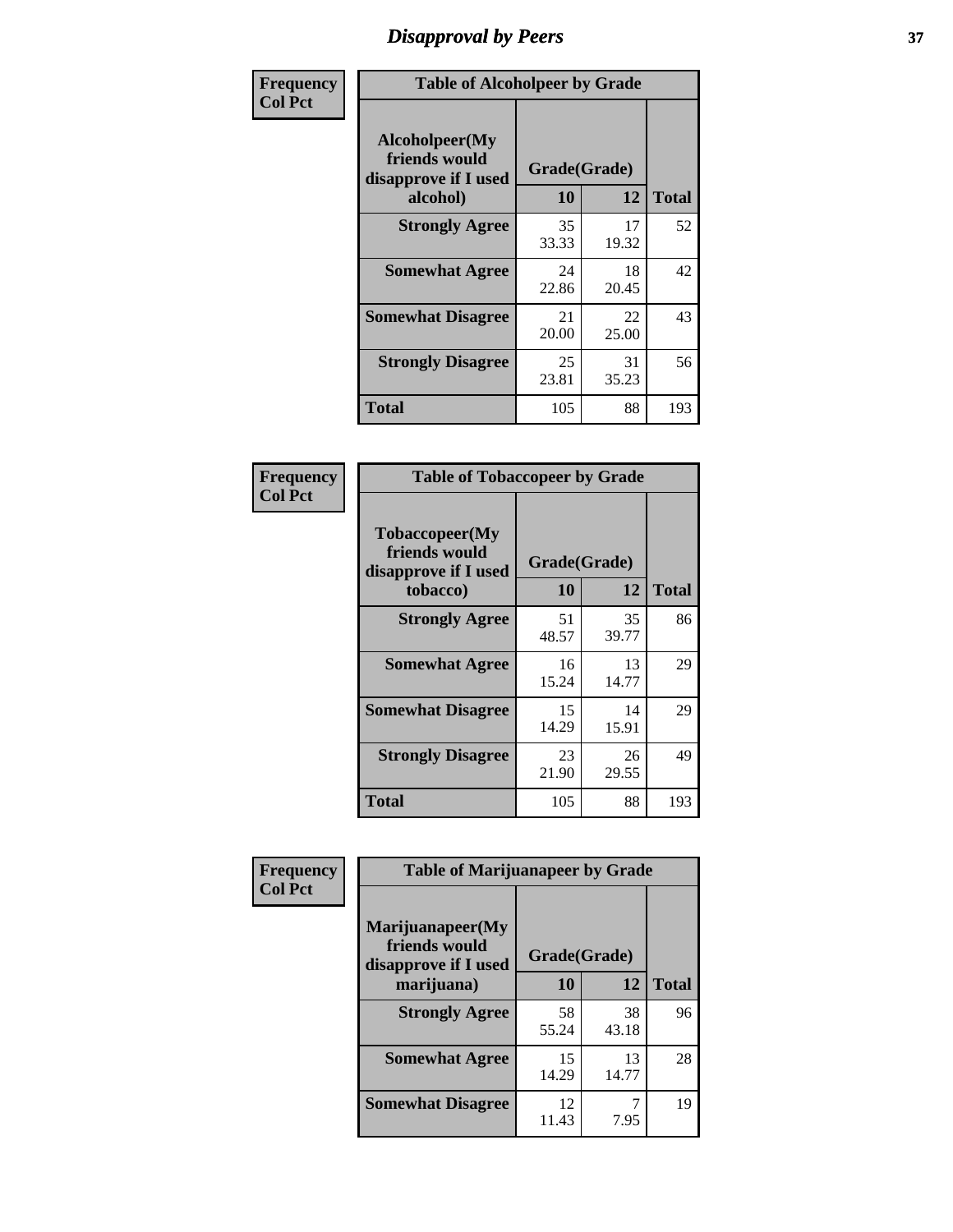# Disapproval by Peers

**Frequency**
**Col Pct**

| Table of Alcoholpeer by Grade | | | |
|---|---|---|---|
| **Alcoholpeer(My friends would disapprove if I used alcohol)** | **Grade(Grade)** | | **Total** |
| | **10** | **12** | |
| **Strongly Agree** | 35<br>33.33 | 17<br>19.32 | 52 |
| **Somewhat Agree** | 24<br>22.86 | 18<br>20.45 | 42 |
| **Somewhat Disagree** | 21<br>20.00 | 22<br>25.00 | 43 |
| **Strongly Disagree** | 25<br>23.81 | 31<br>35.23 | 56 |
| **Total** | 105 | 88 | 193 |

**Frequency**
**Col Pct**

| Table of Tobaccopeer by Grade | | | |
|---|---|---|---|
| **Tobaccopeer(My friends would disapprove if I used tobacco)** | **Grade(Grade)** | | **Total** |
| | **10** | **12** | |
| **Strongly Agree** | 51<br>48.57 | 35<br>39.77 | 86 |
| **Somewhat Agree** | 16<br>15.24 | 13<br>14.77 | 29 |
| **Somewhat Disagree** | 15<br>14.29 | 14<br>15.91 | 29 |
| **Strongly Disagree** | 23<br>21.90 | 26<br>29.55 | 49 |
| **Total** | 105 | 88 | 193 |

**Frequency**
**Col Pct**

| Table of Marijuanapeer by Grade | | | |
|---|---|---|---|
| **Marijuanapeer(My friends would disapprove if I used marijuana)** | **Grade(Grade)** | | **Total** |
| | **10** | **12** | |
| **Strongly Agree** | 58<br>55.24 | 38<br>43.18 | 96 |
| **Somewhat Agree** | 15<br>14.29 | 13<br>14.77 | 28 |
| **Somewhat Disagree** | 12<br>11.43 | 7<br>7.95 | 19 |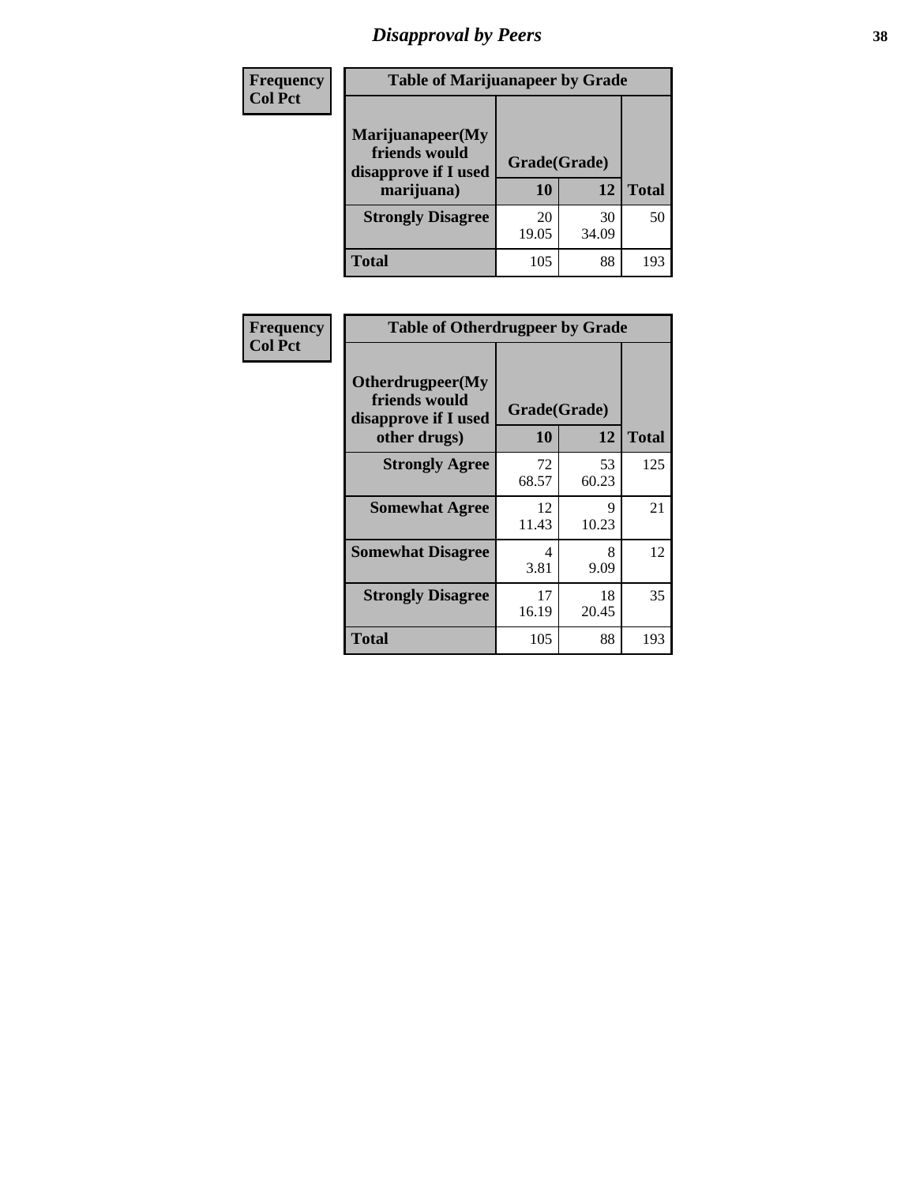# Disapproval by Peers

| Frequency Col Pct | Table of Marijuanapeer by Grade | | |
|---|---|---|---|
| Marijuanapeer(My friends would disapprove if I used marijuana) | Grade(Grade) | | |
| | 10 | 12 | Total |
| Strongly Disagree | 20<br>19.05 | 30<br>34.09 | 50 |
| Total | 105 | 88 | 193 |

| Frequency Col Pct | Table of Otherdrugpeer by Grade | | |
|---|---|---|---|
| Otherdrugpeer(My friends would disapprove if I used other drugs) | Grade(Grade) | | |
| | 10 | 12 | Total |
| Strongly Agree | 72<br>68.57 | 53<br>60.23 | 125 |
| Somewhat Agree | 12<br>11.43 | 9<br>10.23 | 21 |
| Somewhat Disagree | 4<br>3.81 | 8<br>9.09 | 12 |
| Strongly Disagree | 17<br>16.19 | 18<br>20.45 | 35 |
| Total | 105 | 88 | 193 |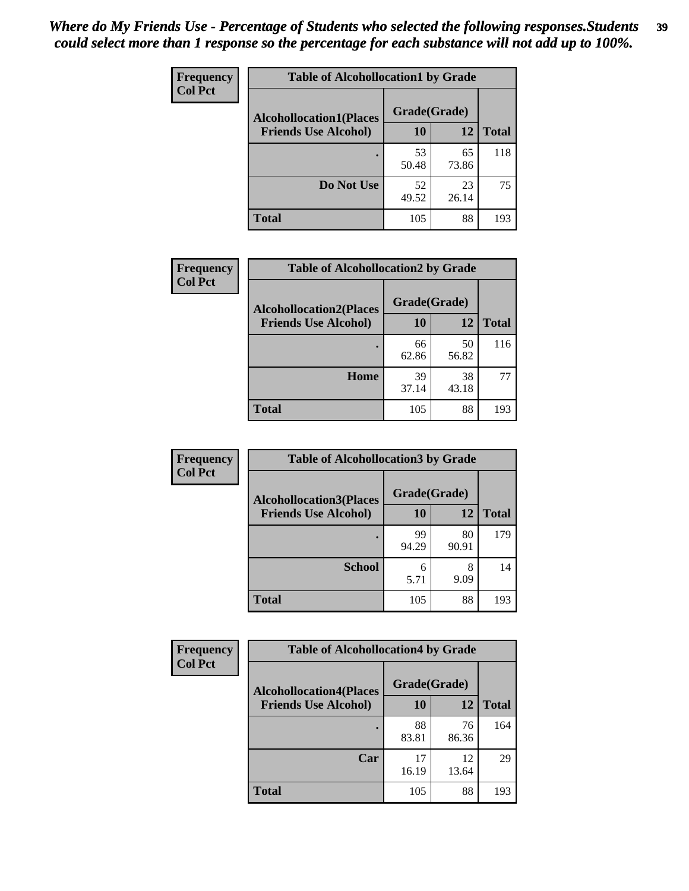*Where do My Friends Use - Percentage of Students who selected the following responses.Students could select more than 1 response so the percentage for each substance will not add up to 100%.*

**Frequency**
**Col Pct**

| Table of Alcohollocation1 by Grade | | | |
|---|---|---|---|
| **Alcohollocation1(Places Friends Use Alcohol)** | **Grade(Grade)** | | **Total** |
| | **10** | **12** | |
| **.** | 53<br>50.48 | 65<br>73.86 | 118 |
| **Do Not Use** | 52<br>49.52 | 23<br>26.14 | 75 |
| **Total** | 105 | 88 | 193 |

**Frequency**
**Col Pct**

| Table of Alcohollocation2 by Grade | | | |
|---|---|---|---|
| **Alcohollocation2(Places Friends Use Alcohol)** | **Grade(Grade)** | | **Total** |
| | **10** | **12** | |
| **.** | 66<br>62.86 | 50<br>56.82 | 116 |
| **Home** | 39<br>37.14 | 38<br>43.18 | 77 |
| **Total** | 105 | 88 | 193 |

**Frequency**
**Col Pct**

| Table of Alcohollocation3 by Grade | | | |
|---|---|---|---|
| **Alcohollocation3(Places Friends Use Alcohol)** | **Grade(Grade)** | | **Total** |
| | **10** | **12** | |
| **.** | 99<br>94.29 | 80<br>90.91 | 179 |
| **School** | 6<br>5.71 | 8<br>9.09 | 14 |
| **Total** | 105 | 88 | 193 |

**Frequency**
**Col Pct**

| Table of Alcohollocation4 by Grade | | | |
|---|---|---|---|
| **Alcohollocation4(Places Friends Use Alcohol)** | **Grade(Grade)** | | **Total** |
| | **10** | **12** | |
| **.** | 88<br>83.81 | 76<br>86.36 | 164 |
| **Car** | 17<br>16.19 | 12<br>13.64 | 29 |
| **Total** | 105 | 88 | 193 |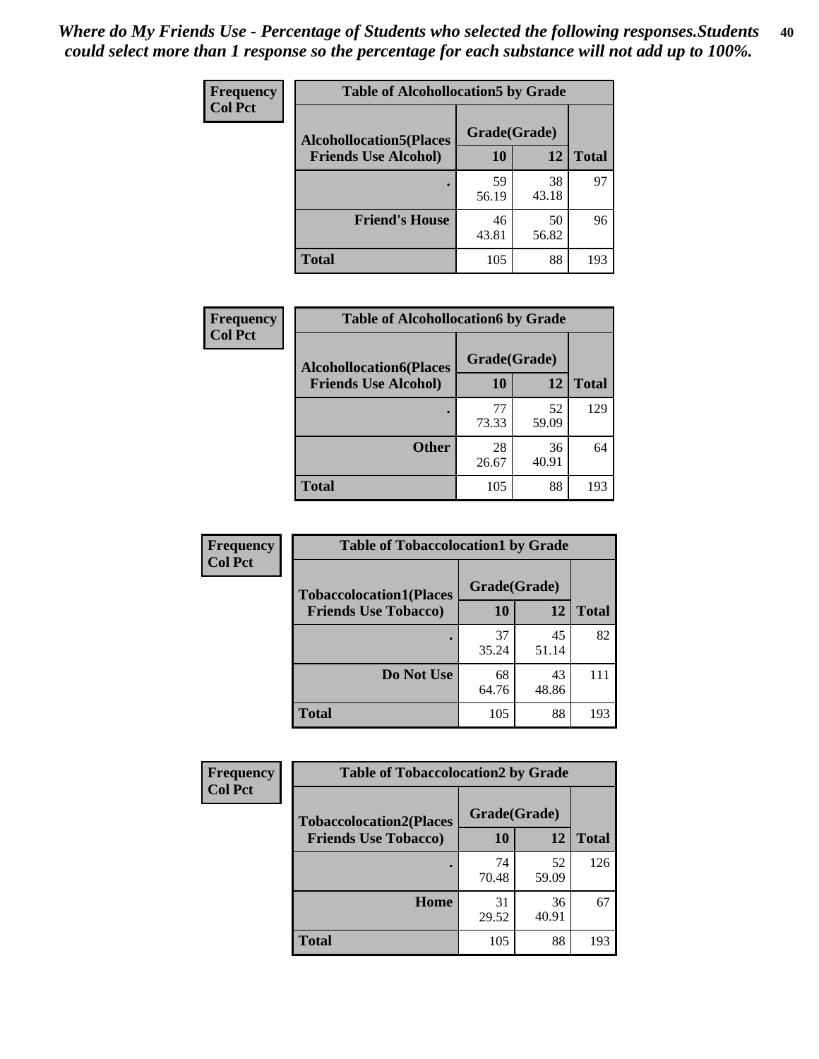*Where do My Friends Use - Percentage of Students who selected the following responses.Students could select more than 1 response so the percentage for each substance will not add up to 100%.*

**Frequency**
**Col Pct**

| Table of Alcohollocation5 by Grade | | | |
|---|---|---|---|
| **Alcohollocation5(Places Friends Use Alcohol)** | **Grade(Grade)** | | **Total** |
| | **10** | **12** | |
| **.** | 59<br>56.19 | 38<br>43.18 | 97 |
| **Friend's House** | 46<br>43.81 | 50<br>56.82 | 96 |
| **Total** | 105 | 88 | 193 |

**Frequency**
**Col Pct**

| Table of Alcohollocation6 by Grade | | | |
|---|---|---|---|
| **Alcohollocation6(Places Friends Use Alcohol)** | **Grade(Grade)** | | **Total** |
| | **10** | **12** | |
| **.** | 77<br>73.33 | 52<br>59.09 | 129 |
| **Other** | 28<br>26.67 | 36<br>40.91 | 64 |
| **Total** | 105 | 88 | 193 |

**Frequency**
**Col Pct**

| Table of Tobaccolocation1 by Grade | | | |
|---|---|---|---|
| **Tobaccolocation1(Places Friends Use Tobacco)** | **Grade(Grade)** | | **Total** |
| | **10** | **12** | |
| **.** | 37<br>35.24 | 45<br>51.14 | 82 |
| **Do Not Use** | 68<br>64.76 | 43<br>48.86 | 111 |
| **Total** | 105 | 88 | 193 |

**Frequency**
**Col Pct**

| Table of Tobaccolocation2 by Grade | | | |
|---|---|---|---|
| **Tobaccolocation2(Places Friends Use Tobacco)** | **Grade(Grade)** | | **Total** |
| | **10** | **12** | |
| **.** | 74<br>70.48 | 52<br>59.09 | 126 |
| **Home** | 31<br>29.52 | 36<br>40.91 | 67 |
| **Total** | 105 | 88 | 193 |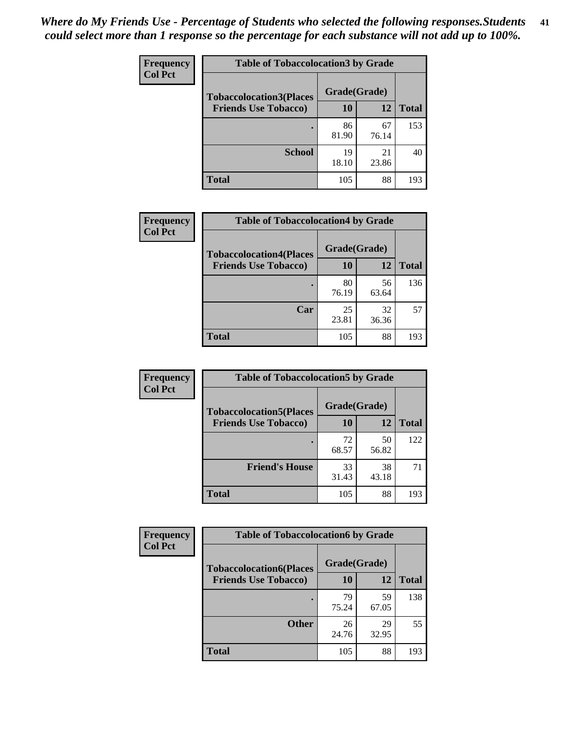*Where do My Friends Use - Percentage of Students who selected the following responses.Students could select more than 1 response so the percentage for each substance will not add up to 100%.*

**Frequency**
**Col Pct**

| Table of Tobaccolocation3 by Grade | | | |
|---|---|---|---|
| **Tobaccolocation3(Places Friends Use Tobacco)** | **Grade(Grade)** | | **Total** |
| | **10** | **12** | |
| **.** | 86<br>81.90 | 67<br>76.14 | 153 |
| **School** | 19<br>18.10 | 21<br>23.86 | 40 |
| **Total** | 105 | 88 | 193 |

**Frequency**
**Col Pct**

| Table of Tobaccolocation4 by Grade | | | |
|---|---|---|---|
| **Tobaccolocation4(Places Friends Use Tobacco)** | **Grade(Grade)** | | **Total** |
| | **10** | **12** | |
| **.** | 80<br>76.19 | 56<br>63.64 | 136 |
| **Car** | 25<br>23.81 | 32<br>36.36 | 57 |
| **Total** | 105 | 88 | 193 |

**Frequency**
**Col Pct**

| Table of Tobaccolocation5 by Grade | | | |
|---|---|---|---|
| **Tobaccolocation5(Places Friends Use Tobacco)** | **Grade(Grade)** | | **Total** |
| | **10** | **12** | |
| **.** | 72<br>68.57 | 50<br>56.82 | 122 |
| **Friend's House** | 33<br>31.43 | 38<br>43.18 | 71 |
| **Total** | 105 | 88 | 193 |

**Frequency**
**Col Pct**

| Table of Tobaccolocation6 by Grade | | | |
|---|---|---|---|
| **Tobaccolocation6(Places Friends Use Tobacco)** | **Grade(Grade)** | | **Total** |
| | **10** | **12** | |
| **.** | 79<br>75.24 | 59<br>67.05 | 138 |
| **Other** | 26<br>24.76 | 29<br>32.95 | 55 |
| **Total** | 105 | 88 | 193 |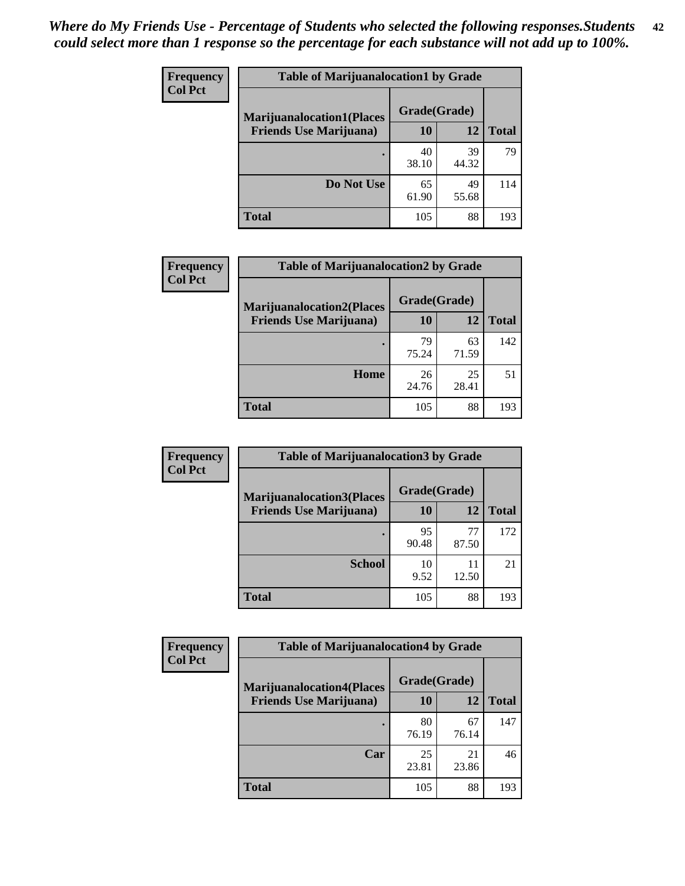*Where do My Friends Use - Percentage of Students who selected the following responses.Students could select more than 1 response so the percentage for each substance will not add up to 100%.*

| Frequency Col Pct | Table of Marijuanalocation1 by Grade | | |
|---|---|---|---|
| Marijuanalocation1(Places Friends Use Marijuana) | Grade(Grade) | | |
| | 10 | 12 | Total |
| . | 40<br>38.10 | 39<br>44.32 | 79 |
| Do Not Use | 65<br>61.90 | 49<br>55.68 | 114 |
| Total | 105 | 88 | 193 |

| Frequency Col Pct | Table of Marijuanalocation2 by Grade | | |
|---|---|---|---|
| Marijuanalocation2(Places Friends Use Marijuana) | Grade(Grade) | | |
| | 10 | 12 | Total |
| . | 79<br>75.24 | 63<br>71.59 | 142 |
| Home | 26<br>24.76 | 25<br>28.41 | 51 |
| Total | 105 | 88 | 193 |

| Frequency Col Pct | Table of Marijuanalocation3 by Grade | | |
|---|---|---|---|
| Marijuanalocation3(Places Friends Use Marijuana) | Grade(Grade) | | |
| | 10 | 12 | Total |
| . | 95<br>90.48 | 77<br>87.50 | 172 |
| School | 10<br>9.52 | 11<br>12.50 | 21 |
| Total | 105 | 88 | 193 |

| Frequency Col Pct | Table of Marijuanalocation4 by Grade | | |
|---|---|---|---|
| Marijuanalocation4(Places Friends Use Marijuana) | Grade(Grade) | | |
| | 10 | 12 | Total |
| . | 80<br>76.19 | 67<br>76.14 | 147 |
| Car | 25<br>23.81 | 21<br>23.86 | 46 |
| Total | 105 | 88 | 193 |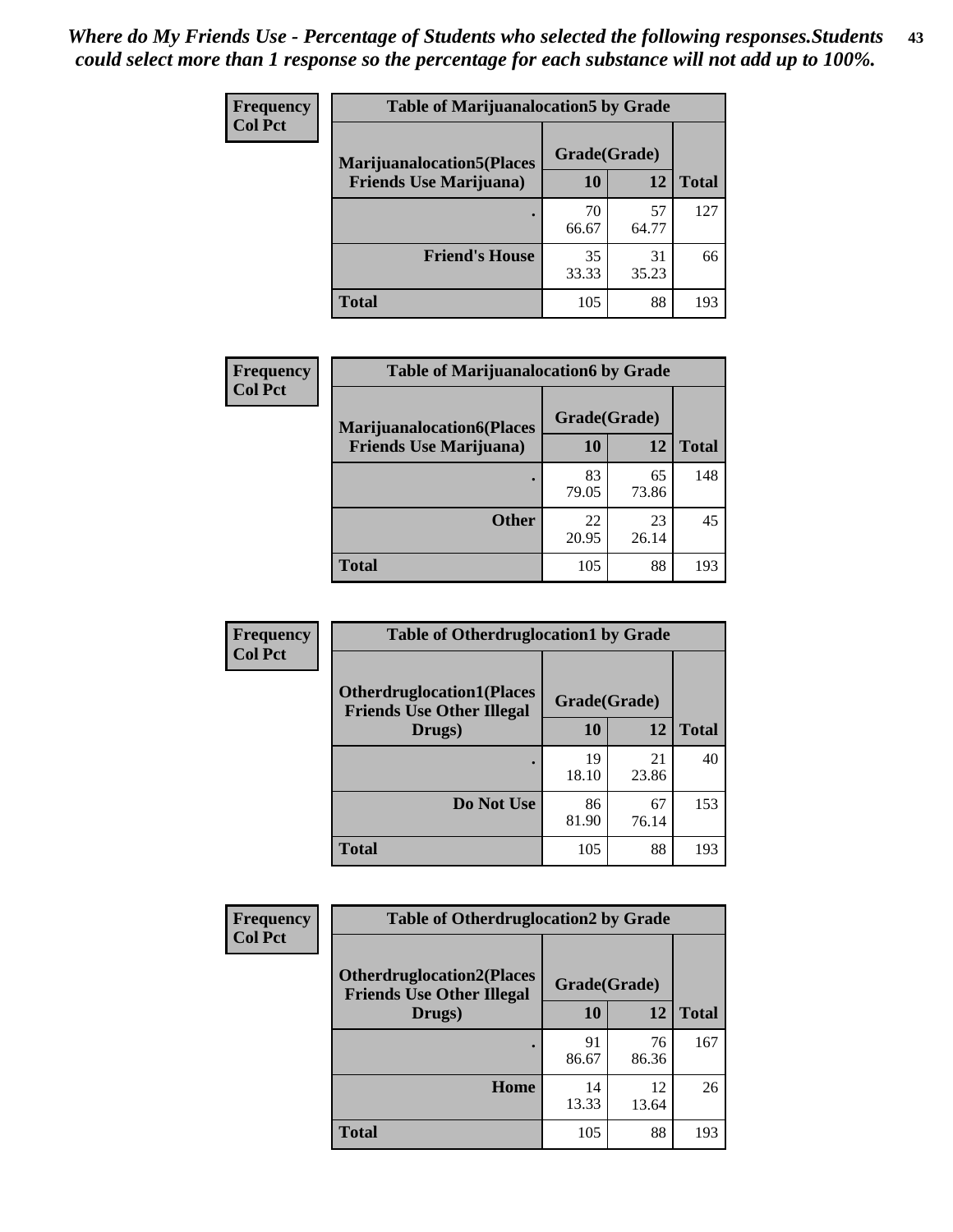*Where do My Friends Use - Percentage of Students who selected the following responses.Students could select more than 1 response so the percentage for each substance will not add up to 100%.*

**Frequency / Col Pct**

| Table of Marijuanalocation5 by Grade | | | |
|---|---|---|---|
| **Marijuanalocation5(Places Friends Use Marijuana)** | **Grade(Grade)** | | |
| | **10** | **12** | **Total** |
| . | 70<br>66.67 | 57<br>64.77 | 127 |
| **Friend's House** | 35<br>33.33 | 31<br>35.23 | 66 |
| **Total** | 105 | 88 | 193 |

**Frequency / Col Pct**

| Table of Marijuanalocation6 by Grade | | | |
|---|---|---|---|
| **Marijuanalocation6(Places Friends Use Marijuana)** | **Grade(Grade)** | | |
| | **10** | **12** | **Total** |
| . | 83<br>79.05 | 65<br>73.86 | 148 |
| **Other** | 22<br>20.95 | 23<br>26.14 | 45 |
| **Total** | 105 | 88 | 193 |

**Frequency / Col Pct**

| Table of Otherdruglocation1 by Grade | | | |
|---|---|---|---|
| **Otherdruglocation1(Places Friends Use Other Illegal Drugs)** | **Grade(Grade)** | | |
| | **10** | **12** | **Total** |
| . | 19<br>18.10 | 21<br>23.86 | 40 |
| **Do Not Use** | 86<br>81.90 | 67<br>76.14 | 153 |
| **Total** | 105 | 88 | 193 |

**Frequency / Col Pct**

| Table of Otherdruglocation2 by Grade | | | |
|---|---|---|---|
| **Otherdruglocation2(Places Friends Use Other Illegal Drugs)** | **Grade(Grade)** | | |
| | **10** | **12** | **Total** |
| . | 91<br>86.67 | 76<br>86.36 | 167 |
| **Home** | 14<br>13.33 | 12<br>13.64 | 26 |
| **Total** | 105 | 88 | 193 |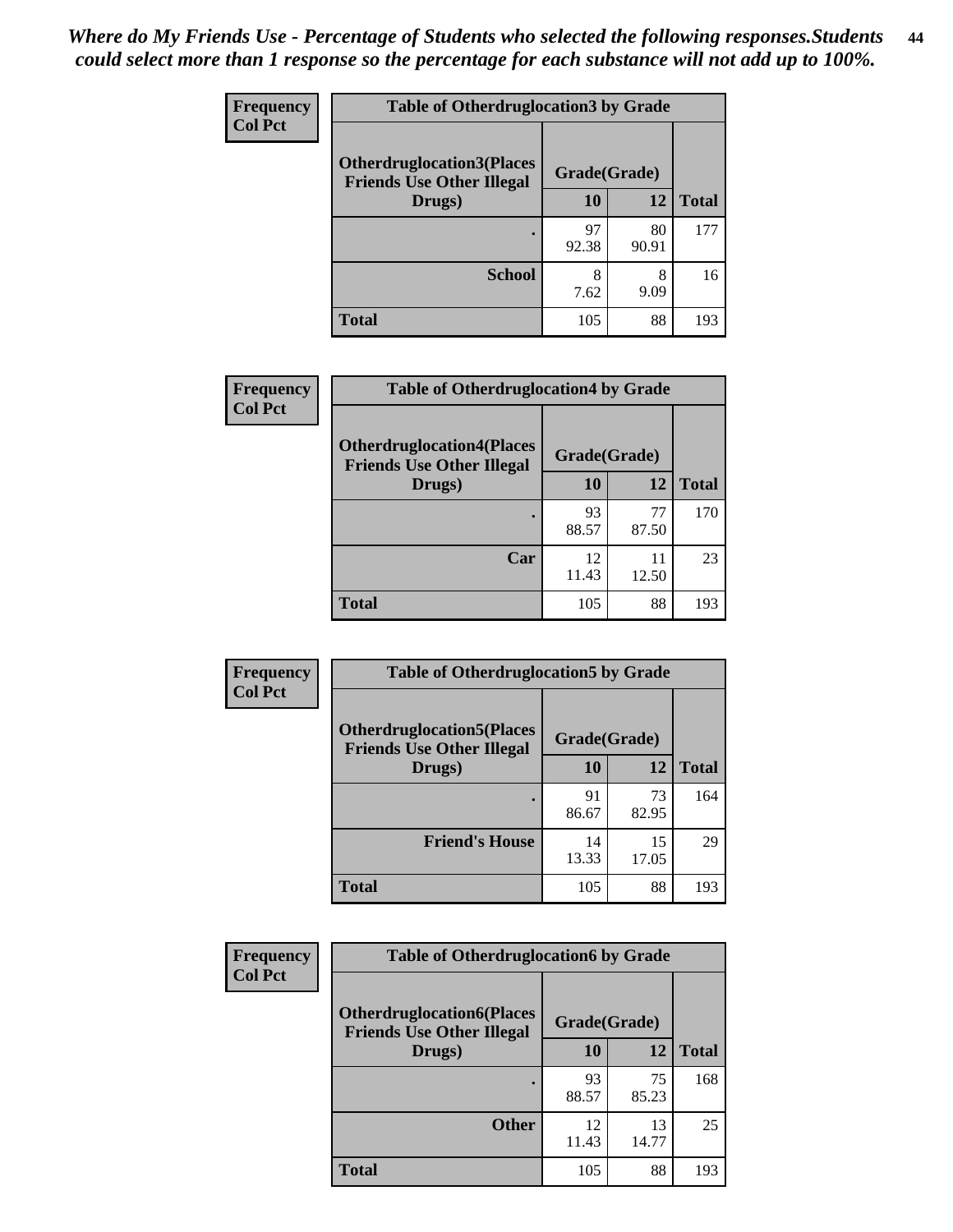*Where do My Friends Use - Percentage of Students who selected the following responses.Students could select more than 1 response so the percentage for each substance will not add up to 100%.*

| Frequency Col Pct | Table of Otherdruglocation3 by Grade | | |
|---|---|---|---|
| Otherdruglocation3(Places Friends Use Other Illegal Drugs) | Grade(Grade) | | |
| | 10 | 12 | Total |
| . | 97<br>92.38 | 80<br>90.91 | 177 |
| School | 8<br>7.62 | 8<br>9.09 | 16 |
| Total | 105 | 88 | 193 |

| Frequency Col Pct | Table of Otherdruglocation4 by Grade | | |
|---|---|---|---|
| Otherdruglocation4(Places Friends Use Other Illegal Drugs) | Grade(Grade) | | |
| | 10 | 12 | Total |
| . | 93<br>88.57 | 77<br>87.50 | 170 |
| Car | 12<br>11.43 | 11<br>12.50 | 23 |
| Total | 105 | 88 | 193 |

| Frequency Col Pct | Table of Otherdruglocation5 by Grade | | |
|---|---|---|---|
| Otherdruglocation5(Places Friends Use Other Illegal Drugs) | Grade(Grade) | | |
| | 10 | 12 | Total |
| . | 91<br>86.67 | 73<br>82.95 | 164 |
| Friend's House | 14<br>13.33 | 15<br>17.05 | 29 |
| Total | 105 | 88 | 193 |

| Frequency Col Pct | Table of Otherdruglocation6 by Grade | | |
|---|---|---|---|
| Otherdruglocation6(Places Friends Use Other Illegal Drugs) | Grade(Grade) | | |
| | 10 | 12 | Total |
| . | 93<br>88.57 | 75<br>85.23 | 168 |
| Other | 12<br>11.43 | 13<br>14.77 | 25 |
| Total | 105 | 88 | 193 |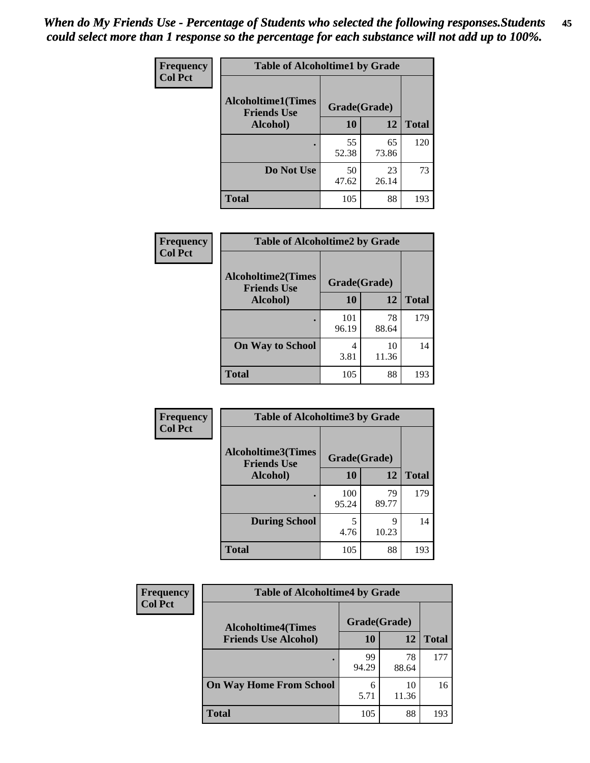*When do My Friends Use - Percentage of Students who selected the following responses.Students could select more than 1 response so the percentage for each substance will not add up to 100%.*

**Frequency**
**Col Pct**

| Table of Alcoholtime1 by Grade | | | |
|---|---|---|---|
| **Alcoholtime1(Times Friends Use Alcohol)** | **Grade(Grade)** | | |
| | **10** | **12** | **Total** |
| **.** | 55<br>52.38 | 65<br>73.86 | 120 |
| **Do Not Use** | 50<br>47.62 | 23<br>26.14 | 73 |
| **Total** | 105 | 88 | 193 |

**Frequency**
**Col Pct**

| Table of Alcoholtime2 by Grade | | | |
|---|---|---|---|
| **Alcoholtime2(Times Friends Use Alcohol)** | **Grade(Grade)** | | |
| | **10** | **12** | **Total** |
| **.** | 101<br>96.19 | 78<br>88.64 | 179 |
| **On Way to School** | 4<br>3.81 | 10<br>11.36 | 14 |
| **Total** | 105 | 88 | 193 |

**Frequency**
**Col Pct**

| Table of Alcoholtime3 by Grade | | | |
|---|---|---|---|
| **Alcoholtime3(Times Friends Use Alcohol)** | **Grade(Grade)** | | |
| | **10** | **12** | **Total** |
| **.** | 100<br>95.24 | 79<br>89.77 | 179 |
| **During School** | 5<br>4.76 | 9<br>10.23 | 14 |
| **Total** | 105 | 88 | 193 |

**Frequency**
**Col Pct**

| Table of Alcoholtime4 by Grade | | | |
|---|---|---|---|
| **Alcoholtime4(Times Friends Use Alcohol)** | **Grade(Grade)** | | |
| | **10** | **12** | **Total** |
| **.** | 99<br>94.29 | 78<br>88.64 | 177 |
| **On Way Home From School** | 6<br>5.71 | 10<br>11.36 | 16 |
| **Total** | 105 | 88 | 193 |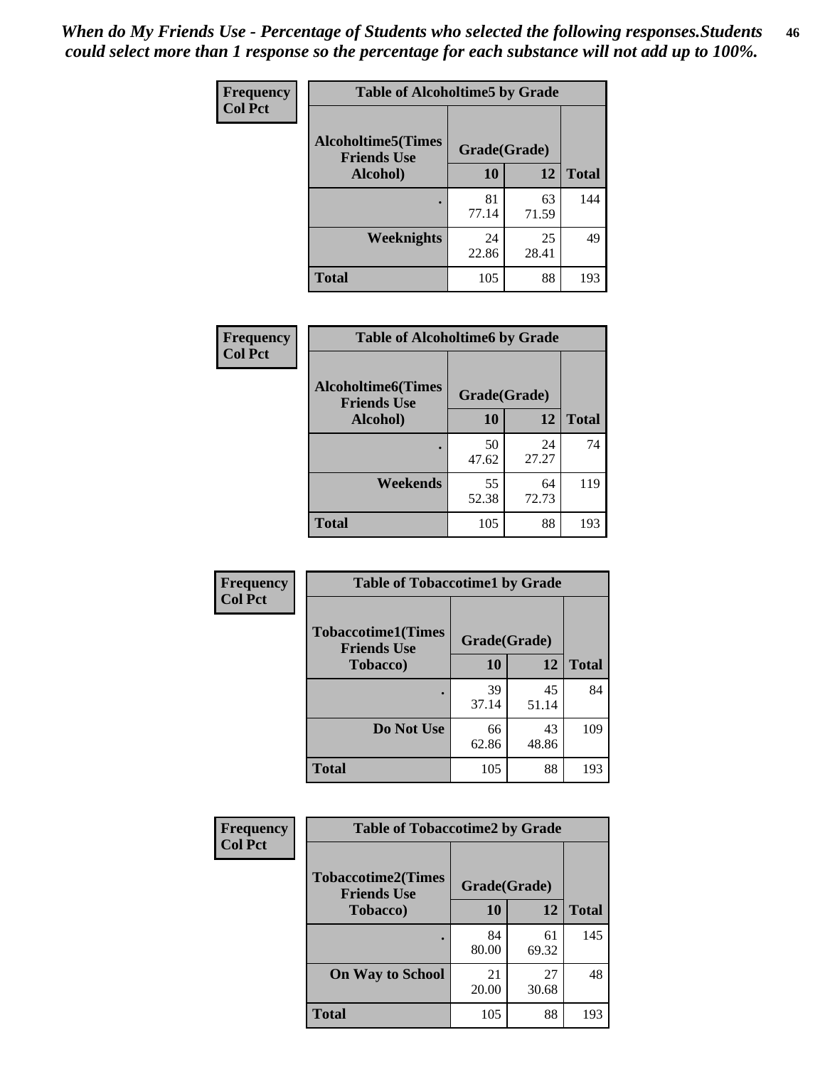*When do My Friends Use - Percentage of Students who selected the following responses.Students could select more than 1 response so the percentage for each substance will not add up to 100%.*

**Frequency**
**Col Pct**

| Table of Alcoholtime5 by Grade | | | |
|---|---|---|---|
| **Alcoholtime5(Times Friends Use Alcohol)** | **Grade(Grade)** | | **Total** |
| | **10** | **12** | |
| **.** | 81<br>77.14 | 63<br>71.59 | 144 |
| **Weeknights** | 24<br>22.86 | 25<br>28.41 | 49 |
| **Total** | 105 | 88 | 193 |

**Frequency**
**Col Pct**

| Table of Alcoholtime6 by Grade | | | |
|---|---|---|---|
| **Alcoholtime6(Times Friends Use Alcohol)** | **Grade(Grade)** | | **Total** |
| | **10** | **12** | |
| **.** | 50<br>47.62 | 24<br>27.27 | 74 |
| **Weekends** | 55<br>52.38 | 64<br>72.73 | 119 |
| **Total** | 105 | 88 | 193 |

**Frequency**
**Col Pct**

| Table of Tobaccotime1 by Grade | | | |
|---|---|---|---|
| **Tobaccotime1(Times Friends Use Tobacco)** | **Grade(Grade)** | | **Total** |
| | **10** | **12** | |
| **.** | 39<br>37.14 | 45<br>51.14 | 84 |
| **Do Not Use** | 66<br>62.86 | 43<br>48.86 | 109 |
| **Total** | 105 | 88 | 193 |

**Frequency**
**Col Pct**

| Table of Tobaccotime2 by Grade | | | |
|---|---|---|---|
| **Tobaccotime2(Times Friends Use Tobacco)** | **Grade(Grade)** | | **Total** |
| | **10** | **12** | |
| **.** | 84<br>80.00 | 61<br>69.32 | 145 |
| **On Way to School** | 21<br>20.00 | 27<br>30.68 | 48 |
| **Total** | 105 | 88 | 193 |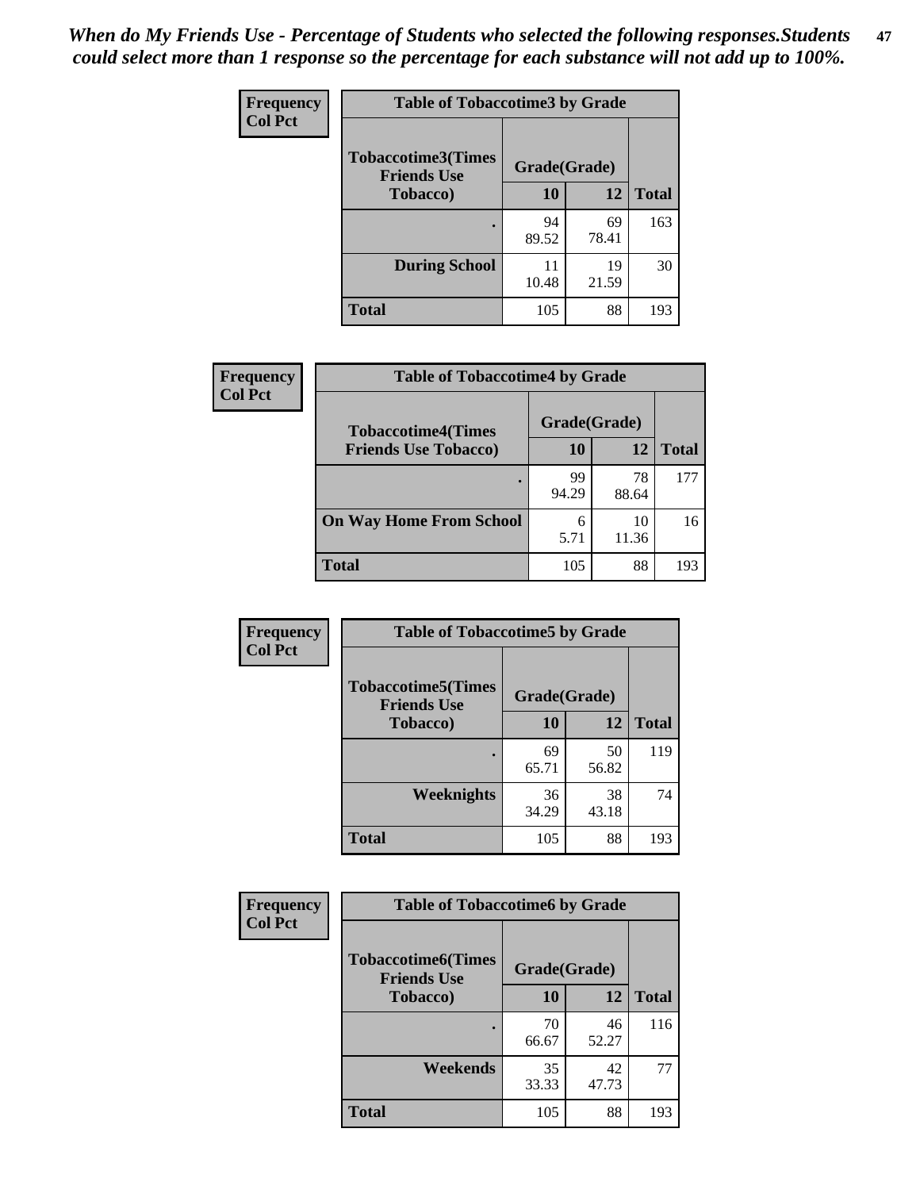*When do My Friends Use - Percentage of Students who selected the following responses.Students could select more than 1 response so the percentage for each substance will not add up to 100%.*

**Frequency**
**Col Pct**

| Table of Tobaccotime3 by Grade | | | |
|---|---|---|---|
| **Tobaccotime3(Times Friends Use Tobacco)** | **Grade(Grade)** | | **Total** |
| | **10** | **12** | |
| **.** | 94<br>89.52 | 69<br>78.41 | 163 |
| **During School** | 11<br>10.48 | 19<br>21.59 | 30 |
| **Total** | 105 | 88 | 193 |

**Frequency**
**Col Pct**

| Table of Tobaccotime4 by Grade | | | |
|---|---|---|---|
| **Tobaccotime4(Times Friends Use Tobacco)** | **Grade(Grade)** | | **Total** |
| | **10** | **12** | |
| **.** | 99<br>94.29 | 78<br>88.64 | 177 |
| **On Way Home From School** | 6<br>5.71 | 10<br>11.36 | 16 |
| **Total** | 105 | 88 | 193 |

**Frequency**
**Col Pct**

| Table of Tobaccotime5 by Grade | | | |
|---|---|---|---|
| **Tobaccotime5(Times Friends Use Tobacco)** | **Grade(Grade)** | | **Total** |
| | **10** | **12** | |
| **.** | 69<br>65.71 | 50<br>56.82 | 119 |
| **Weeknights** | 36<br>34.29 | 38<br>43.18 | 74 |
| **Total** | 105 | 88 | 193 |

**Frequency**
**Col Pct**

| Table of Tobaccotime6 by Grade | | | |
|---|---|---|---|
| **Tobaccotime6(Times Friends Use Tobacco)** | **Grade(Grade)** | | **Total** |
| | **10** | **12** | |
| **.** | 70<br>66.67 | 46<br>52.27 | 116 |
| **Weekends** | 35<br>33.33 | 42<br>47.73 | 77 |
| **Total** | 105 | 88 | 193 |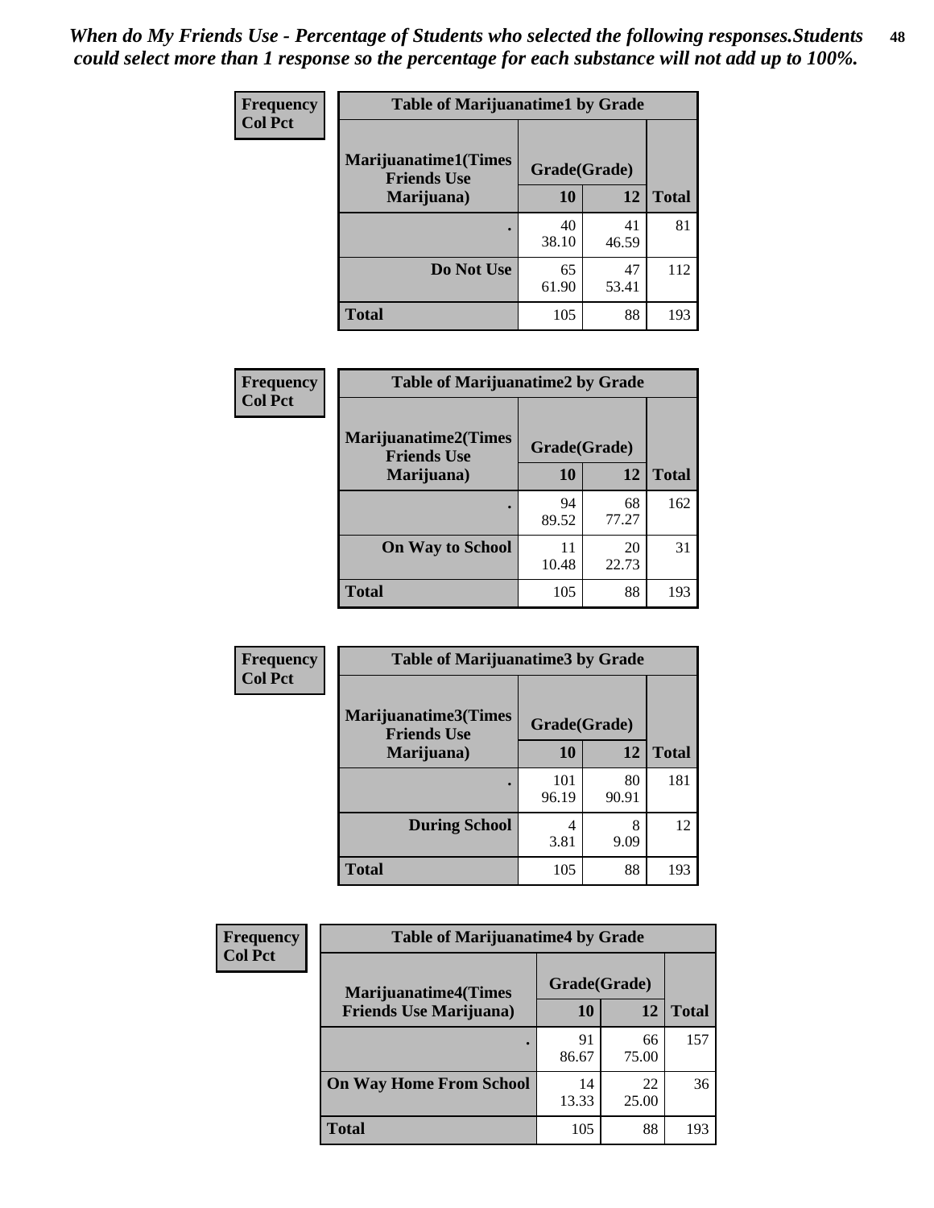*When do My Friends Use - Percentage of Students who selected the following responses.Students could select more than 1 response so the percentage for each substance will not add up to 100%.*

**Frequency**
**Col Pct**

| Table of Marijuanatime1 by Grade | | | |
|---|---|---|---|
| **Marijuanatime1(Times Friends Use Marijuana)** | **Grade(Grade)** | | **Total** |
| | **10** | **12** | |
| **.** | 40<br>38.10 | 41<br>46.59 | 81 |
| **Do Not Use** | 65<br>61.90 | 47<br>53.41 | 112 |
| **Total** | 105 | 88 | 193 |

**Frequency**
**Col Pct**

| Table of Marijuanatime2 by Grade | | | |
|---|---|---|---|
| **Marijuanatime2(Times Friends Use Marijuana)** | **Grade(Grade)** | | **Total** |
| | **10** | **12** | |
| **.** | 94<br>89.52 | 68<br>77.27 | 162 |
| **On Way to School** | 11<br>10.48 | 20<br>22.73 | 31 |
| **Total** | 105 | 88 | 193 |

**Frequency**
**Col Pct**

| Table of Marijuanatime3 by Grade | | | |
|---|---|---|---|
| **Marijuanatime3(Times Friends Use Marijuana)** | **Grade(Grade)** | | **Total** |
| | **10** | **12** | |
| **.** | 101<br>96.19 | 80<br>90.91 | 181 |
| **During School** | 4<br>3.81 | 8<br>9.09 | 12 |
| **Total** | 105 | 88 | 193 |

**Frequency**
**Col Pct**

| Table of Marijuanatime4 by Grade | | | |
|---|---|---|---|
| **Marijuanatime4(Times Friends Use Marijuana)** | **Grade(Grade)** | | **Total** |
| | **10** | **12** | |
| **.** | 91<br>86.67 | 66<br>75.00 | 157 |
| **On Way Home From School** | 14<br>13.33 | 22<br>25.00 | 36 |
| **Total** | 105 | 88 | 193 |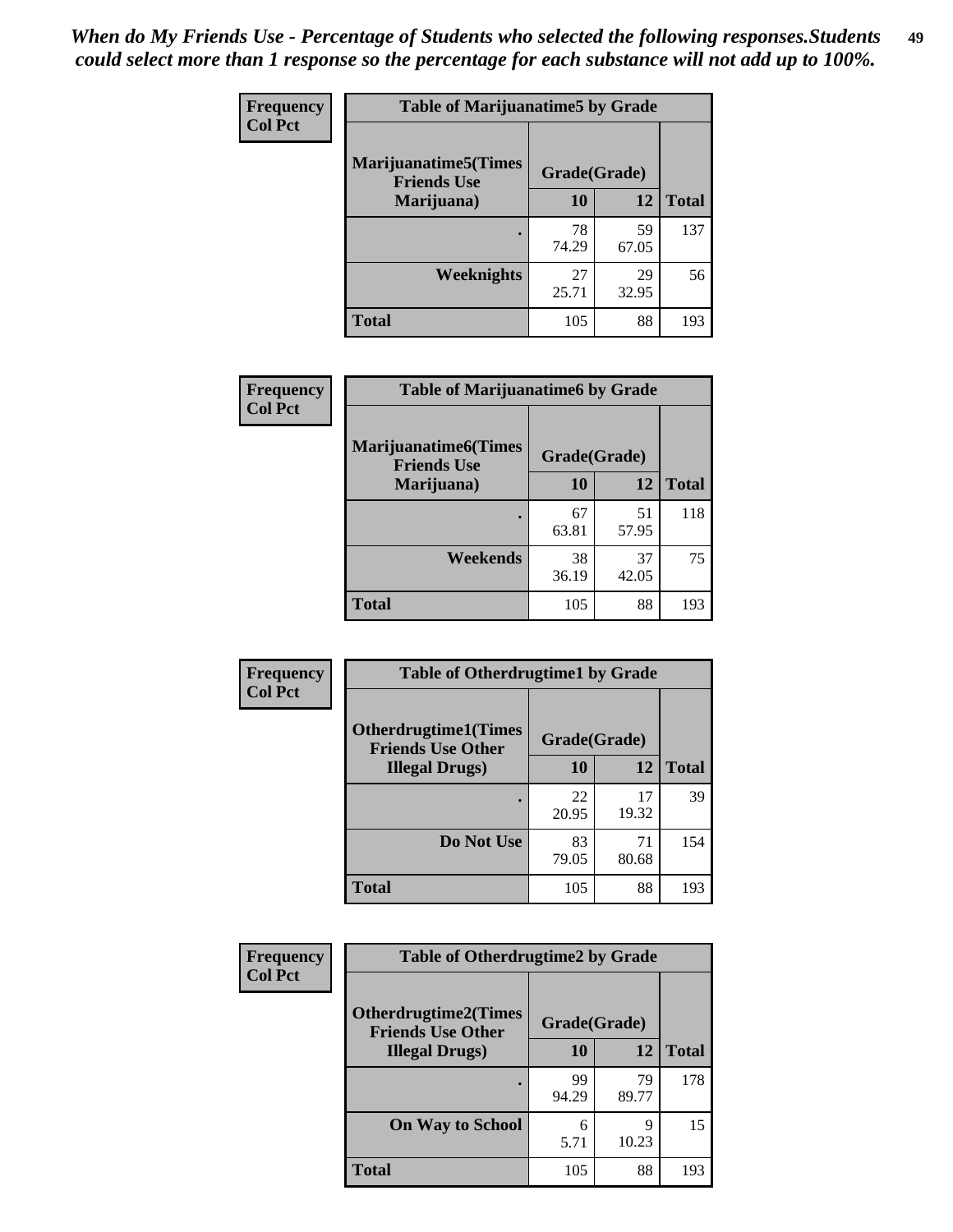*When do My Friends Use - Percentage of Students who selected the following responses.Students could select more than 1 response so the percentage for each substance will not add up to 100%.*

**Frequency**
**Col Pct**

**Table of Marijuanatime5 by Grade**

| Marijuanatime5(Times Friends Use Marijuana) | Grade(Grade) | | Total |
|---|---|---|---|
| | 10 | 12 | |
| . | 78<br>74.29 | 59<br>67.05 | 137 |
| Weeknights | 27<br>25.71 | 29<br>32.95 | 56 |
| Total | 105 | 88 | 193 |

**Frequency**
**Col Pct**

**Table of Marijuanatime6 by Grade**

| Marijuanatime6(Times Friends Use Marijuana) | Grade(Grade) | | Total |
|---|---|---|---|
| | 10 | 12 | |
| . | 67<br>63.81 | 51<br>57.95 | 118 |
| Weekends | 38<br>36.19 | 37<br>42.05 | 75 |
| Total | 105 | 88 | 193 |

**Frequency**
**Col Pct**

**Table of Otherdrugtime1 by Grade**

| Otherdrugtime1(Times Friends Use Other Illegal Drugs) | Grade(Grade) | | Total |
|---|---|---|---|
| | 10 | 12 | |
| . | 22<br>20.95 | 17<br>19.32 | 39 |
| Do Not Use | 83<br>79.05 | 71<br>80.68 | 154 |
| Total | 105 | 88 | 193 |

**Frequency**
**Col Pct**

**Table of Otherdrugtime2 by Grade**

| Otherdrugtime2(Times Friends Use Other Illegal Drugs) | Grade(Grade) | | Total |
|---|---|---|---|
| | 10 | 12 | |
| . | 99<br>94.29 | 79<br>89.77 | 178 |
| On Way to School | 6<br>5.71 | 9<br>10.23 | 15 |
| Total | 105 | 88 | 193 |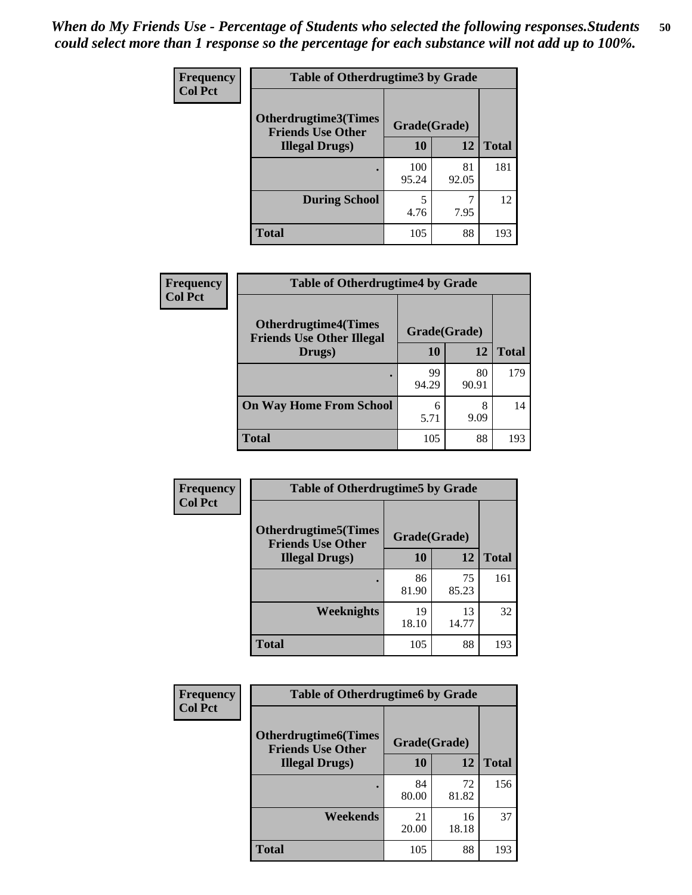*When do My Friends Use - Percentage of Students who selected the following responses.Students could select more than 1 response so the percentage for each substance will not add up to 100%.*

**Frequency**
**Col Pct**

| Table of Otherdrugtime3 by Grade | | | |
|---|---|---|---|
| **Otherdrugtime3(Times Friends Use Other Illegal Drugs)** | **Grade(Grade)** | | |
| | **10** | **12** | **Total** |
| **.** | 100<br>95.24 | 81<br>92.05 | 181 |
| **During School** | 5<br>4.76 | 7<br>7.95 | 12 |
| **Total** | 105 | 88 | 193 |

**Frequency**
**Col Pct**

| Table of Otherdrugtime4 by Grade | | | |
|---|---|---|---|
| **Otherdrugtime4(Times Friends Use Other Illegal Drugs)** | **Grade(Grade)** | | |
| | **10** | **12** | **Total** |
| **.** | 99<br>94.29 | 80<br>90.91 | 179 |
| **On Way Home From School** | 6<br>5.71 | 8<br>9.09 | 14 |
| **Total** | 105 | 88 | 193 |

**Frequency**
**Col Pct**

| Table of Otherdrugtime5 by Grade | | | |
|---|---|---|---|
| **Otherdrugtime5(Times Friends Use Other Illegal Drugs)** | **Grade(Grade)** | | |
| | **10** | **12** | **Total** |
| **.** | 86<br>81.90 | 75<br>85.23 | 161 |
| **Weeknights** | 19<br>18.10 | 13<br>14.77 | 32 |
| **Total** | 105 | 88 | 193 |

**Frequency**
**Col Pct**

| Table of Otherdrugtime6 by Grade | | | |
|---|---|---|---|
| **Otherdrugtime6(Times Friends Use Other Illegal Drugs)** | **Grade(Grade)** | | |
| | **10** | **12** | **Total** |
| **.** | 84<br>80.00 | 72<br>81.82 | 156 |
| **Weekends** | 21<br>20.00 | 16<br>18.18 | 37 |
| **Total** | 105 | 88 | 193 |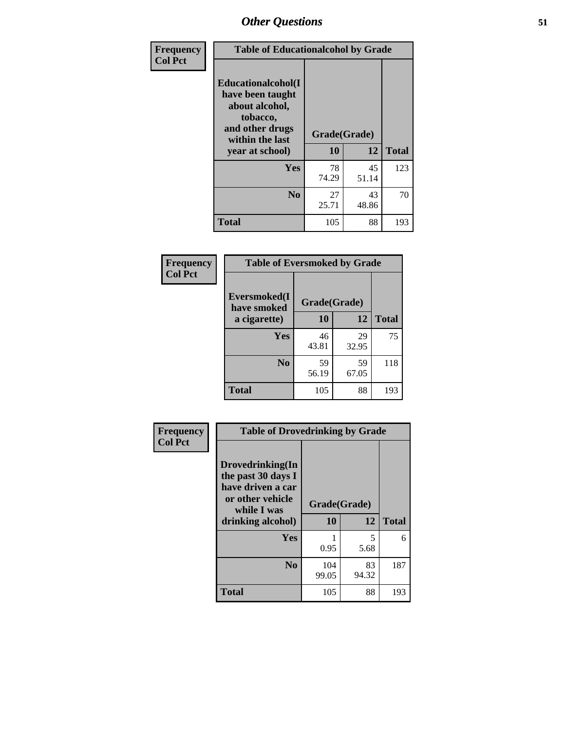# Other Questions

Frequency
Col Pct

| Table of Educationalalcohol by Grade | | | |
|---|---|---|---|
| Educationalalcohol(I have been taught about alcohol, tobacco, and other drugs within the last year at school) | Grade(Grade) | | |
| | 10 | 12 | Total |
| Yes | 78<br>74.29 | 45<br>51.14 | 123 |
| No | 27<br>25.71 | 43<br>48.86 | 70 |
| Total | 105 | 88 | 193 |

Frequency
Col Pct

| Table of Eversmoked by Grade | | | |
|---|---|---|---|
| Eversmoked(I have smoked a cigarette) | Grade(Grade) | | |
| | 10 | 12 | Total |
| Yes | 46<br>43.81 | 29<br>32.95 | 75 |
| No | 59<br>56.19 | 59<br>67.05 | 118 |
| Total | 105 | 88 | 193 |

Frequency
Col Pct

| Table of Drovedrinking by Grade | | | |
|---|---|---|---|
| Drovedrinking(In the past 30 days I have driven a car or other vehicle while I was drinking alcohol) | Grade(Grade) | | |
| | 10 | 12 | Total |
| Yes | 1<br>0.95 | 5<br>5.68 | 6 |
| No | 104<br>99.05 | 83<br>94.32 | 187 |
| Total | 105 | 88 | 193 |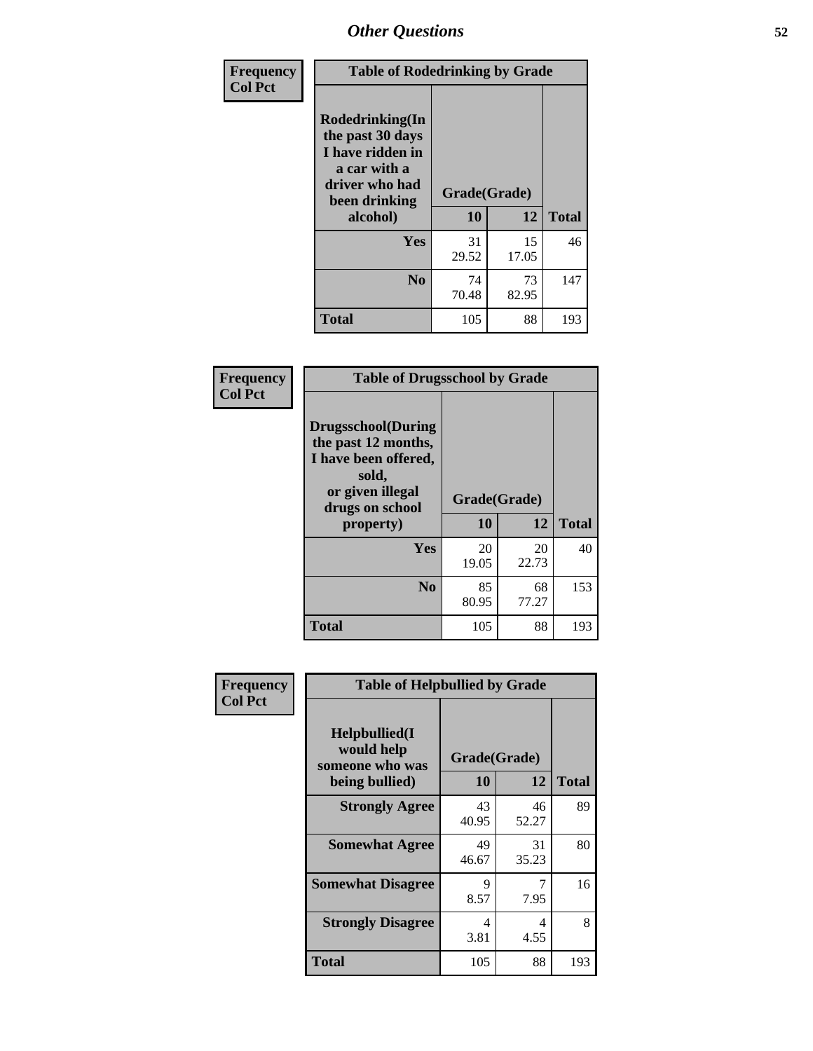# Other Questions

Frequency
Col Pct

| Table of Rodedrinking by Grade | | | |
|---|---|---|---|
| Rodedrinking(In the past 30 days I have ridden in a car with a driver who had been drinking alcohol) | Grade(Grade) | | |
| | 10 | 12 | Total |
| Yes | 31<br>29.52 | 15<br>17.05 | 46 |
| No | 74<br>70.48 | 73<br>82.95 | 147 |
| Total | 105 | 88 | 193 |

Frequency
Col Pct

| Table of Drugsschool by Grade | | | |
|---|---|---|---|
| Drugsschool(During the past 12 months, I have been offered, sold, or given illegal drugs on school property) | Grade(Grade) | | |
| | 10 | 12 | Total |
| Yes | 20<br>19.05 | 20<br>22.73 | 40 |
| No | 85<br>80.95 | 68<br>77.27 | 153 |
| Total | 105 | 88 | 193 |

Frequency
Col Pct

| Table of Helpbullied by Grade | | | |
|---|---|---|---|
| Helpbullied(I would help someone who was being bullied) | Grade(Grade) | | |
| | 10 | 12 | Total |
| Strongly Agree | 43<br>40.95 | 46<br>52.27 | 89 |
| Somewhat Agree | 49<br>46.67 | 31<br>35.23 | 80 |
| Somewhat Disagree | 9<br>8.57 | 7<br>7.95 | 16 |
| Strongly Disagree | 4<br>3.81 | 4<br>4.55 | 8 |
| Total | 105 | 88 | 193 |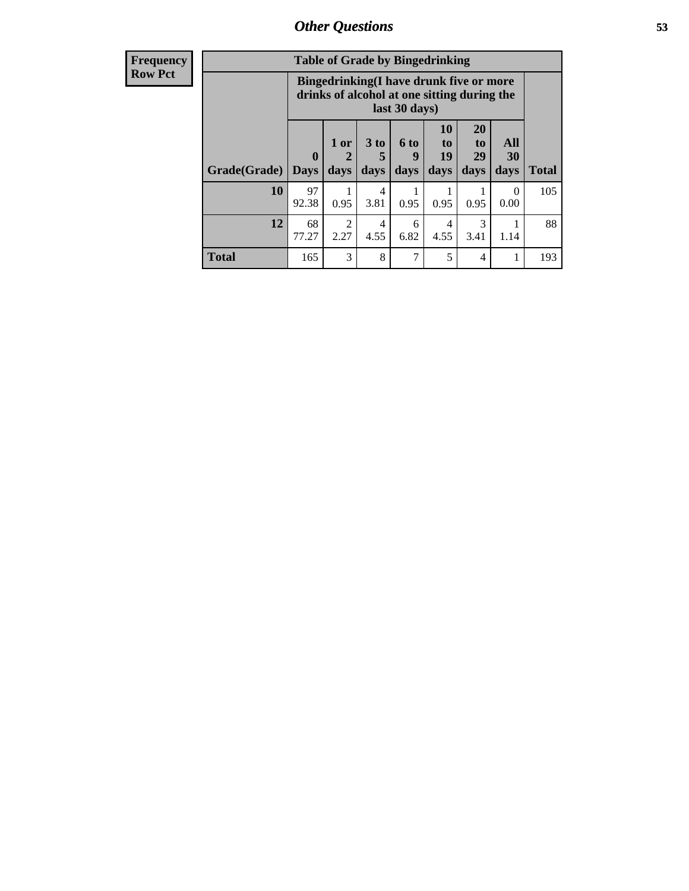## Other Questions

| Frequency Row Pct | Table of Grade by Bingedrinking | | | | | | | |
|---|---|---|---|---|---|---|---|---|
| | Bingedrinking(I have drunk five or more drinks of alcohol at one sitting during the last 30 days) | | | | | | | |
| Grade(Grade) | 0 Days | 1 or 2 days | 3 to 5 days | 6 to 9 days | 10 to 19 days | 20 to 29 days | All 30 days | Total |
| 10 | 97 92.38 | 1 0.95 | 4 3.81 | 1 0.95 | 1 0.95 | 1 0.95 | 0 0.00 | 105 |
| 12 | 68 77.27 | 2 2.27 | 4 4.55 | 6 6.82 | 4 4.55 | 3 3.41 | 1 1.14 | 88 |
| Total | 165 | 3 | 8 | 7 | 5 | 4 | 1 | 193 |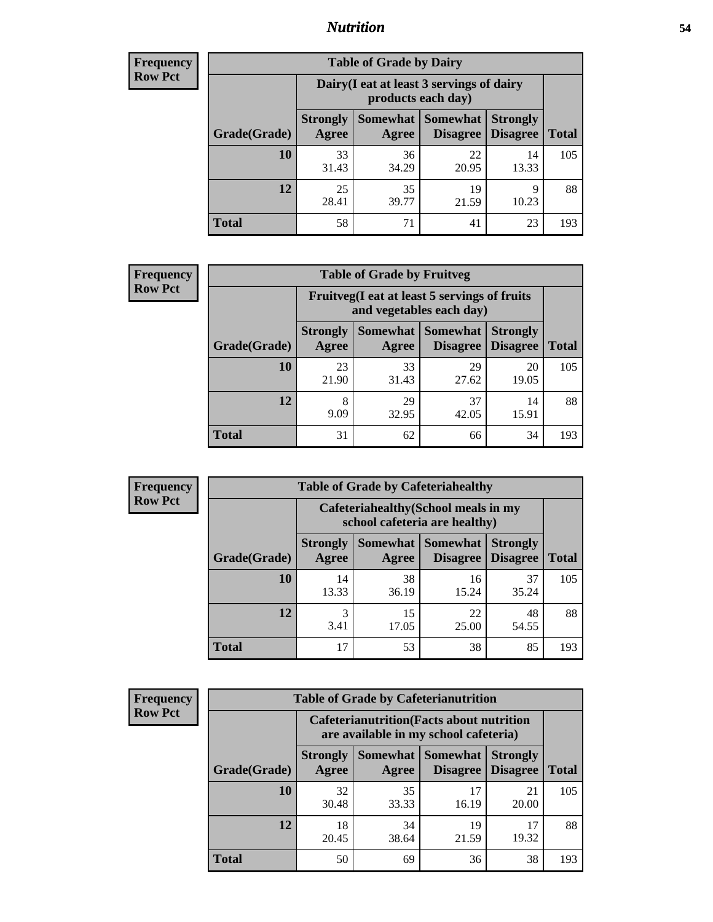## Nutrition

**Frequency Row Pct**

| Table of Grade by Dairy | | | | | |
|---|---|---|---|---|---|
| | Dairy(I eat at least 3 servings of dairy products each day) | | | | |
| Grade(Grade) | Strongly Agree | Somewhat Agree | Somewhat Disagree | Strongly Disagree | Total |
| 10 | 33<br>31.43 | 36<br>34.29 | 22<br>20.95 | 14<br>13.33 | 105 |
| 12 | 25<br>28.41 | 35<br>39.77 | 19<br>21.59 | 9<br>10.23 | 88 |
| Total | 58 | 71 | 41 | 23 | 193 |

**Frequency Row Pct**

| Table of Grade by Fruitveg | | | | | |
|---|---|---|---|---|---|
| | Fruitveg(I eat at least 5 servings of fruits and vegetables each day) | | | | |
| Grade(Grade) | Strongly Agree | Somewhat Agree | Somewhat Disagree | Strongly Disagree | Total |
| 10 | 23<br>21.90 | 33<br>31.43 | 29<br>27.62 | 20<br>19.05 | 105 |
| 12 | 8<br>9.09 | 29<br>32.95 | 37<br>42.05 | 14<br>15.91 | 88 |
| Total | 31 | 62 | 66 | 34 | 193 |

**Frequency Row Pct**

| Table of Grade by Cafeteriahealthy | | | | | |
|---|---|---|---|---|---|
| | Cafeteriahealthy(School meals in my school cafeteria are healthy) | | | | |
| Grade(Grade) | Strongly Agree | Somewhat Agree | Somewhat Disagree | Strongly Disagree | Total |
| 10 | 14<br>13.33 | 38<br>36.19 | 16<br>15.24 | 37<br>35.24 | 105 |
| 12 | 3<br>3.41 | 15<br>17.05 | 22<br>25.00 | 48<br>54.55 | 88 |
| Total | 17 | 53 | 38 | 85 | 193 |

**Frequency Row Pct**

| Table of Grade by Cafeterianutrition | | | | | |
|---|---|---|---|---|---|
| | Cafeterianutrition(Facts about nutrition are available in my school cafeteria) | | | | |
| Grade(Grade) | Strongly Agree | Somewhat Agree | Somewhat Disagree | Strongly Disagree | Total |
| 10 | 32<br>30.48 | 35<br>33.33 | 17<br>16.19 | 21<br>20.00 | 105 |
| 12 | 18<br>20.45 | 34<br>38.64 | 19<br>21.59 | 17<br>19.32 | 88 |
| Total | 50 | 69 | 36 | 38 | 193 |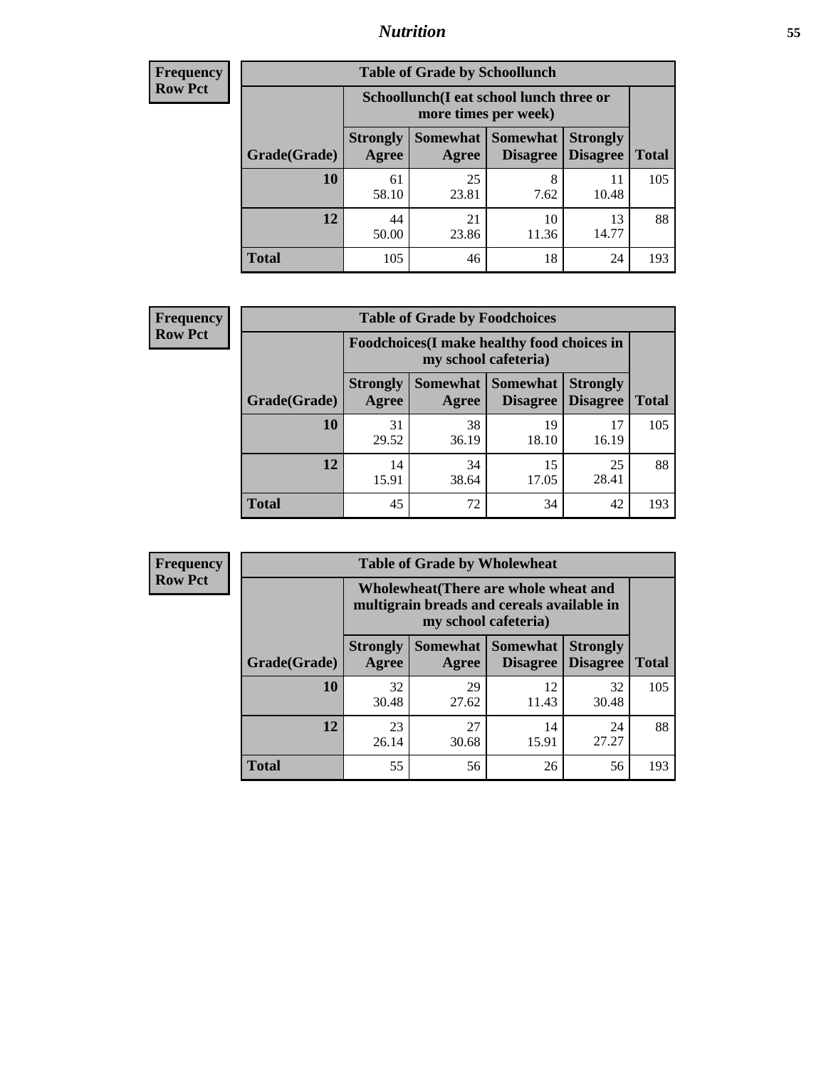**Frequency**
**Row Pct**

| Table of Grade by Schoollunch | | | | | |
|---|---|---|---|---|---|
| | Schoollunch(I eat school lunch three or more times per week) | | | | |
| Grade(Grade) | Strongly Agree | Somewhat Agree | Somewhat Disagree | Strongly Disagree | Total |
| **10** | 61<br>58.10 | 25<br>23.81 | 8<br>7.62 | 11<br>10.48 | 105 |
| **12** | 44<br>50.00 | 21<br>23.86 | 10<br>11.36 | 13<br>14.77 | 88 |
| **Total** | 105 | 46 | 18 | 24 | 193 |

**Frequency**
**Row Pct**

| Table of Grade by Foodchoices | | | | | |
|---|---|---|---|---|---|
| | Foodchoices(I make healthy food choices in my school cafeteria) | | | | |
| Grade(Grade) | Strongly Agree | Somewhat Agree | Somewhat Disagree | Strongly Disagree | Total |
| **10** | 31<br>29.52 | 38<br>36.19 | 19<br>18.10 | 17<br>16.19 | 105 |
| **12** | 14<br>15.91 | 34<br>38.64 | 15<br>17.05 | 25<br>28.41 | 88 |
| **Total** | 45 | 72 | 34 | 42 | 193 |

**Frequency**
**Row Pct**

| Table of Grade by Wholewheat | | | | | |
|---|---|---|---|---|---|
| | Wholewheat(There are whole wheat and multigrain breads and cereals available in my school cafeteria) | | | | |
| Grade(Grade) | Strongly Agree | Somewhat Agree | Somewhat Disagree | Strongly Disagree | Total |
| **10** | 32<br>30.48 | 29<br>27.62 | 12<br>11.43 | 32<br>30.48 | 105 |
| **12** | 23<br>26.14 | 27<br>30.68 | 14<br>15.91 | 24<br>27.27 | 88 |
| **Total** | 55 | 56 | 26 | 56 | 193 |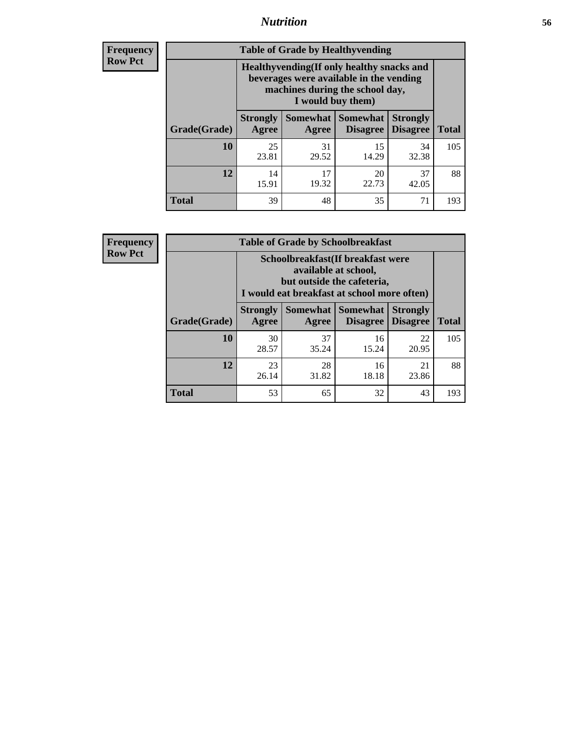# Nutrition

**Frequency**
**Row Pct**

| Table of Grade by Healthyvending | | | | | |
|---|---|---|---|---|---|
| | Healthyvending(If only healthy snacks and beverages were available in the vending machines during the school day, I would buy them) | | | | |
| Grade(Grade) | Strongly Agree | Somewhat Agree | Somewhat Disagree | Strongly Disagree | Total |
| **10** | 25<br>23.81 | 31<br>29.52 | 15<br>14.29 | 34<br>32.38 | 105 |
| **12** | 14<br>15.91 | 17<br>19.32 | 20<br>22.73 | 37<br>42.05 | 88 |
| **Total** | 39 | 48 | 35 | 71 | 193 |

**Frequency**
**Row Pct**

| Table of Grade by Schoolbreakfast | | | | | |
|---|---|---|---|---|---|
| | Schoolbreakfast(If breakfast were available at school, but outside the cafeteria, I would eat breakfast at school more often) | | | | |
| Grade(Grade) | Strongly Agree | Somewhat Agree | Somewhat Disagree | Strongly Disagree | Total |
| **10** | 30<br>28.57 | 37<br>35.24 | 16<br>15.24 | 22<br>20.95 | 105 |
| **12** | 23<br>26.14 | 28<br>31.82 | 16<br>18.18 | 21<br>23.86 | 88 |
| **Total** | 53 | 65 | 32 | 43 | 193 |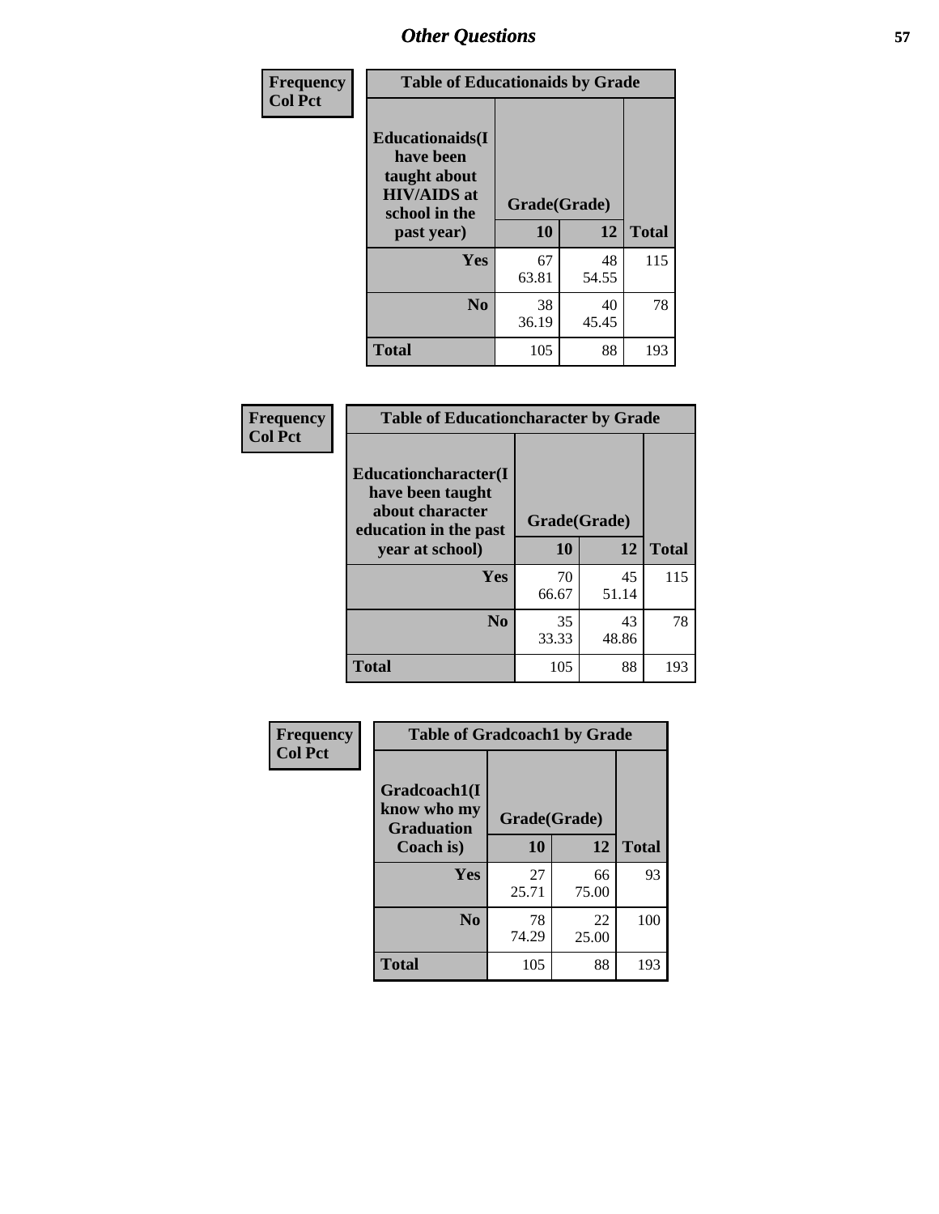# Other Questions

**Frequency**
**Col Pct**

| Table of Educationaids by Grade | | | |
|---|---|---|---|
| **Educationaids(I have been taught about HIV/AIDS at school in the past year)** | **Grade(Grade)** | | |
| | **10** | **12** | **Total** |
| **Yes** | 67<br>63.81 | 48<br>54.55 | 115 |
| **No** | 38<br>36.19 | 40<br>45.45 | 78 |
| **Total** | 105 | 88 | 193 |

**Frequency**
**Col Pct**

| Table of Educationcharacter by Grade | | | |
|---|---|---|---|
| **Educationcharacter(I have been taught about character education in the past year at school)** | **Grade(Grade)** | | |
| | **10** | **12** | **Total** |
| **Yes** | 70<br>66.67 | 45<br>51.14 | 115 |
| **No** | 35<br>33.33 | 43<br>48.86 | 78 |
| **Total** | 105 | 88 | 193 |

**Frequency**
**Col Pct**

| Table of Gradcoach1 by Grade | | | |
|---|---|---|---|
| **Gradcoach1(I know who my Graduation Coach is)** | **Grade(Grade)** | | |
| | **10** | **12** | **Total** |
| **Yes** | 27<br>25.71 | 66<br>75.00 | 93 |
| **No** | 78<br>74.29 | 22<br>25.00 | 100 |
| **Total** | 105 | 88 | 193 |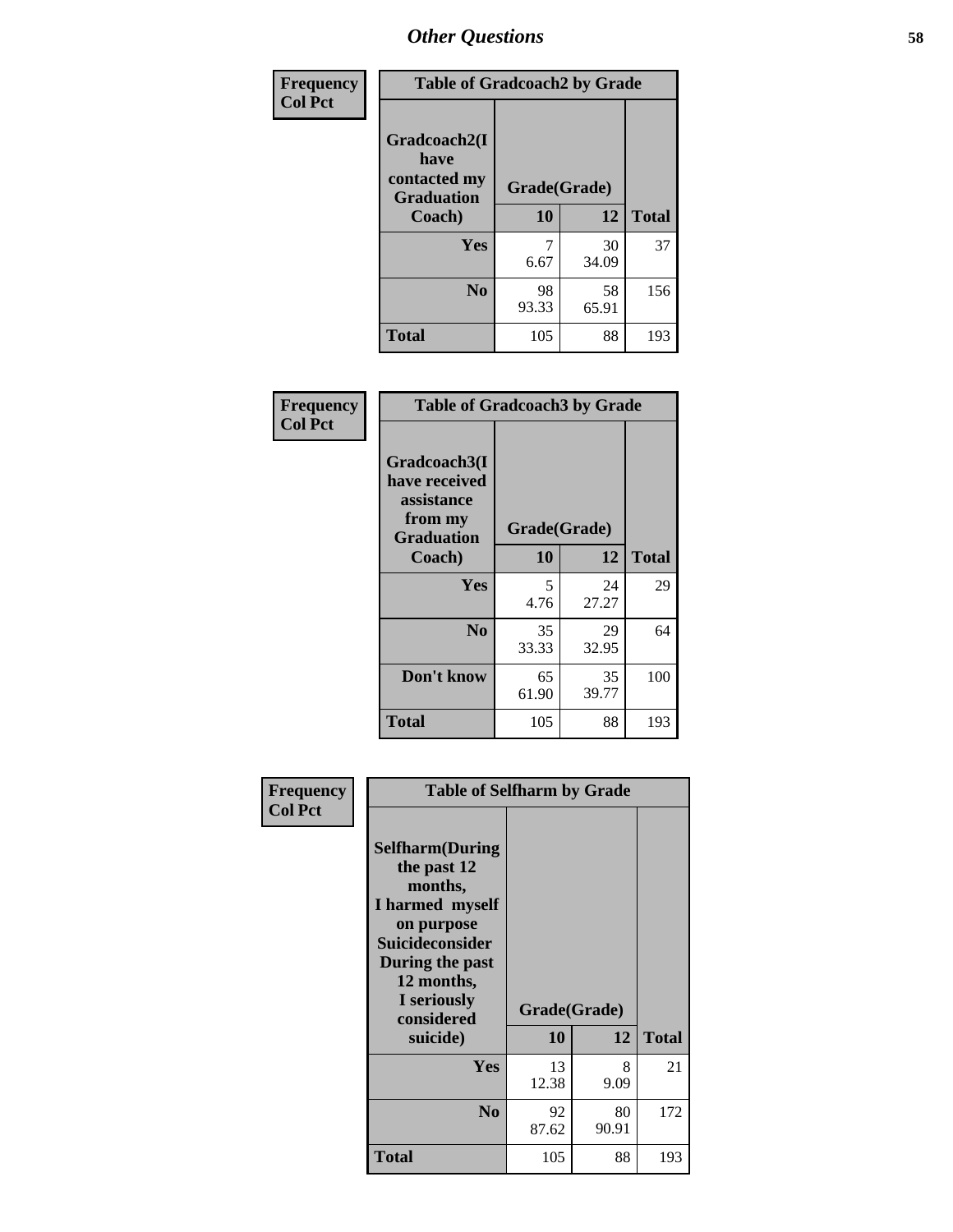## Other Questions

**Frequency**
**Col Pct**

| Table of Gradcoach2 by Grade | | | |
|---|---|---|---|
| Gradcoach2(I have contacted my Graduation Coach) | Grade(Grade) | | |
| | 10 | 12 | Total |
| Yes | 7<br>6.67 | 30<br>34.09 | 37 |
| No | 98<br>93.33 | 58<br>65.91 | 156 |
| Total | 105 | 88 | 193 |

**Frequency**
**Col Pct**

| Table of Gradcoach3 by Grade | | | |
|---|---|---|---|
| Gradcoach3(I have received assistance from my Graduation Coach) | Grade(Grade) | | |
| | 10 | 12 | Total |
| Yes | 5<br>4.76 | 24<br>27.27 | 29 |
| No | 35<br>33.33 | 29<br>32.95 | 64 |
| Don't know | 65<br>61.90 | 35<br>39.77 | 100 |
| Total | 105 | 88 | 193 |

**Frequency**
**Col Pct**

| Table of Selfharm by Grade | | | |
|---|---|---|---|
| Selfharm(During the past 12 months, I harmed myself on purpose Suicideconsider During the past 12 months, I seriously considered suicide) | Grade(Grade) | | |
| | 10 | 12 | Total |
| Yes | 13<br>12.38 | 8<br>9.09 | 21 |
| No | 92<br>87.62 | 80<br>90.91 | 172 |
| Total | 105 | 88 | 193 |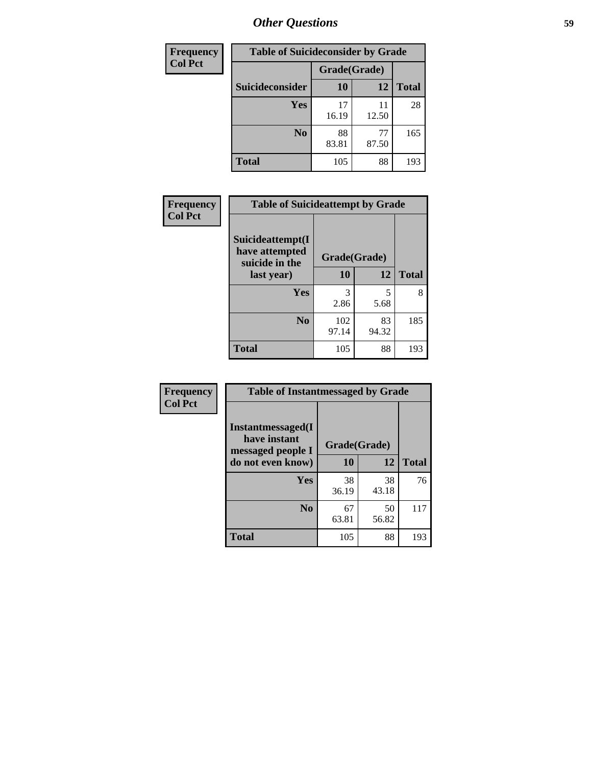## Other Questions

| Frequency<br>Col Pct | Table of Suicideconsider by Grade | | |
|---|---|---|---|
| | Grade(Grade) | | |
| Suicideconsider | 10 | 12 | Total |
| Yes | 17<br>16.19 | 11<br>12.50 | 28 |
| No | 88<br>83.81 | 77<br>87.50 | 165 |
| Total | 105 | 88 | 193 |

| Frequency<br>Col Pct | Table of Suicideattempt by Grade | | |
|---|---|---|---|
| | Grade(Grade) | | |
| Suicideattempt(I have attempted suicide in the last year) | 10 | 12 | Total |
| Yes | 3<br>2.86 | 5<br>5.68 | 8 |
| No | 102<br>97.14 | 83<br>94.32 | 185 |
| Total | 105 | 88 | 193 |

| Frequency<br>Col Pct | Table of Instantmessaged by Grade | | |
|---|---|---|---|
| | Grade(Grade) | | |
| Instantmessaged(I have instant messaged people I do not even know) | 10 | 12 | Total |
| Yes | 38<br>36.19 | 38<br>43.18 | 76 |
| No | 67<br>63.81 | 50<br>56.82 | 117 |
| Total | 105 | 88 | 193 |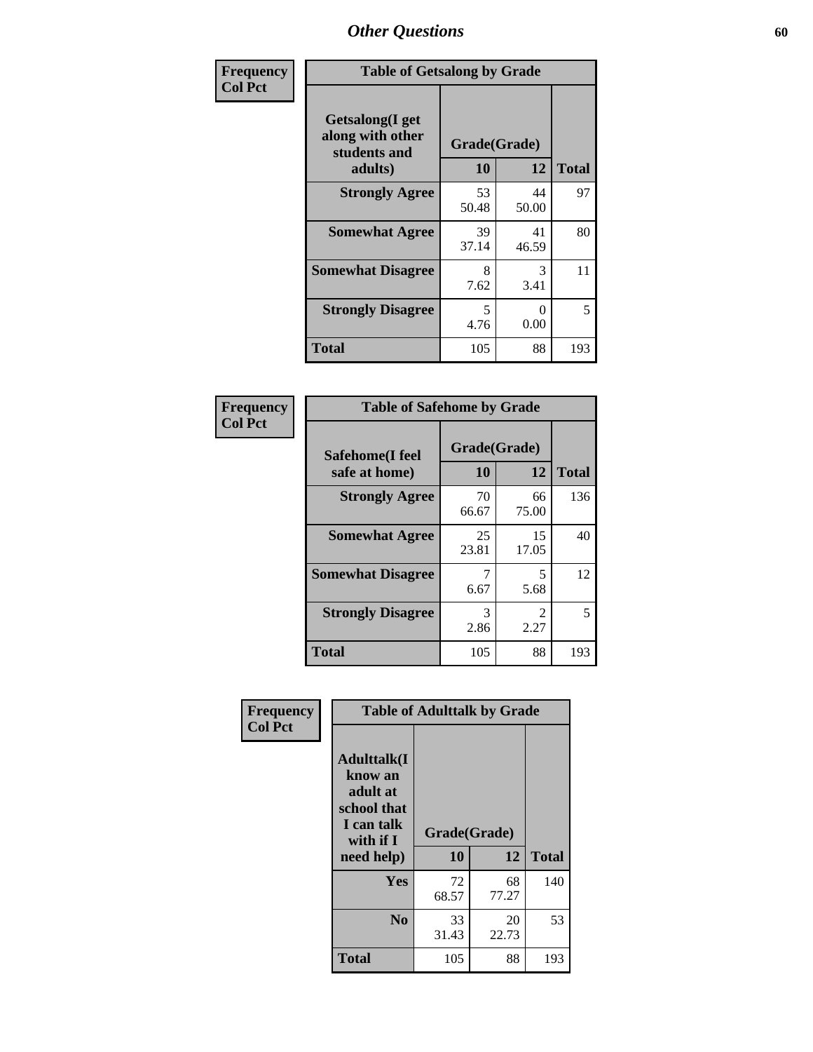## Other Questions

Frequency
Col Pct

**Table of Getsalong by Grade**

| Getsalong(I get along with other students and adults) | Grade(Grade) 10 | 12 | Total |
|---|---|---|---|
| **Strongly Agree** | 53<br>50.48 | 44<br>50.00 | 97 |
| **Somewhat Agree** | 39<br>37.14 | 41<br>46.59 | 80 |
| **Somewhat Disagree** | 8<br>7.62 | 3<br>3.41 | 11 |
| **Strongly Disagree** | 5<br>4.76 | 0<br>0.00 | 5 |
| **Total** | 105 | 88 | 193 |

Frequency
Col Pct

**Table of Safehome by Grade**

| Safehome(I feel safe at home) | Grade(Grade) 10 | 12 | Total |
|---|---|---|---|
| **Strongly Agree** | 70<br>66.67 | 66<br>75.00 | 136 |
| **Somewhat Agree** | 25<br>23.81 | 15<br>17.05 | 40 |
| **Somewhat Disagree** | 7<br>6.67 | 5<br>5.68 | 12 |
| **Strongly Disagree** | 3<br>2.86 | 2<br>2.27 | 5 |
| **Total** | 105 | 88 | 193 |

Frequency
Col Pct

**Table of Adulttalk by Grade**

| Adulttalk(I know an adult at school that I can talk with if I need help) | Grade(Grade) 10 | 12 | Total |
|---|---|---|---|
| **Yes** | 72<br>68.57 | 68<br>77.27 | 140 |
| **No** | 33<br>31.43 | 20<br>22.73 | 53 |
| **Total** | 105 | 88 | 193 |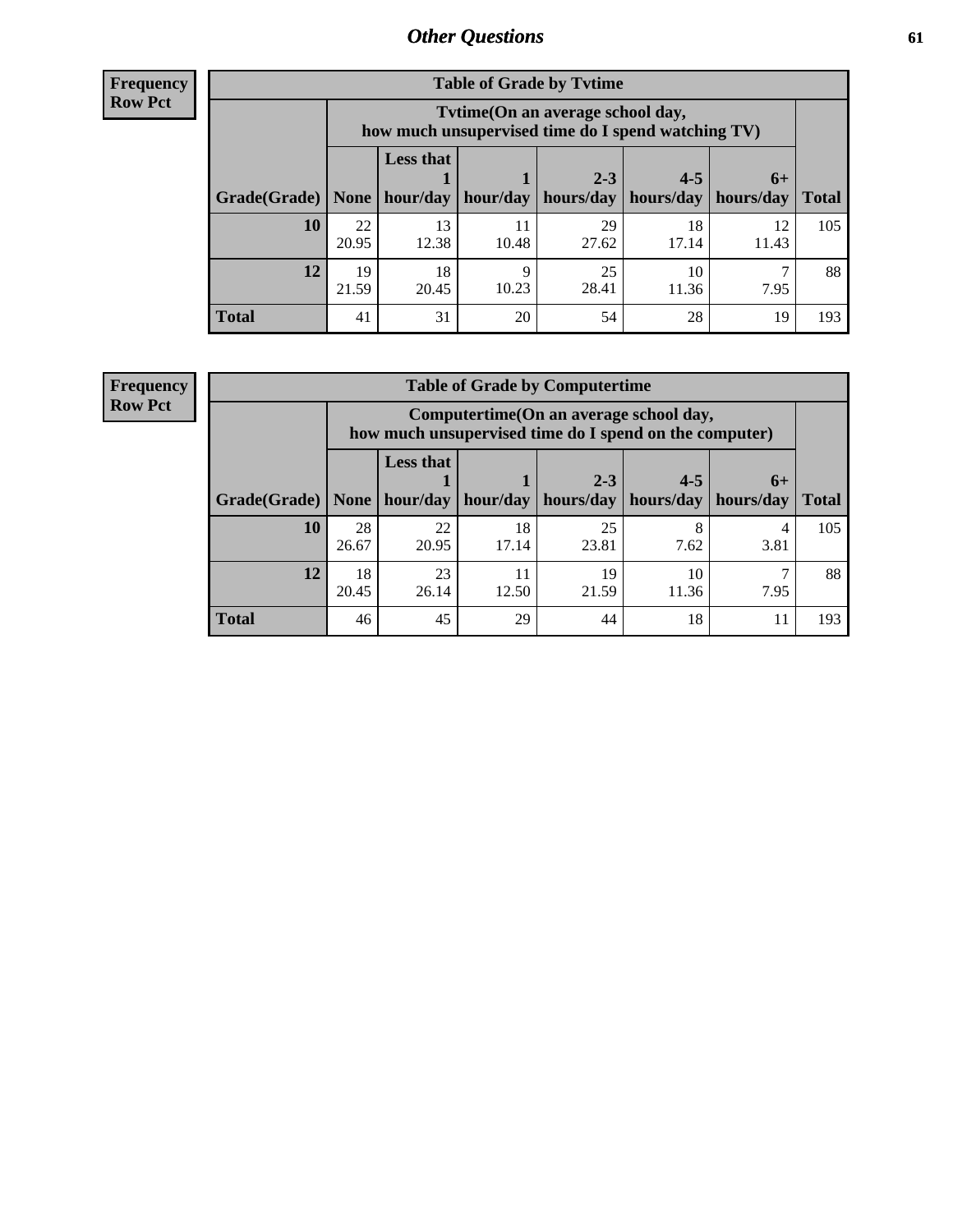## Other Questions

**Frequency**
**Row Pct**

| Table of Grade by Tvtime | | | | | | | |
|---|---|---|---|---|---|---|---|
| | Tvtime(On an average school day, how much unsupervised time do I spend watching TV) | | | | | | |
| Grade(Grade) | None | Less that 1 hour/day | 1 hour/day | 2-3 hours/day | 4-5 hours/day | 6+ hours/day | Total |
| **10** | 22<br>20.95 | 13<br>12.38 | 11<br>10.48 | 29<br>27.62 | 18<br>17.14 | 12<br>11.43 | 105 |
| **12** | 19<br>21.59 | 18<br>20.45 | 9<br>10.23 | 25<br>28.41 | 10<br>11.36 | 7<br>7.95 | 88 |
| **Total** | 41 | 31 | 20 | 54 | 28 | 19 | 193 |

**Frequency**
**Row Pct**

| Table of Grade by Computertime | | | | | | | |
|---|---|---|---|---|---|---|---|
| | Computertime(On an average school day, how much unsupervised time do I spend on the computer) | | | | | | |
| Grade(Grade) | None | Less that 1 hour/day | 1 hour/day | 2-3 hours/day | 4-5 hours/day | 6+ hours/day | Total |
| **10** | 28<br>26.67 | 22<br>20.95 | 18<br>17.14 | 25<br>23.81 | 8<br>7.62 | 4<br>3.81 | 105 |
| **12** | 18<br>20.45 | 23<br>26.14 | 11<br>12.50 | 19<br>21.59 | 10<br>11.36 | 7<br>7.95 | 88 |
| **Total** | 46 | 45 | 29 | 44 | 18 | 11 | 193 |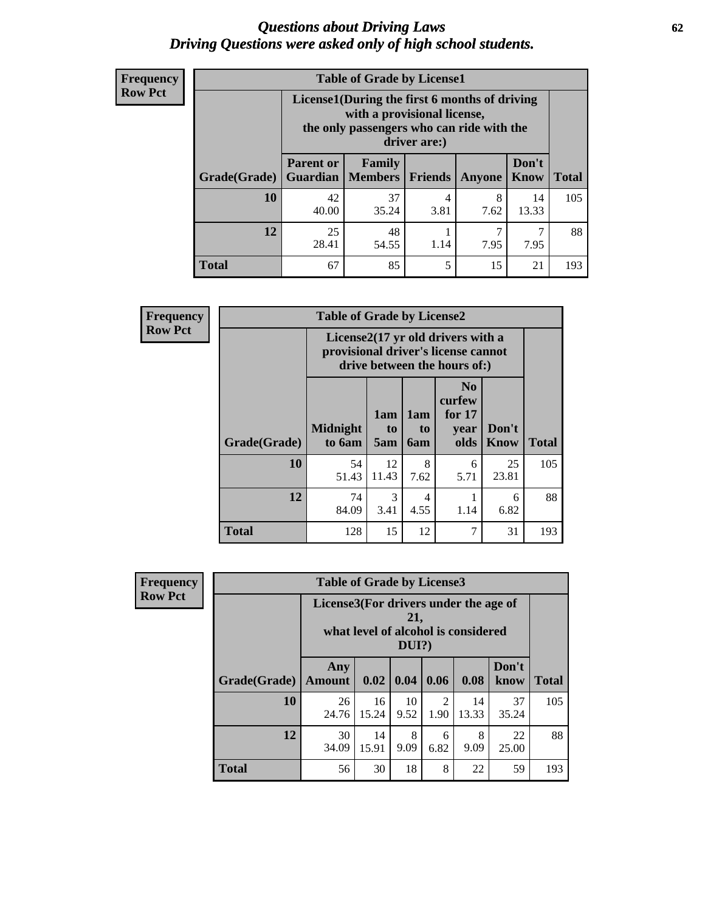# Questions about Driving Laws
## Driving Questions were asked only of high school students.

Frequency
Row Pct

**Table of Grade by License1**

| Grade(Grade) | License1(During the first 6 months of driving with a provisional license, the only passengers who can ride with the driver are:) | | | | | Total |
|---|---|---|---|---|---|---|
| | Parent or Guardian | Family Members | Friends | Anyone | Don't Know | |
| 10 | 42<br>40.00 | 37<br>35.24 | 4<br>3.81 | 8<br>7.62 | 14<br>13.33 | 105 |
| 12 | 25<br>28.41 | 48<br>54.55 | 1<br>1.14 | 7<br>7.95 | 7<br>7.95 | 88 |
| Total | 67 | 85 | 5 | 15 | 21 | 193 |

Frequency
Row Pct

**Table of Grade by License2**

| Grade(Grade) | License2(17 yr old drivers with a provisional driver's license cannot drive between the hours of:) | | | | | Total |
|---|---|---|---|---|---|---|
| | Midnight to 6am | 1am to 5am | 1am to 6am | No curfew for 17 year olds | Don't Know | |
| 10 | 54<br>51.43 | 12<br>11.43 | 8<br>7.62 | 6<br>5.71 | 25<br>23.81 | 105 |
| 12 | 74<br>84.09 | 3<br>3.41 | 4<br>4.55 | 1<br>1.14 | 6<br>6.82 | 88 |
| Total | 128 | 15 | 12 | 7 | 31 | 193 |

Frequency
Row Pct

**Table of Grade by License3**

| Grade(Grade) | License3(For drivers under the age of 21, what level of alcohol is considered DUI?) | | | | | | Total |
|---|---|---|---|---|---|---|---|
| | Any Amount | 0.02 | 0.04 | 0.06 | 0.08 | Don't know | |
| 10 | 26<br>24.76 | 16<br>15.24 | 10<br>9.52 | 2<br>1.90 | 14<br>13.33 | 37<br>35.24 | 105 |
| 12 | 30<br>34.09 | 14<br>15.91 | 8<br>9.09 | 6<br>6.82 | 8<br>9.09 | 22<br>25.00 | 88 |
| Total | 56 | 30 | 18 | 8 | 22 | 59 | 193 |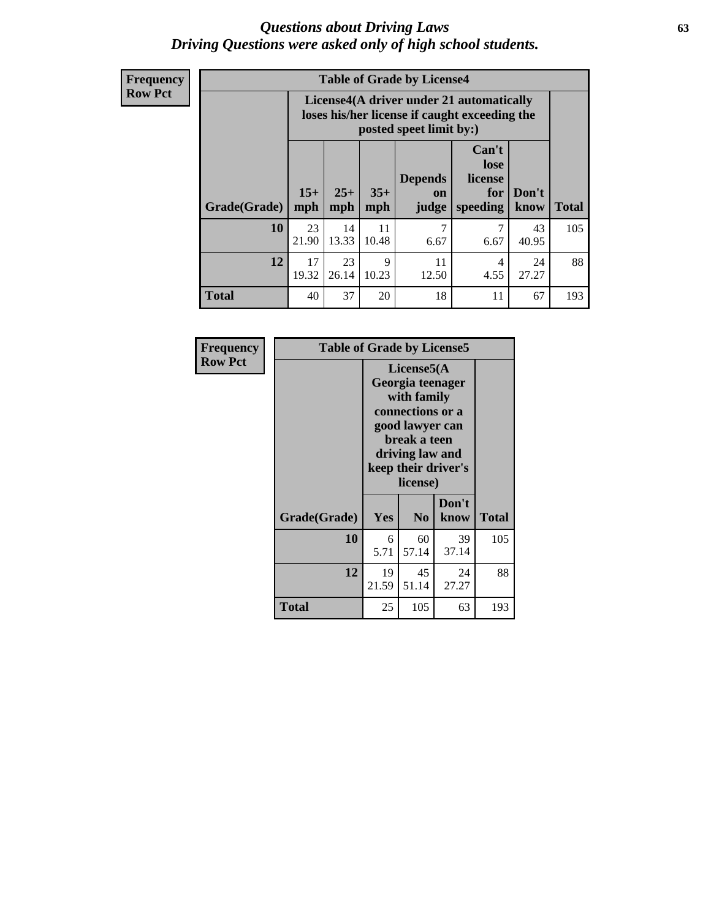# Questions about Driving Laws
*Driving Questions were asked only of high school students.*

**Frequency**
**Row Pct**

| Table of Grade by License4 | | | | | | | |
|---|---|---|---|---|---|---|---|
| | License4(A driver under 21 automatically loses his/her license if caught exceeding the posted speet limit by:) | | | | | | |
| Grade(Grade) | 15+ mph | 25+ mph | 35+ mph | Depends on judge | Can't lose license for speeding | Don't know | Total |
| 10 | 23<br>21.90 | 14<br>13.33 | 11<br>10.48 | 7<br>6.67 | 7<br>6.67 | 43<br>40.95 | 105 |
| 12 | 17<br>19.32 | 23<br>26.14 | 9<br>10.23 | 11<br>12.50 | 4<br>4.55 | 24<br>27.27 | 88 |
| Total | 40 | 37 | 20 | 18 | 11 | 67 | 193 |

**Frequency**
**Row Pct**

| Table of Grade by License5 | | | | |
|---|---|---|---|---|
| | License5(A Georgia teenager with family connections or a good lawyer can break a teen driving law and keep their driver's license) | | | |
| Grade(Grade) | Yes | No | Don't know | Total |
| 10 | 6<br>5.71 | 60<br>57.14 | 39<br>37.14 | 105 |
| 12 | 19<br>21.59 | 45<br>51.14 | 24<br>27.27 | 88 |
| Total | 25 | 105 | 63 | 193 |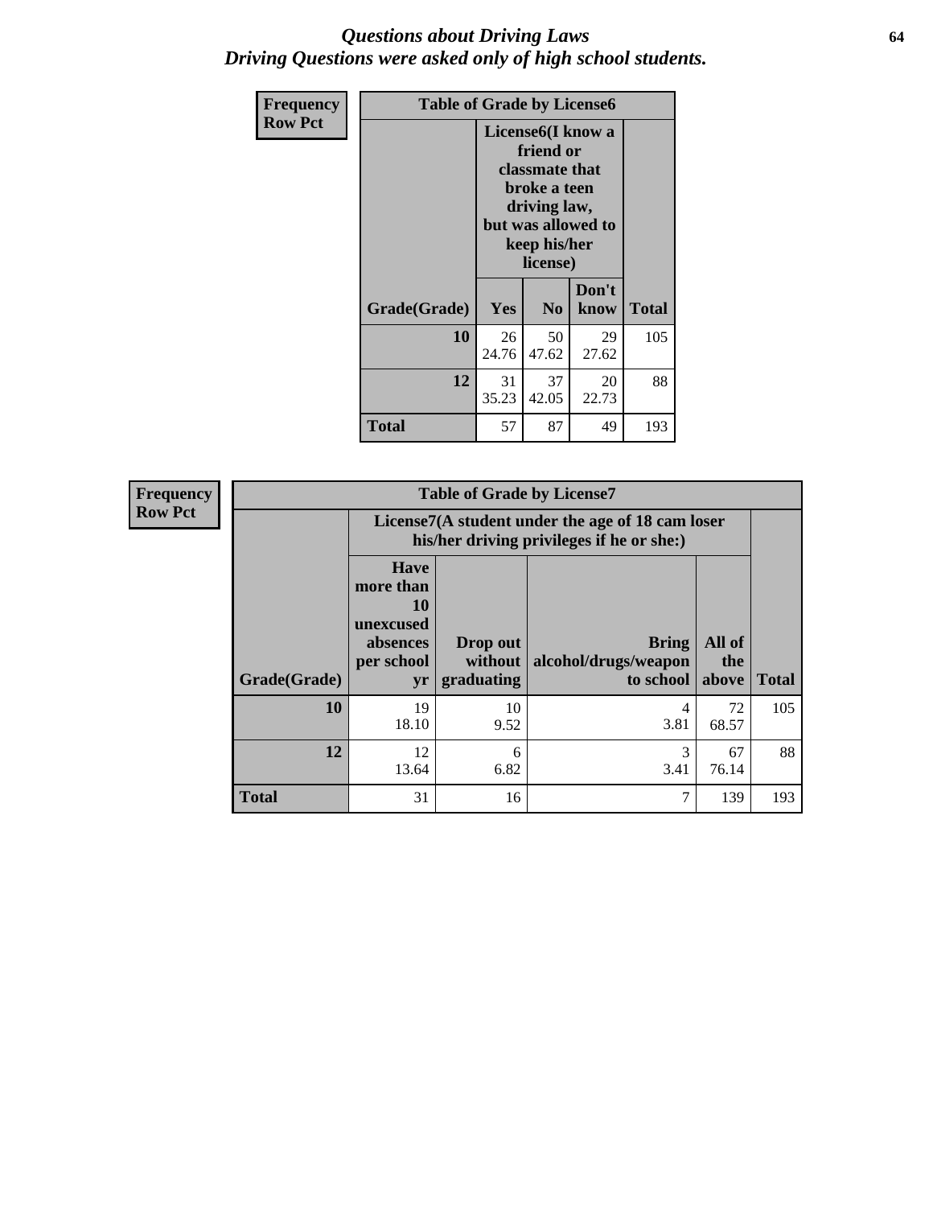# *Questions about Driving Laws*
## *Driving Questions were asked only of high school students.*

**Frequency**
**Row Pct**

| Table of Grade by License6 | | | | |
|---|---|---|---|---|
| | License6(I know a friend or classmate that broke a teen driving law, but was allowed to keep his/her license) | | | |
| Grade(Grade) | Yes | No | Don't know | Total |
| 10 | 26<br>24.76 | 50<br>47.62 | 29<br>27.62 | 105 |
| 12 | 31<br>35.23 | 37<br>42.05 | 20<br>22.73 | 88 |
| Total | 57 | 87 | 49 | 193 |

**Frequency**
**Row Pct**

| Table of Grade by License7 | | | | | |
|---|---|---|---|---|---|
| | License7(A student under the age of 18 cam loser his/her driving privileges if he or she:) | | | | |
| Grade(Grade) | Have more than 10 unexcused absences per school yr | Drop out without graduating | Bring alcohol/drugs/weapon to school | All of the above | Total |
| 10 | 19<br>18.10 | 10<br>9.52 | 4<br>3.81 | 72<br>68.57 | 105 |
| 12 | 12<br>13.64 | 6<br>6.82 | 3<br>3.41 | 67<br>76.14 | 88 |
| Total | 31 | 16 | 7 | 139 | 193 |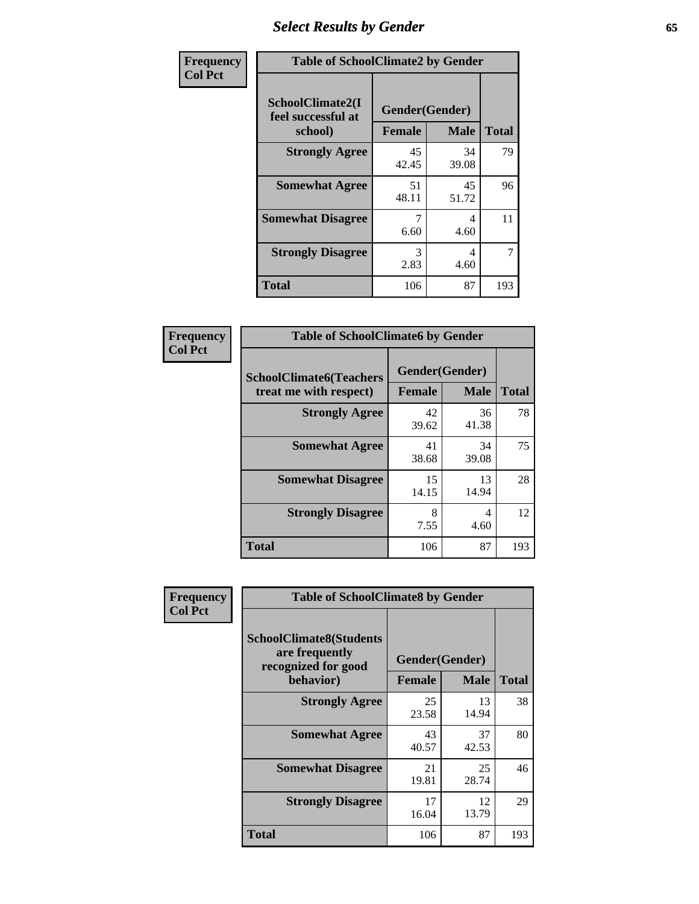# Select Results by Gender

**Frequency**
**Col Pct**

| Table of SchoolClimate2 by Gender | | | |
|---|---|---|---|
| SchoolClimate2(I feel successful at school) | Gender(Gender) | | Total |
| | Female | Male | |
| Strongly Agree | 45<br>42.45 | 34<br>39.08 | 79 |
| Somewhat Agree | 51<br>48.11 | 45<br>51.72 | 96 |
| Somewhat Disagree | 7<br>6.60 | 4<br>4.60 | 11 |
| Strongly Disagree | 3<br>2.83 | 4<br>4.60 | 7 |
| Total | 106 | 87 | 193 |

**Frequency**
**Col Pct**

| Table of SchoolClimate6 by Gender | | | |
|---|---|---|---|
| SchoolClimate6(Teachers treat me with respect) | Gender(Gender) | | Total |
| | Female | Male | |
| Strongly Agree | 42<br>39.62 | 36<br>41.38 | 78 |
| Somewhat Agree | 41<br>38.68 | 34<br>39.08 | 75 |
| Somewhat Disagree | 15<br>14.15 | 13<br>14.94 | 28 |
| Strongly Disagree | 8<br>7.55 | 4<br>4.60 | 12 |
| Total | 106 | 87 | 193 |

**Frequency**
**Col Pct**

| Table of SchoolClimate8 by Gender | | | |
|---|---|---|---|
| SchoolClimate8(Students are frequently recognized for good behavior) | Gender(Gender) | | Total |
| | Female | Male | |
| Strongly Agree | 25<br>23.58 | 13<br>14.94 | 38 |
| Somewhat Agree | 43<br>40.57 | 37<br>42.53 | 80 |
| Somewhat Disagree | 21<br>19.81 | 25<br>28.74 | 46 |
| Strongly Disagree | 17<br>16.04 | 12<br>13.79 | 29 |
| Total | 106 | 87 | 193 |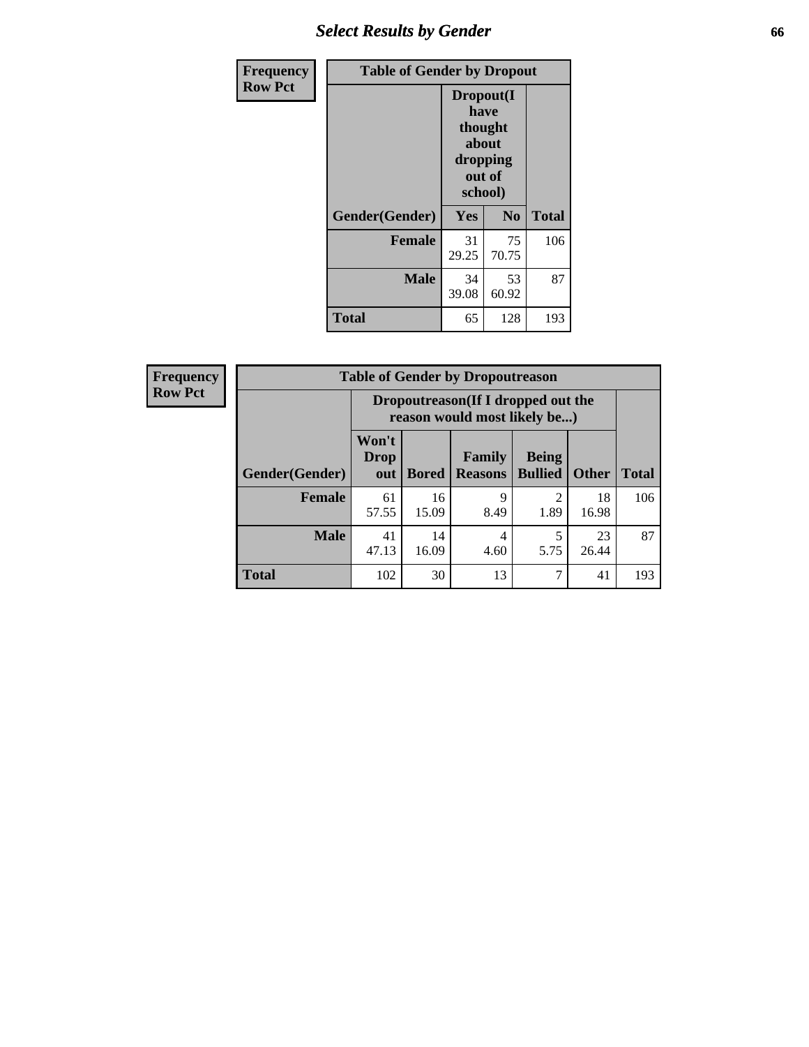# Select Results by Gender

| Frequency Row Pct | Table of Gender by Dropout | | |
|---|---|---|---|
| | Dropout(I have thought about dropping out of school) | | |
| Gender(Gender) | Yes | No | Total |
| **Female** | 31<br>29.25 | 75<br>70.75 | 106 |
| **Male** | 34<br>39.08 | 53<br>60.92 | 87 |
| **Total** | 65 | 128 | 193 |

| Frequency Row Pct | Table of Gender by Dropoutreason | | | | | |
|---|---|---|---|---|---|---|
| | Dropoutreason(If I dropped out the reason would most likely be...) | | | | | |
| Gender(Gender) | Won't Drop out | Bored | Family Reasons | Being Bullied | Other | Total |
| **Female** | 61<br>57.55 | 16<br>15.09 | 9<br>8.49 | 2<br>1.89 | 18<br>16.98 | 106 |
| **Male** | 41<br>47.13 | 14<br>16.09 | 4<br>4.60 | 5<br>5.75 | 23<br>26.44 | 87 |
| **Total** | 102 | 30 | 13 | 7 | 41 | 193 |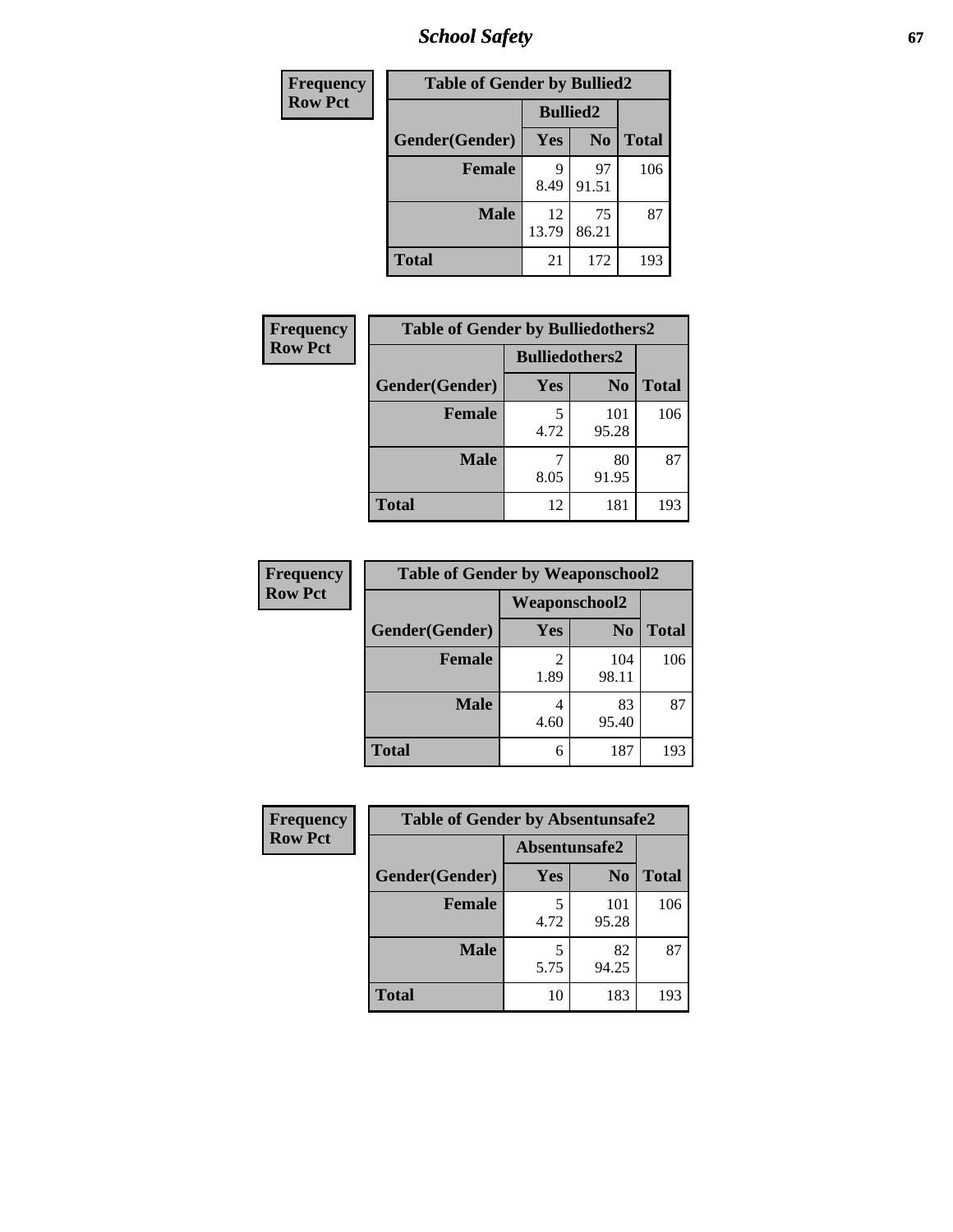# School Safety

| Frequency Row Pct | Table of Gender by Bullied2 | | |
|---|---|---|---|
| | Bullied2 | | |
| Gender(Gender) | Yes | No | Total |
| Female | 9<br>8.49 | 97<br>91.51 | 106 |
| Male | 12<br>13.79 | 75<br>86.21 | 87 |
| Total | 21 | 172 | 193 |

| Frequency Row Pct | Table of Gender by Bulliedothers2 | | |
|---|---|---|---|
| | Bulliedothers2 | | |
| Gender(Gender) | Yes | No | Total |
| Female | 5<br>4.72 | 101<br>95.28 | 106 |
| Male | 7<br>8.05 | 80<br>91.95 | 87 |
| Total | 12 | 181 | 193 |

| Frequency Row Pct | Table of Gender by Weaponschool2 | | |
|---|---|---|---|
| | Weaponschool2 | | |
| Gender(Gender) | Yes | No | Total |
| Female | 2<br>1.89 | 104<br>98.11 | 106 |
| Male | 4<br>4.60 | 83<br>95.40 | 87 |
| Total | 6 | 187 | 193 |

| Frequency Row Pct | Table of Gender by Absentunsafe2 | | |
|---|---|---|---|
| | Absentunsafe2 | | |
| Gender(Gender) | Yes | No | Total |
| Female | 5<br>4.72 | 101<br>95.28 | 106 |
| Male | 5<br>5.75 | 82<br>94.25 | 87 |
| Total | 10 | 183 | 193 |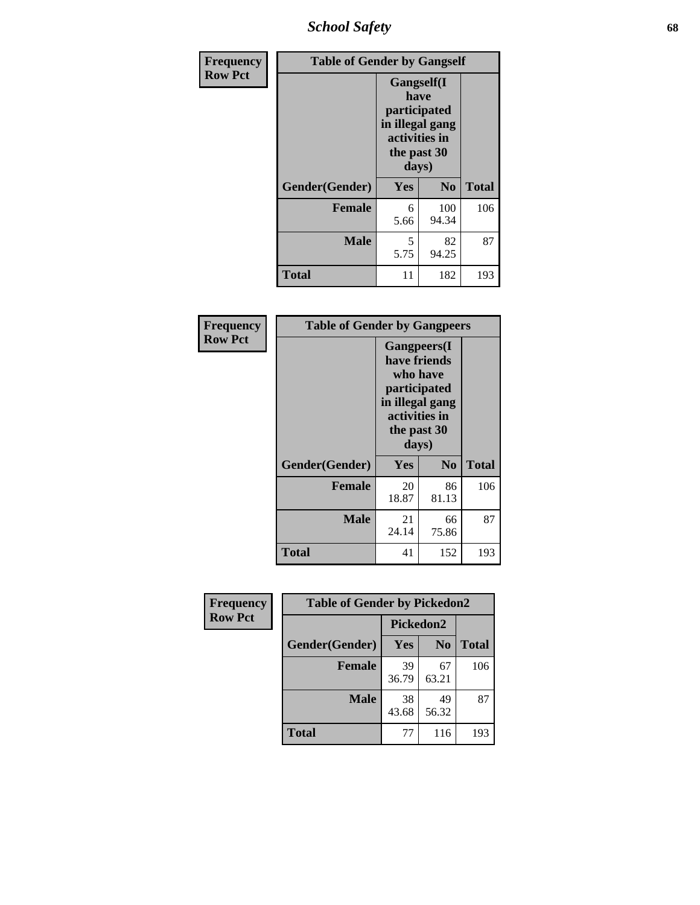| Frequency Row Pct | Table of Gender by Gangself | | |
|---|---|---|---|
| | Gangself(I have participated in illegal gang activities in the past 30 days) | | |
| Gender(Gender) | Yes | No | Total |
| Female | 6<br>5.66 | 100<br>94.34 | 106 |
| Male | 5<br>5.75 | 82<br>94.25 | 87 |
| Total | 11 | 182 | 193 |

| Frequency Row Pct | Table of Gender by Gangpeers | | |
|---|---|---|---|
| | Gangpeers(I have friends who have participated in illegal gang activities in the past 30 days) | | |
| Gender(Gender) | Yes | No | Total |
| Female | 20<br>18.87 | 86<br>81.13 | 106 |
| Male | 21<br>24.14 | 66<br>75.86 | 87 |
| Total | 41 | 152 | 193 |

| Frequency Row Pct | Table of Gender by Pickedon2 | | |
|---|---|---|---|
| | Pickedon2 | | |
| Gender(Gender) | Yes | No | Total |
| Female | 39<br>36.79 | 67<br>63.21 | 106 |
| Male | 38<br>43.68 | 49<br>56.32 | 87 |
| Total | 77 | 116 | 193 |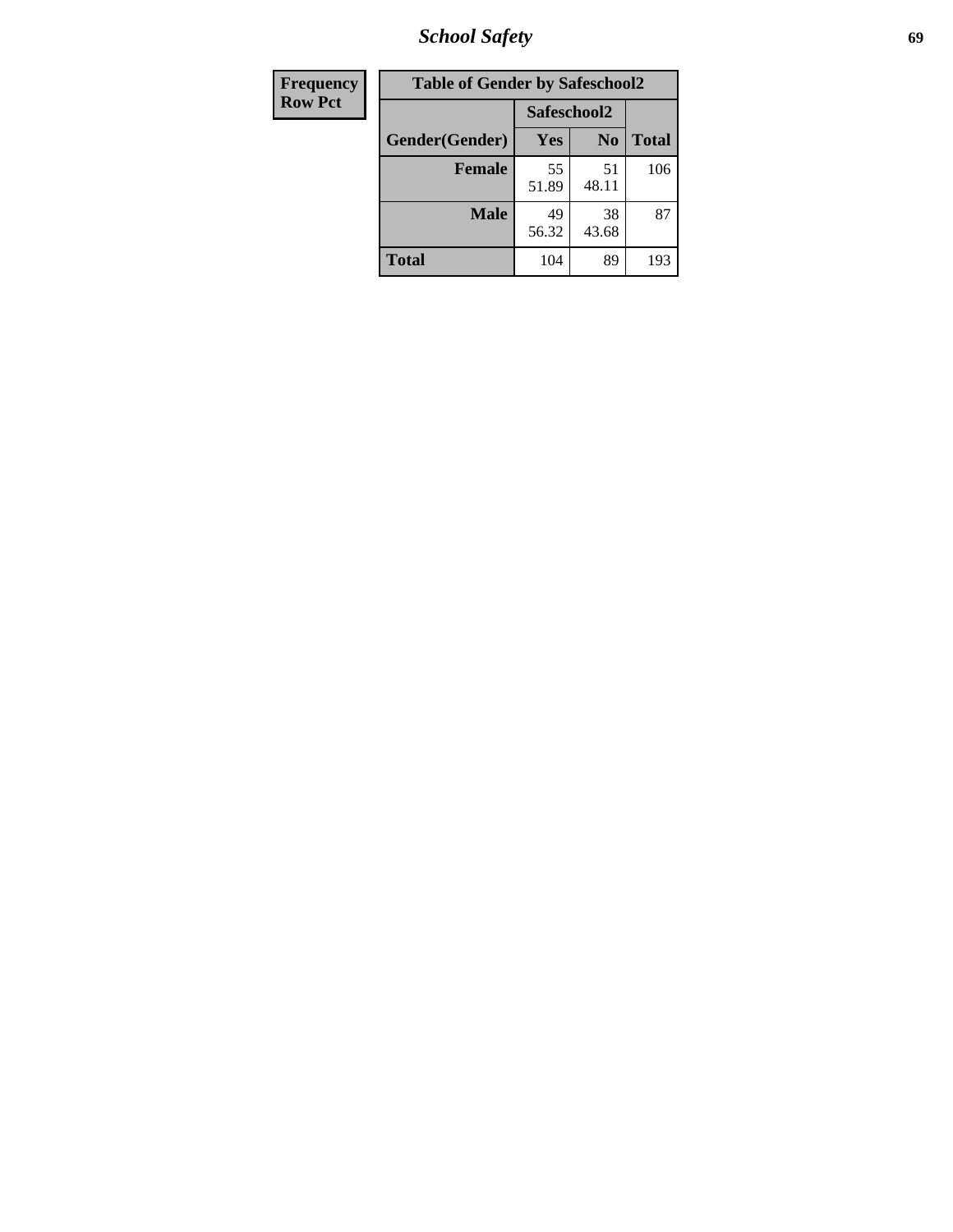## School Safety

| Frequency Row Pct |
|---|

| Table of Gender by Safeschool2 | | | |
|---|---|---|---|
| | Safeschool2 | | |
| Gender(Gender) | Yes | No | Total |
| Female | 55 51.89 | 51 48.11 | 106 |
| Male | 49 56.32 | 38 43.68 | 87 |
| Total | 104 | 89 | 193 |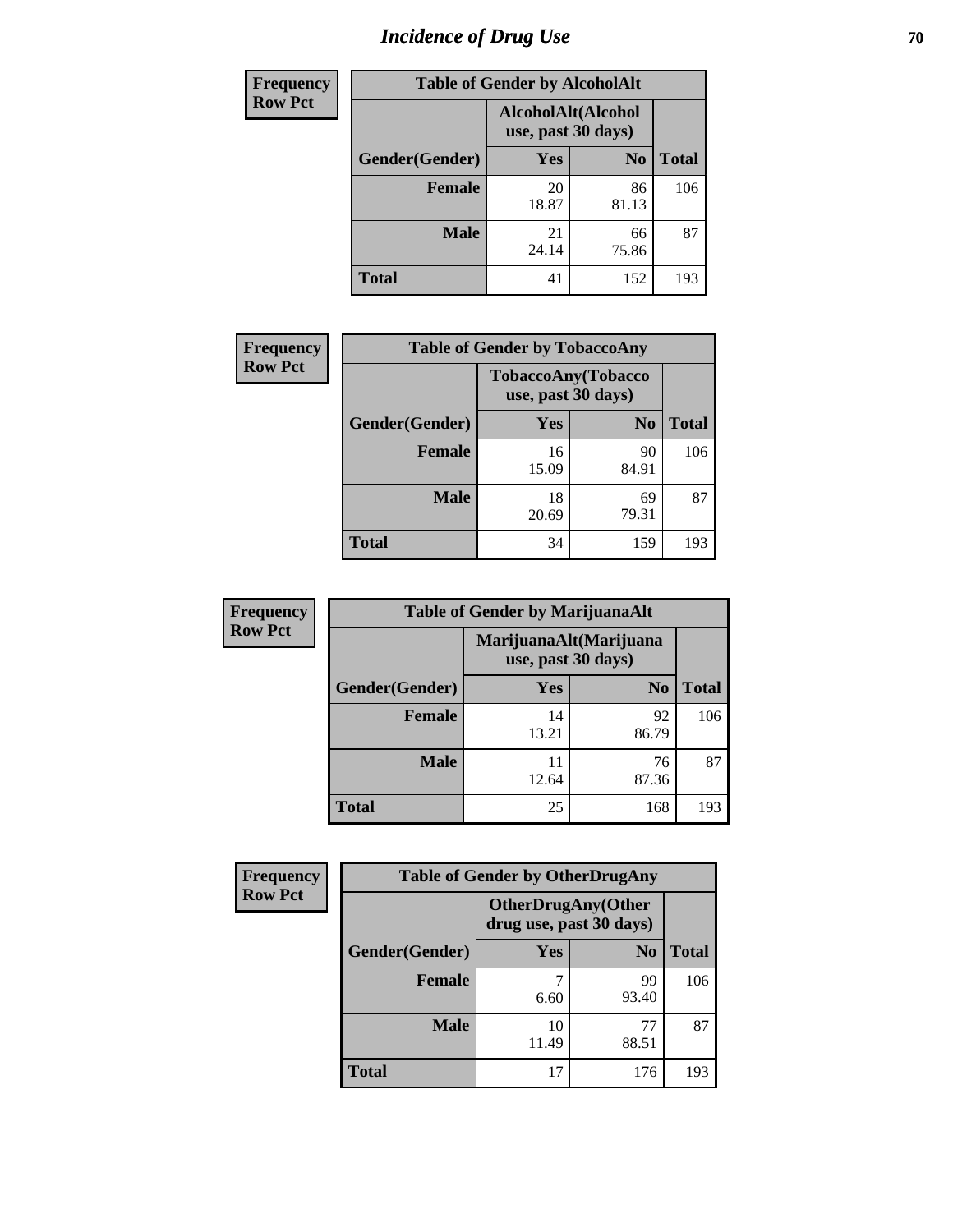# *Incidence of Drug Use*

**Frequency**
**Row Pct**

| Table of Gender by AlcoholAlt | | | |
|---|---|---|---|
| | AlcoholAlt(Alcohol use, past 30 days) | | |
| Gender(Gender) | Yes | No | Total |
| **Female** | 20<br>18.87 | 86<br>81.13 | 106 |
| **Male** | 21<br>24.14 | 66<br>75.86 | 87 |
| **Total** | 41 | 152 | 193 |

**Frequency**
**Row Pct**

| Table of Gender by TobaccoAny | | | |
|---|---|---|---|
| | TobaccoAny(Tobacco use, past 30 days) | | |
| Gender(Gender) | Yes | No | Total |
| **Female** | 16<br>15.09 | 90<br>84.91 | 106 |
| **Male** | 18<br>20.69 | 69<br>79.31 | 87 |
| **Total** | 34 | 159 | 193 |

**Frequency**
**Row Pct**

| Table of Gender by MarijuanaAlt | | | |
|---|---|---|---|
| | MarijuanaAlt(Marijuana use, past 30 days) | | |
| Gender(Gender) | Yes | No | Total |
| **Female** | 14<br>13.21 | 92<br>86.79 | 106 |
| **Male** | 11<br>12.64 | 76<br>87.36 | 87 |
| **Total** | 25 | 168 | 193 |

**Frequency**
**Row Pct**

| Table of Gender by OtherDrugAny | | | |
|---|---|---|---|
| | OtherDrugAny(Other drug use, past 30 days) | | |
| Gender(Gender) | Yes | No | Total |
| **Female** | 7<br>6.60 | 99<br>93.40 | 106 |
| **Male** | 10<br>11.49 | 77<br>88.51 | 87 |
| **Total** | 17 | 176 | 193 |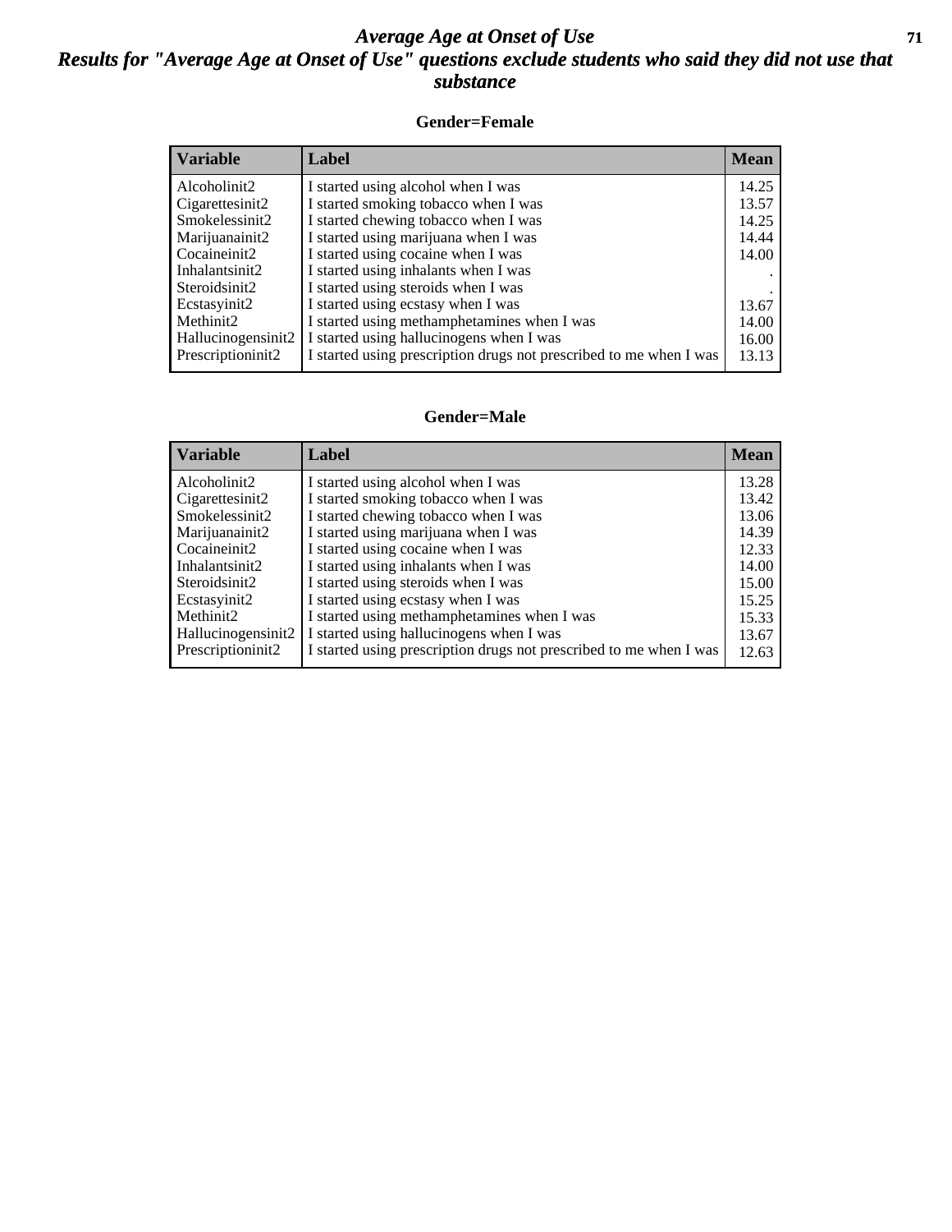# Average Age at Onset of Use

## Results for "Average Age at Onset of Use" questions exclude students who said they did not use that substance

### Gender=Female

| Variable | Label | Mean |
| --- | --- | --- |
| Alcoholinit2 | I started using alcohol when I was | 14.25 |
| Cigarettesinit2 | I started smoking tobacco when I was | 13.57 |
| Smokelessinit2 | I started chewing tobacco when I was | 14.25 |
| Marijuanainit2 | I started using marijuana when I was | 14.44 |
| Cocaineinit2 | I started using cocaine when I was | 14.00 |
| Inhalantsinit2 | I started using inhalants when I was | . |
| Steroidsinit2 | I started using steroids when I was | . |
| Ecstasyinit2 | I started using ecstasy when I was | 13.67 |
| Methinit2 | I started using methamphetamines when I was | 14.00 |
| Hallucinogensinit2 | I started using hallucinogens when I was | 16.00 |
| Prescriptioninit2 | I started using prescription drugs not prescribed to me when I was | 13.13 |

### Gender=Male

| Variable | Label | Mean |
| --- | --- | --- |
| Alcoholinit2 | I started using alcohol when I was | 13.28 |
| Cigarettesinit2 | I started smoking tobacco when I was | 13.42 |
| Smokelessinit2 | I started chewing tobacco when I was | 13.06 |
| Marijuanainit2 | I started using marijuana when I was | 14.39 |
| Cocaineinit2 | I started using cocaine when I was | 12.33 |
| Inhalantsinit2 | I started using inhalants when I was | 14.00 |
| Steroidsinit2 | I started using steroids when I was | 15.00 |
| Ecstasyinit2 | I started using ecstasy when I was | 15.25 |
| Methinit2 | I started using methamphetamines when I was | 15.33 |
| Hallucinogensinit2 | I started using hallucinogens when I was | 13.67 |
| Prescriptioninit2 | I started using prescription drugs not prescribed to me when I was | 12.63 |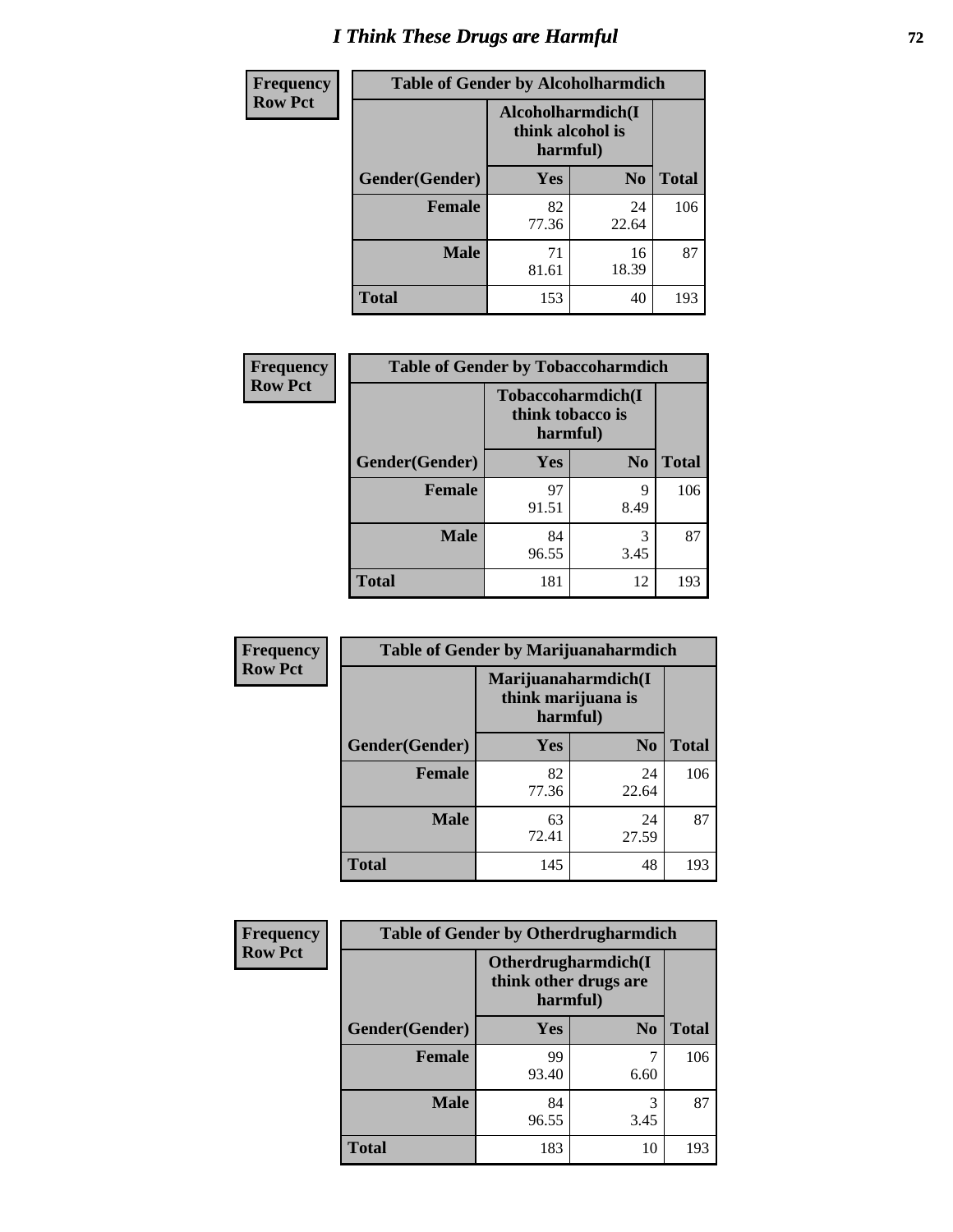# I Think These Drugs are Harmful

**Frequency**
**Row Pct**

| Table of Gender by Alcoholharmdich | | | |
|---|---|---|---|
| | Alcoholharmdich(I think alcohol is harmful) | | |
| Gender(Gender) | Yes | No | Total |
| Female | 82<br>77.36 | 24<br>22.64 | 106 |
| Male | 71<br>81.61 | 16<br>18.39 | 87 |
| Total | 153 | 40 | 193 |

**Frequency**
**Row Pct**

| Table of Gender by Tobaccoharmdich | | | |
|---|---|---|---|
| | Tobaccoharmdich(I think tobacco is harmful) | | |
| Gender(Gender) | Yes | No | Total |
| Female | 97<br>91.51 | 9<br>8.49 | 106 |
| Male | 84<br>96.55 | 3<br>3.45 | 87 |
| Total | 181 | 12 | 193 |

**Frequency**
**Row Pct**

| Table of Gender by Marijuanaharmdich | | | |
|---|---|---|---|
| | Marijuanaharmdich(I think marijuana is harmful) | | |
| Gender(Gender) | Yes | No | Total |
| Female | 82<br>77.36 | 24<br>22.64 | 106 |
| Male | 63<br>72.41 | 24<br>27.59 | 87 |
| Total | 145 | 48 | 193 |

**Frequency**
**Row Pct**

| Table of Gender by Otherdrugharmdich | | | |
|---|---|---|---|
| | Otherdrugharmdich(I think other drugs are harmful) | | |
| Gender(Gender) | Yes | No | Total |
| Female | 99<br>93.40 | 7<br>6.60 | 106 |
| Male | 84<br>96.55 | 3<br>3.45 | 87 |
| Total | 183 | 10 | 193 |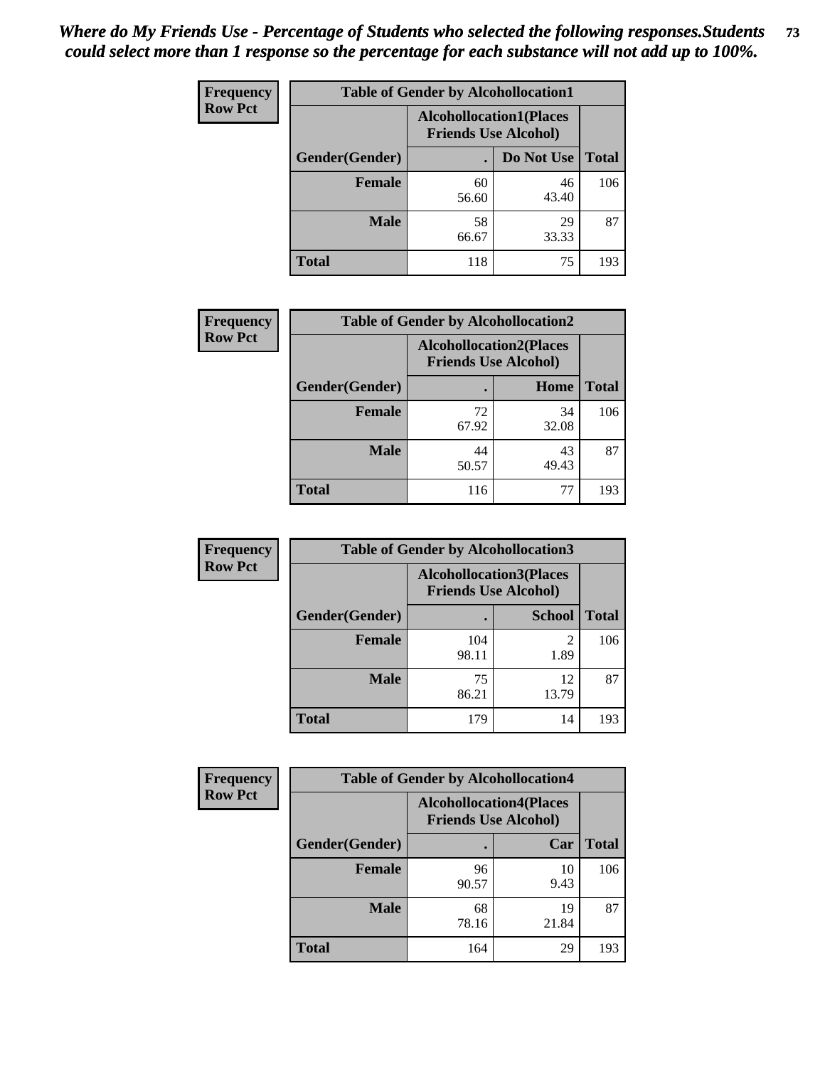*Where do My Friends Use - Percentage of Students who selected the following responses.Students could select more than 1 response so the percentage for each substance will not add up to 100%.*

**Frequency**
**Row Pct**

| Table of Gender by Alcohollocation1 | | | |
|---|---|---|---|
| | Alcohollocation1(Places Friends Use Alcohol) | | |
| Gender(Gender) | . | Do Not Use | Total |
| **Female** | 60<br>56.60 | 46<br>43.40 | 106 |
| **Male** | 58<br>66.67 | 29<br>33.33 | 87 |
| **Total** | 118 | 75 | 193 |

**Frequency**
**Row Pct**

| Table of Gender by Alcohollocation2 | | | |
|---|---|---|---|
| | Alcohollocation2(Places Friends Use Alcohol) | | |
| Gender(Gender) | . | Home | Total |
| **Female** | 72<br>67.92 | 34<br>32.08 | 106 |
| **Male** | 44<br>50.57 | 43<br>49.43 | 87 |
| **Total** | 116 | 77 | 193 |

**Frequency**
**Row Pct**

| Table of Gender by Alcohollocation3 | | | |
|---|---|---|---|
| | Alcohollocation3(Places Friends Use Alcohol) | | |
| Gender(Gender) | . | School | Total |
| **Female** | 104<br>98.11 | 2<br>1.89 | 106 |
| **Male** | 75<br>86.21 | 12<br>13.79 | 87 |
| **Total** | 179 | 14 | 193 |

**Frequency**
**Row Pct**

| Table of Gender by Alcohollocation4 | | | |
|---|---|---|---|
| | Alcohollocation4(Places Friends Use Alcohol) | | |
| Gender(Gender) | . | Car | Total |
| **Female** | 96<br>90.57 | 10<br>9.43 | 106 |
| **Male** | 68<br>78.16 | 19<br>21.84 | 87 |
| **Total** | 164 | 29 | 193 |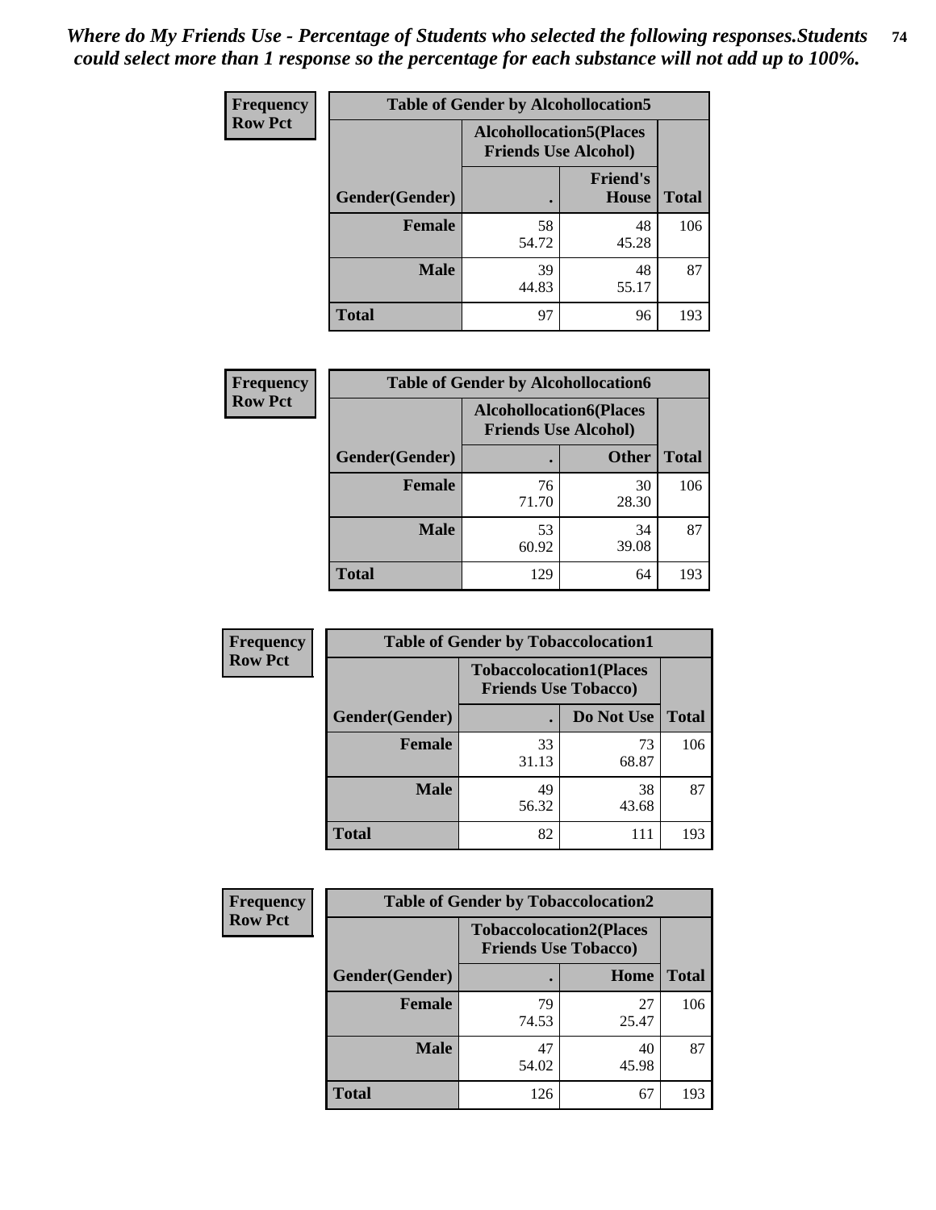*Where do My Friends Use - Percentage of Students who selected the following responses.Students could select more than 1 response so the percentage for each substance will not add up to 100%.*

**Frequency**
**Row Pct**

| Table of Gender by Alcohollocation5 | | | |
|---|---|---|---|
| | Alcohollocation5(Places Friends Use Alcohol) | | |
| Gender(Gender) | . | Friend's House | Total |
| **Female** | 58<br>54.72 | 48<br>45.28 | 106 |
| **Male** | 39<br>44.83 | 48<br>55.17 | 87 |
| **Total** | 97 | 96 | 193 |

**Frequency**
**Row Pct**

| Table of Gender by Alcohollocation6 | | | |
|---|---|---|---|
| | Alcohollocation6(Places Friends Use Alcohol) | | |
| Gender(Gender) | . | Other | Total |
| **Female** | 76<br>71.70 | 30<br>28.30 | 106 |
| **Male** | 53<br>60.92 | 34<br>39.08 | 87 |
| **Total** | 129 | 64 | 193 |

**Frequency**
**Row Pct**

| Table of Gender by Tobaccolocation1 | | | |
|---|---|---|---|
| | Tobaccolocation1(Places Friends Use Tobacco) | | |
| Gender(Gender) | . | Do Not Use | Total |
| **Female** | 33<br>31.13 | 73<br>68.87 | 106 |
| **Male** | 49<br>56.32 | 38<br>43.68 | 87 |
| **Total** | 82 | 111 | 193 |

**Frequency**
**Row Pct**

| Table of Gender by Tobaccolocation2 | | | |
|---|---|---|---|
| | Tobaccolocation2(Places Friends Use Tobacco) | | |
| Gender(Gender) | . | Home | Total |
| **Female** | 79<br>74.53 | 27<br>25.47 | 106 |
| **Male** | 47<br>54.02 | 40<br>45.98 | 87 |
| **Total** | 126 | 67 | 193 |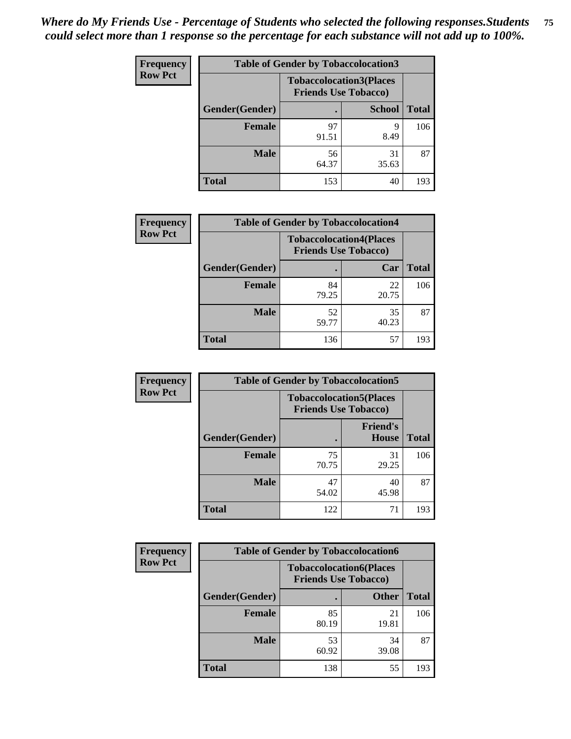*Where do My Friends Use - Percentage of Students who selected the following responses.Students could select more than 1 response so the percentage for each substance will not add up to 100%.*

**Frequency**
**Row Pct**

| Table of Gender by Tobaccolocation3 | | | |
|---|---|---|---|
| | Tobaccolocation3(Places Friends Use Tobacco) | | |
| Gender(Gender) | . | School | Total |
| Female | 97<br>91.51 | 9<br>8.49 | 106 |
| Male | 56<br>64.37 | 31<br>35.63 | 87 |
| Total | 153 | 40 | 193 |

**Frequency**
**Row Pct**

| Table of Gender by Tobaccolocation4 | | | |
|---|---|---|---|
| | Tobaccolocation4(Places Friends Use Tobacco) | | |
| Gender(Gender) | . | Car | Total |
| Female | 84<br>79.25 | 22<br>20.75 | 106 |
| Male | 52<br>59.77 | 35<br>40.23 | 87 |
| Total | 136 | 57 | 193 |

**Frequency**
**Row Pct**

| Table of Gender by Tobaccolocation5 | | | |
|---|---|---|---|
| | Tobaccolocation5(Places Friends Use Tobacco) | | |
| Gender(Gender) | . | Friend's House | Total |
| Female | 75<br>70.75 | 31<br>29.25 | 106 |
| Male | 47<br>54.02 | 40<br>45.98 | 87 |
| Total | 122 | 71 | 193 |

**Frequency**
**Row Pct**

| Table of Gender by Tobaccolocation6 | | | |
|---|---|---|---|
| | Tobaccolocation6(Places Friends Use Tobacco) | | |
| Gender(Gender) | . | Other | Total |
| Female | 85<br>80.19 | 21<br>19.81 | 106 |
| Male | 53<br>60.92 | 34<br>39.08 | 87 |
| Total | 138 | 55 | 193 |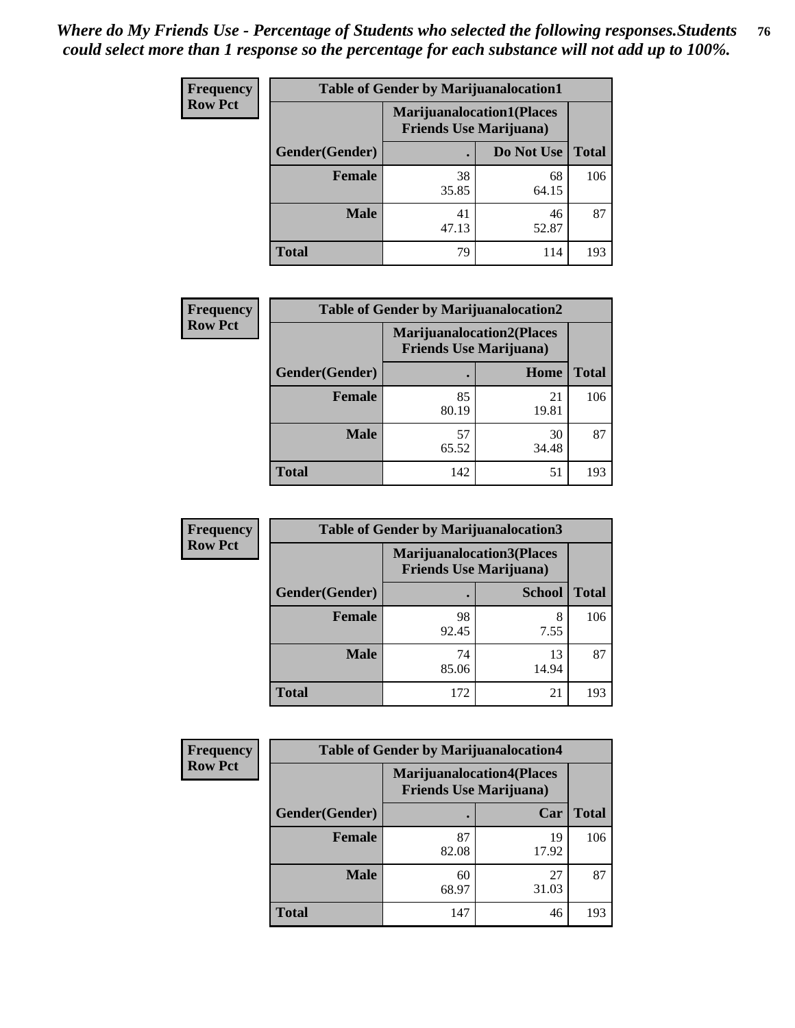*Where do My Friends Use - Percentage of Students who selected the following responses.Students could select more than 1 response so the percentage for each substance will not add up to 100%.*

**Frequency**
**Row Pct**

| Table of Gender by Marijuanalocation1 | | | |
|---|---|---|---|
| | Marijuanalocation1(Places Friends Use Marijuana) | | |
| Gender(Gender) | . | Do Not Use | Total |
| Female | 38<br>35.85 | 68<br>64.15 | 106 |
| Male | 41<br>47.13 | 46<br>52.87 | 87 |
| Total | 79 | 114 | 193 |

**Frequency**
**Row Pct**

| Table of Gender by Marijuanalocation2 | | | |
|---|---|---|---|
| | Marijuanalocation2(Places Friends Use Marijuana) | | |
| Gender(Gender) | . | Home | Total |
| Female | 85<br>80.19 | 21<br>19.81 | 106 |
| Male | 57<br>65.52 | 30<br>34.48 | 87 |
| Total | 142 | 51 | 193 |

**Frequency**
**Row Pct**

| Table of Gender by Marijuanalocation3 | | | |
|---|---|---|---|
| | Marijuanalocation3(Places Friends Use Marijuana) | | |
| Gender(Gender) | . | School | Total |
| Female | 98<br>92.45 | 8<br>7.55 | 106 |
| Male | 74<br>85.06 | 13<br>14.94 | 87 |
| Total | 172 | 21 | 193 |

**Frequency**
**Row Pct**

| Table of Gender by Marijuanalocation4 | | | |
|---|---|---|---|
| | Marijuanalocation4(Places Friends Use Marijuana) | | |
| Gender(Gender) | . | Car | Total |
| Female | 87<br>82.08 | 19<br>17.92 | 106 |
| Male | 60<br>68.97 | 27<br>31.03 | 87 |
| Total | 147 | 46 | 193 |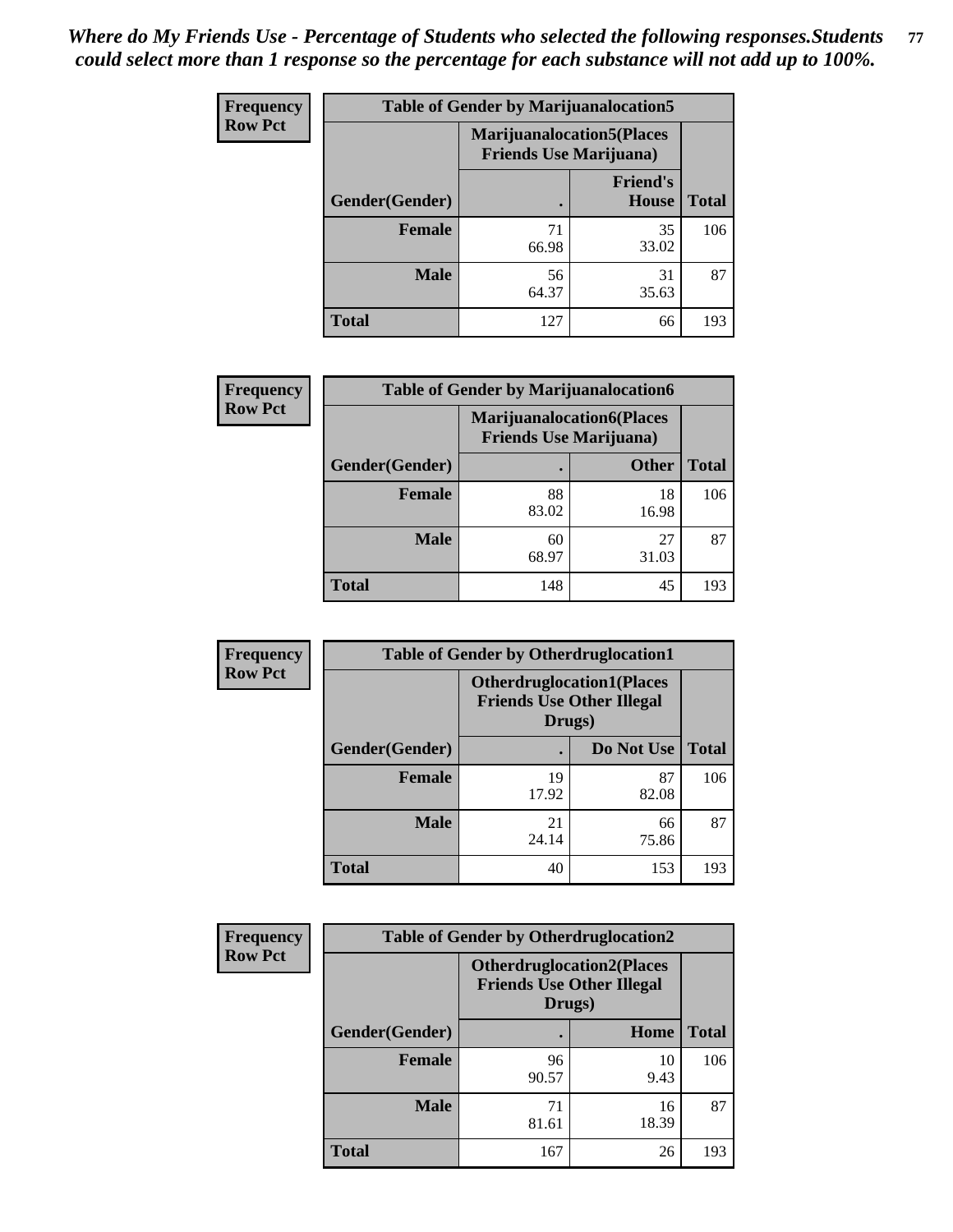*Where do My Friends Use - Percentage of Students who selected the following responses.Students could select more than 1 response so the percentage for each substance will not add up to 100%.*

**Frequency / Row Pct**

| Table of Gender by Marijuanalocation5 | | | |
|---|---|---|---|
| | Marijuanalocation5(Places Friends Use Marijuana) | | |
| Gender(Gender) | . | Friend's House | Total |
| **Female** | 71<br>66.98 | 35<br>33.02 | 106 |
| **Male** | 56<br>64.37 | 31<br>35.63 | 87 |
| **Total** | 127 | 66 | 193 |

**Frequency / Row Pct**

| Table of Gender by Marijuanalocation6 | | | |
|---|---|---|---|
| | Marijuanalocation6(Places Friends Use Marijuana) | | |
| Gender(Gender) | . | Other | Total |
| **Female** | 88<br>83.02 | 18<br>16.98 | 106 |
| **Male** | 60<br>68.97 | 27<br>31.03 | 87 |
| **Total** | 148 | 45 | 193 |

**Frequency / Row Pct**

| Table of Gender by Otherdruglocation1 | | | |
|---|---|---|---|
| | Otherdruglocation1(Places Friends Use Other Illegal Drugs) | | |
| Gender(Gender) | . | Do Not Use | Total |
| **Female** | 19<br>17.92 | 87<br>82.08 | 106 |
| **Male** | 21<br>24.14 | 66<br>75.86 | 87 |
| **Total** | 40 | 153 | 193 |

**Frequency / Row Pct**

| Table of Gender by Otherdruglocation2 | | | |
|---|---|---|---|
| | Otherdruglocation2(Places Friends Use Other Illegal Drugs) | | |
| Gender(Gender) | . | Home | Total |
| **Female** | 96<br>90.57 | 10<br>9.43 | 106 |
| **Male** | 71<br>81.61 | 16<br>18.39 | 87 |
| **Total** | 167 | 26 | 193 |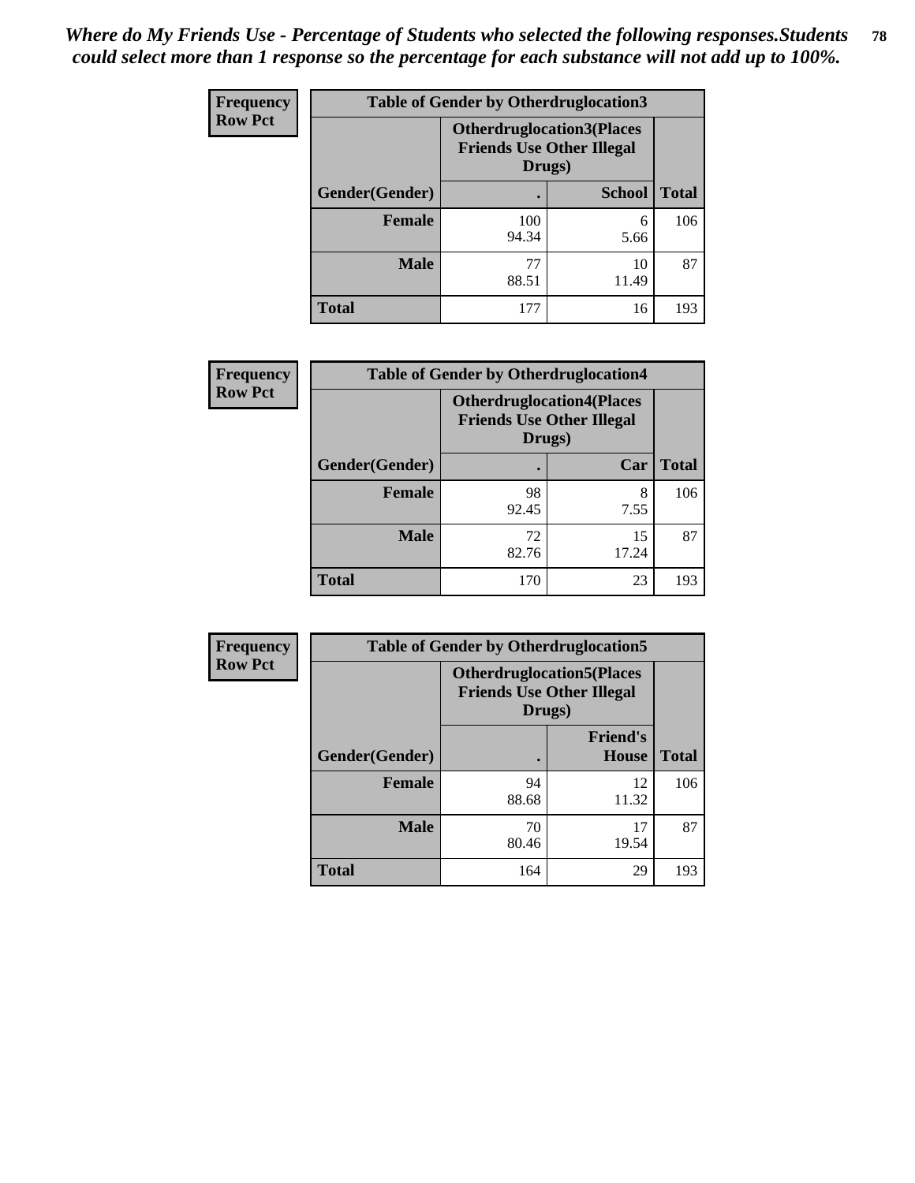*Where do My Friends Use - Percentage of Students who selected the following responses.Students could select more than 1 response so the percentage for each substance will not add up to 100%.*

**Frequency**
**Row Pct**

| Table of Gender by Otherdruglocation3 | | | |
|---|---|---|---|
| | Otherdruglocation3(Places Friends Use Other Illegal Drugs) | | |
| Gender(Gender) | . | School | Total |
| Female | 100<br>94.34 | 6<br>5.66 | 106 |
| Male | 77<br>88.51 | 10<br>11.49 | 87 |
| Total | 177 | 16 | 193 |

**Frequency**
**Row Pct**

| Table of Gender by Otherdruglocation4 | | | |
|---|---|---|---|
| | Otherdruglocation4(Places Friends Use Other Illegal Drugs) | | |
| Gender(Gender) | . | Car | Total |
| Female | 98<br>92.45 | 8<br>7.55 | 106 |
| Male | 72<br>82.76 | 15<br>17.24 | 87 |
| Total | 170 | 23 | 193 |

**Frequency**
**Row Pct**

| Table of Gender by Otherdruglocation5 | | | |
|---|---|---|---|
| | Otherdruglocation5(Places Friends Use Other Illegal Drugs) | | |
| Gender(Gender) | . | Friend's House | Total |
| Female | 94<br>88.68 | 12<br>11.32 | 106 |
| Male | 70<br>80.46 | 17<br>19.54 | 87 |
| Total | 164 | 29 | 193 |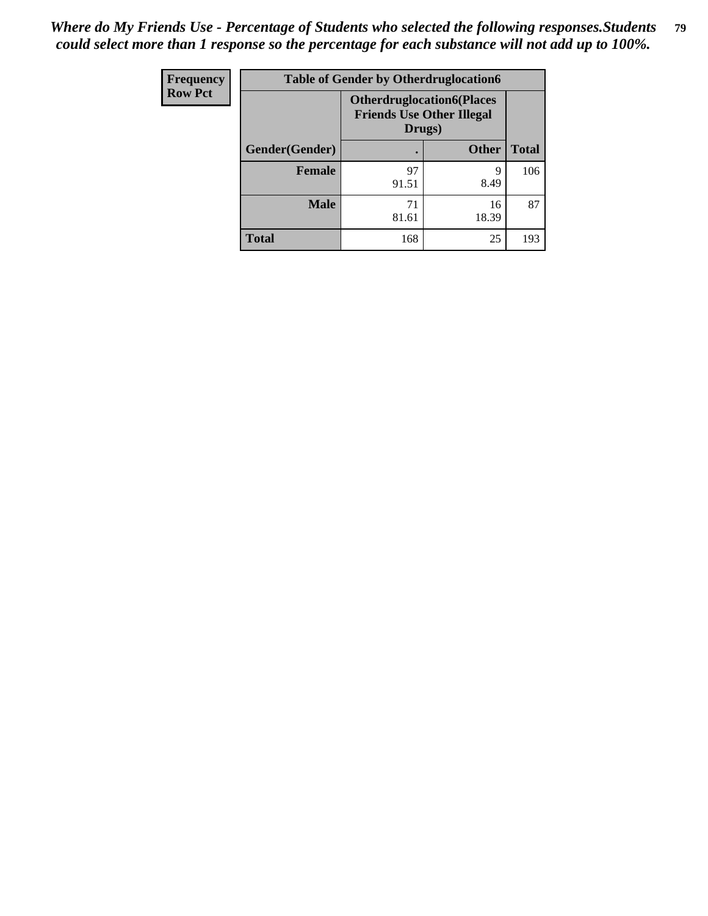*Where do My Friends Use - Percentage of Students who selected the following responses.Students could select more than 1 response so the percentage for each substance will not add up to 100%.*

| Frequency<br>Row Pct | Table of Gender by Otherdruglocation6 | | |
|---|---|---|---|
| | Otherdruglocation6(Places Friends Use Other Illegal Drugs) | | |
| Gender(Gender) | . | Other | Total |
| Female | 97<br>91.51 | 9<br>8.49 | 106 |
| Male | 71<br>81.61 | 16<br>18.39 | 87 |
| Total | 168 | 25 | 193 |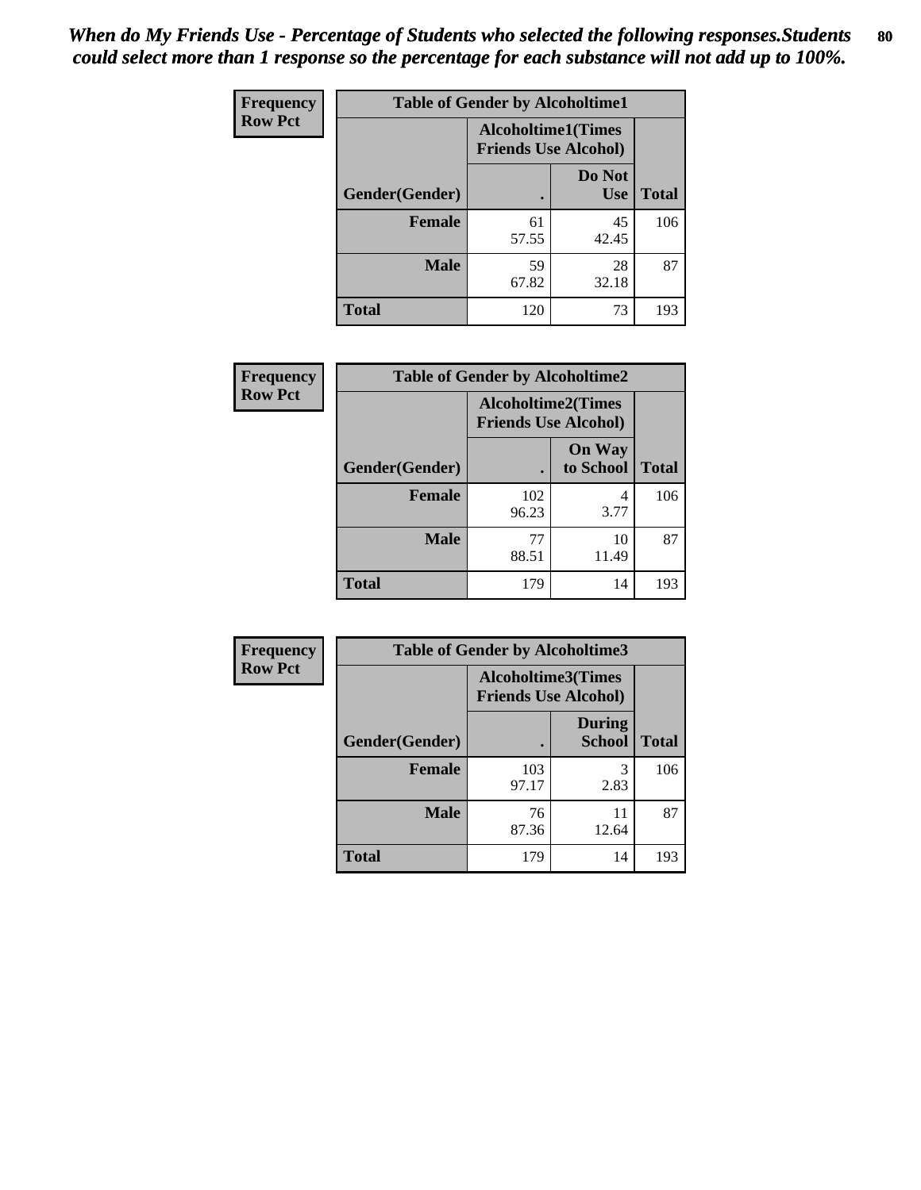*When do My Friends Use - Percentage of Students who selected the following responses.Students could select more than 1 response so the percentage for each substance will not add up to 100%.*

**Frequency**
**Row Pct**

| Table of Gender by Alcoholtime1 | | | |
|---|---|---|---|
| | Alcoholtime1(Times Friends Use Alcohol) | | |
| Gender(Gender) | . | Do Not Use | Total |
| **Female** | 61<br>57.55 | 45<br>42.45 | 106 |
| **Male** | 59<br>67.82 | 28<br>32.18 | 87 |
| **Total** | 120 | 73 | 193 |

**Frequency**
**Row Pct**

| Table of Gender by Alcoholtime2 | | | |
|---|---|---|---|
| | Alcoholtime2(Times Friends Use Alcohol) | | |
| Gender(Gender) | . | On Way to School | Total |
| **Female** | 102<br>96.23 | 4<br>3.77 | 106 |
| **Male** | 77<br>88.51 | 10<br>11.49 | 87 |
| **Total** | 179 | 14 | 193 |

**Frequency**
**Row Pct**

| Table of Gender by Alcoholtime3 | | | |
|---|---|---|---|
| | Alcoholtime3(Times Friends Use Alcohol) | | |
| Gender(Gender) | . | During School | Total |
| **Female** | 103<br>97.17 | 3<br>2.83 | 106 |
| **Male** | 76<br>87.36 | 11<br>12.64 | 87 |
| **Total** | 179 | 14 | 193 |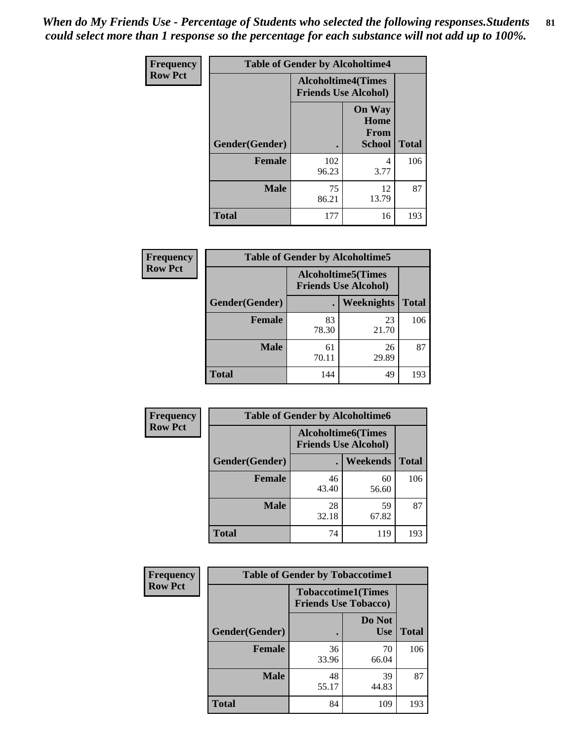*When do My Friends Use - Percentage of Students who selected the following responses.Students could select more than 1 response so the percentage for each substance will not add up to 100%.*

**Frequency Row Pct**

| Table of Gender by Alcoholtime4 | | | |
|---|---|---|---|
| | Alcoholtime4(Times Friends Use Alcohol) | | |
| Gender(Gender) | . | On Way Home From School | Total |
| **Female** | 102<br>96.23 | 4<br>3.77 | 106 |
| **Male** | 75<br>86.21 | 12<br>13.79 | 87 |
| **Total** | 177 | 16 | 193 |

**Frequency Row Pct**

| Table of Gender by Alcoholtime5 | | | |
|---|---|---|---|
| | Alcoholtime5(Times Friends Use Alcohol) | | |
| Gender(Gender) | . | Weeknights | Total |
| **Female** | 83<br>78.30 | 23<br>21.70 | 106 |
| **Male** | 61<br>70.11 | 26<br>29.89 | 87 |
| **Total** | 144 | 49 | 193 |

**Frequency Row Pct**

| Table of Gender by Alcoholtime6 | | | |
|---|---|---|---|
| | Alcoholtime6(Times Friends Use Alcohol) | | |
| Gender(Gender) | . | Weekends | Total |
| **Female** | 46<br>43.40 | 60<br>56.60 | 106 |
| **Male** | 28<br>32.18 | 59<br>67.82 | 87 |
| **Total** | 74 | 119 | 193 |

**Frequency Row Pct**

| Table of Gender by Tobaccotime1 | | | |
|---|---|---|---|
| | Tobaccotime1(Times Friends Use Tobacco) | | |
| Gender(Gender) | . | Do Not Use | Total |
| **Female** | 36<br>33.96 | 70<br>66.04 | 106 |
| **Male** | 48<br>55.17 | 39<br>44.83 | 87 |
| **Total** | 84 | 109 | 193 |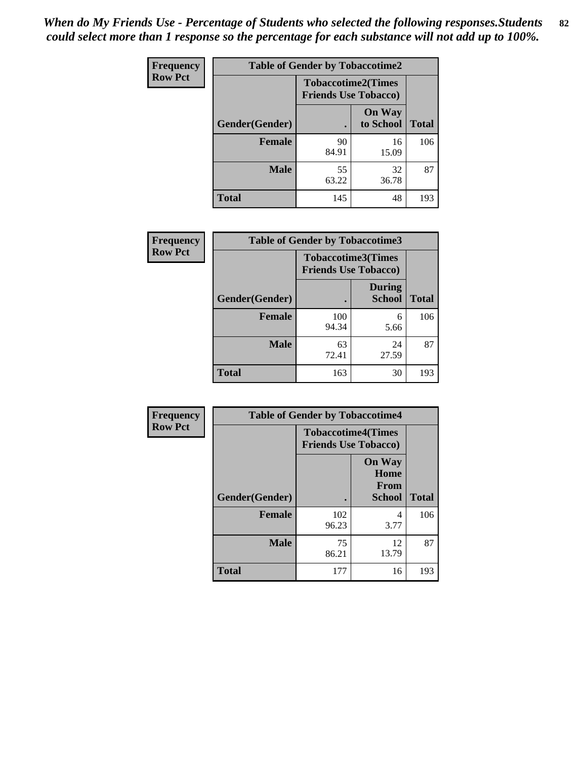*When do My Friends Use - Percentage of Students who selected the following responses.Students could select more than 1 response so the percentage for each substance will not add up to 100%.*

**Frequency**
**Row Pct**

| Table of Gender by Tobaccotime2 | | | |
|---|---|---|---|
| | Tobaccotime2(Times Friends Use Tobacco) | | |
| Gender(Gender) | . | On Way to School | Total |
| **Female** | 90<br>84.91 | 16<br>15.09 | 106 |
| **Male** | 55<br>63.22 | 32<br>36.78 | 87 |
| **Total** | 145 | 48 | 193 |

**Frequency**
**Row Pct**

| Table of Gender by Tobaccotime3 | | | |
|---|---|---|---|
| | Tobaccotime3(Times Friends Use Tobacco) | | |
| Gender(Gender) | . | During School | Total |
| **Female** | 100<br>94.34 | 6<br>5.66 | 106 |
| **Male** | 63<br>72.41 | 24<br>27.59 | 87 |
| **Total** | 163 | 30 | 193 |

**Frequency**
**Row Pct**

| Table of Gender by Tobaccotime4 | | | |
|---|---|---|---|
| | Tobaccotime4(Times Friends Use Tobacco) | | |
| Gender(Gender) | . | On Way Home From School | Total |
| **Female** | 102<br>96.23 | 4<br>3.77 | 106 |
| **Male** | 75<br>86.21 | 12<br>13.79 | 87 |
| **Total** | 177 | 16 | 193 |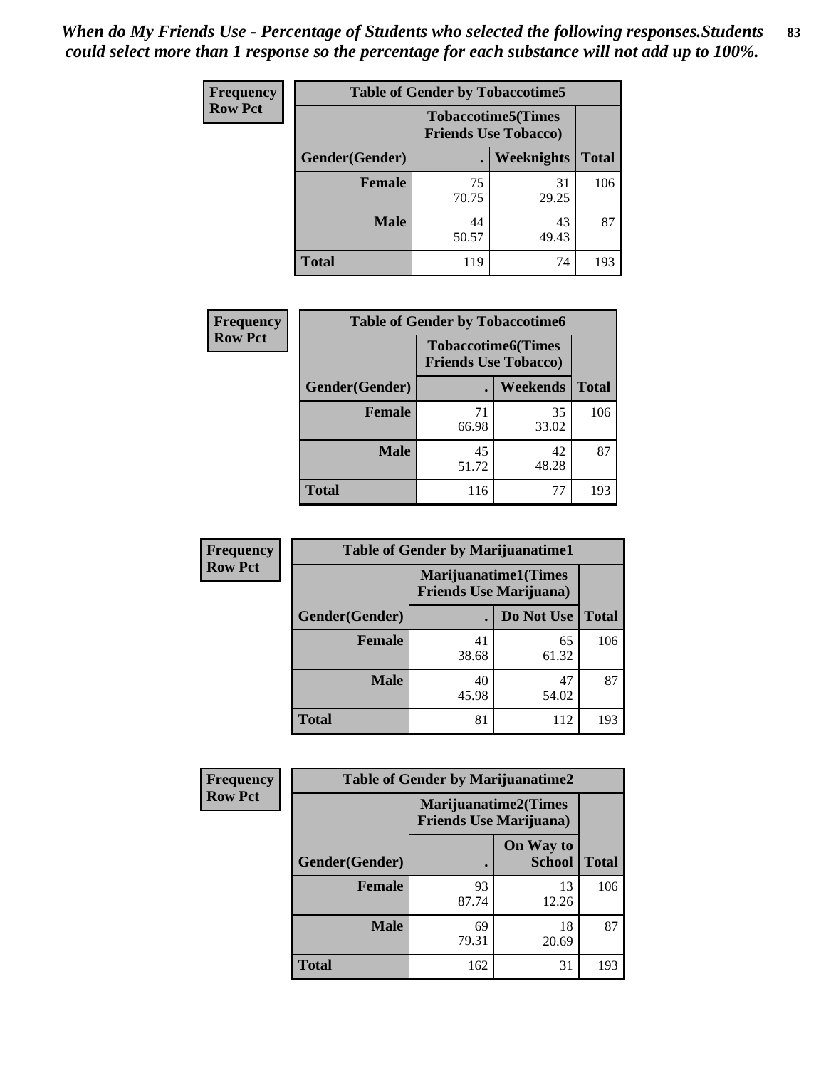*When do My Friends Use - Percentage of Students who selected the following responses.Students could select more than 1 response so the percentage for each substance will not add up to 100%.*

**Frequency**
**Row Pct**

| Table of Gender by Tobaccotime5 | | | |
|---|---|---|---|
| | Tobaccotime5(Times Friends Use Tobacco) | | |
| Gender(Gender) | . | Weeknights | Total |
| **Female** | 75<br>70.75 | 31<br>29.25 | 106 |
| **Male** | 44<br>50.57 | 43<br>49.43 | 87 |
| **Total** | 119 | 74 | 193 |

**Frequency**
**Row Pct**

| Table of Gender by Tobaccotime6 | | | |
|---|---|---|---|
| | Tobaccotime6(Times Friends Use Tobacco) | | |
| Gender(Gender) | . | Weekends | Total |
| **Female** | 71<br>66.98 | 35<br>33.02 | 106 |
| **Male** | 45<br>51.72 | 42<br>48.28 | 87 |
| **Total** | 116 | 77 | 193 |

**Frequency**
**Row Pct**

| Table of Gender by Marijuanatime1 | | | |
|---|---|---|---|
| | Marijuanatime1(Times Friends Use Marijuana) | | |
| Gender(Gender) | . | Do Not Use | Total |
| **Female** | 41<br>38.68 | 65<br>61.32 | 106 |
| **Male** | 40<br>45.98 | 47<br>54.02 | 87 |
| **Total** | 81 | 112 | 193 |

**Frequency**
**Row Pct**

| Table of Gender by Marijuanatime2 | | | |
|---|---|---|---|
| | Marijuanatime2(Times Friends Use Marijuana) | | |
| Gender(Gender) | . | On Way to School | Total |
| **Female** | 93<br>87.74 | 13<br>12.26 | 106 |
| **Male** | 69<br>79.31 | 18<br>20.69 | 87 |
| **Total** | 162 | 31 | 193 |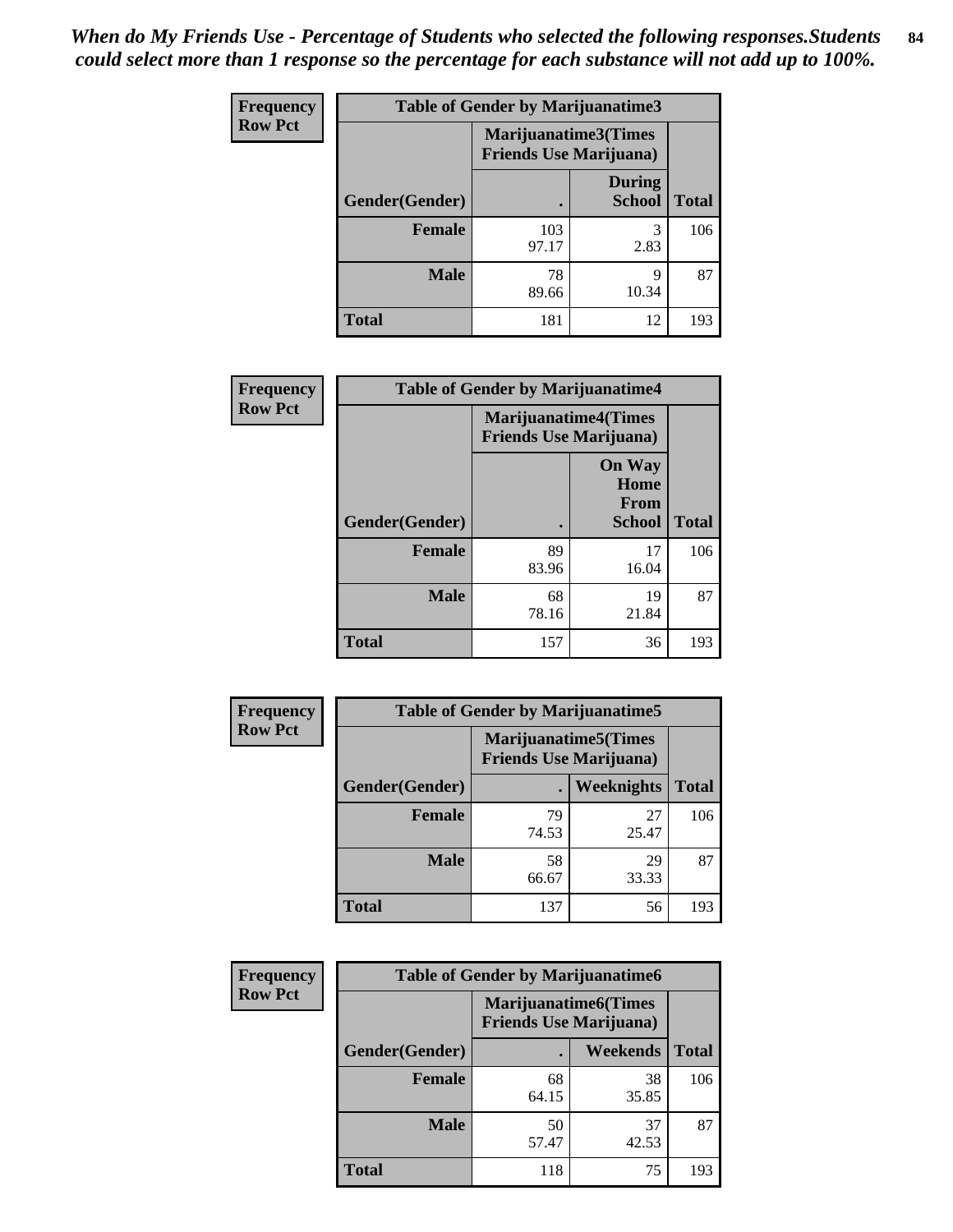*When do My Friends Use - Percentage of Students who selected the following responses.Students could select more than 1 response so the percentage for each substance will not add up to 100%.*

**Frequency**
**Row Pct**

| Table of Gender by Marijuanatime3 | | | |
|---|---|---|---|
| | Marijuanatime3(Times Friends Use Marijuana) | | |
| Gender(Gender) | . | During School | Total |
| Female | 103<br>97.17 | 3<br>2.83 | 106 |
| Male | 78<br>89.66 | 9<br>10.34 | 87 |
| Total | 181 | 12 | 193 |

**Frequency**
**Row Pct**

| Table of Gender by Marijuanatime4 | | | |
|---|---|---|---|
| | Marijuanatime4(Times Friends Use Marijuana) | | |
| Gender(Gender) | . | On Way Home From School | Total |
| Female | 89<br>83.96 | 17<br>16.04 | 106 |
| Male | 68<br>78.16 | 19<br>21.84 | 87 |
| Total | 157 | 36 | 193 |

**Frequency**
**Row Pct**

| Table of Gender by Marijuanatime5 | | | |
|---|---|---|---|
| | Marijuanatime5(Times Friends Use Marijuana) | | |
| Gender(Gender) | . | Weeknights | Total |
| Female | 79<br>74.53 | 27<br>25.47 | 106 |
| Male | 58<br>66.67 | 29<br>33.33 | 87 |
| Total | 137 | 56 | 193 |

**Frequency**
**Row Pct**

| Table of Gender by Marijuanatime6 | | | |
|---|---|---|---|
| | Marijuanatime6(Times Friends Use Marijuana) | | |
| Gender(Gender) | . | Weekends | Total |
| Female | 68<br>64.15 | 38<br>35.85 | 106 |
| Male | 50<br>57.47 | 37<br>42.53 | 87 |
| Total | 118 | 75 | 193 |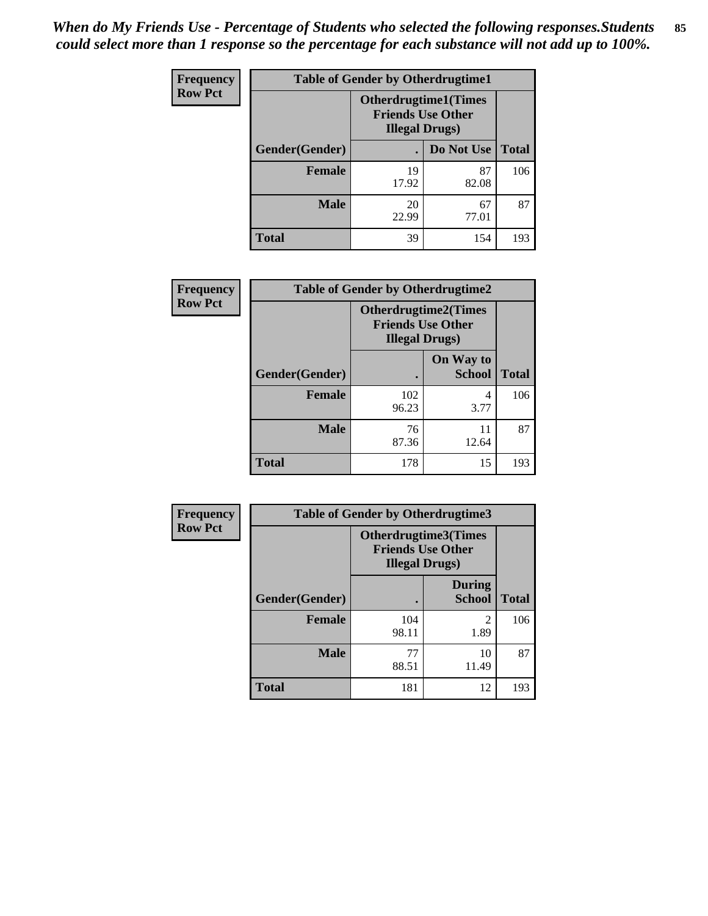*When do My Friends Use - Percentage of Students who selected the following responses.Students could select more than 1 response so the percentage for each substance will not add up to 100%.*

**Frequency**
**Row Pct**

| Table of Gender by Otherdrugtime1 | | | |
|---|---|---|---|
| | Otherdrugtime1(Times Friends Use Other Illegal Drugs) | | |
| Gender(Gender) | . | Do Not Use | Total |
| Female | 19<br>17.92 | 87<br>82.08 | 106 |
| Male | 20<br>22.99 | 67<br>77.01 | 87 |
| Total | 39 | 154 | 193 |

**Frequency**
**Row Pct**

| Table of Gender by Otherdrugtime2 | | | |
|---|---|---|---|
| | Otherdrugtime2(Times Friends Use Other Illegal Drugs) | | |
| Gender(Gender) | . | On Way to School | Total |
| Female | 102<br>96.23 | 4<br>3.77 | 106 |
| Male | 76<br>87.36 | 11<br>12.64 | 87 |
| Total | 178 | 15 | 193 |

**Frequency**
**Row Pct**

| Table of Gender by Otherdrugtime3 | | | |
|---|---|---|---|
| | Otherdrugtime3(Times Friends Use Other Illegal Drugs) | | |
| Gender(Gender) | . | During School | Total |
| Female | 104<br>98.11 | 2<br>1.89 | 106 |
| Male | 77<br>88.51 | 10<br>11.49 | 87 |
| Total | 181 | 12 | 193 |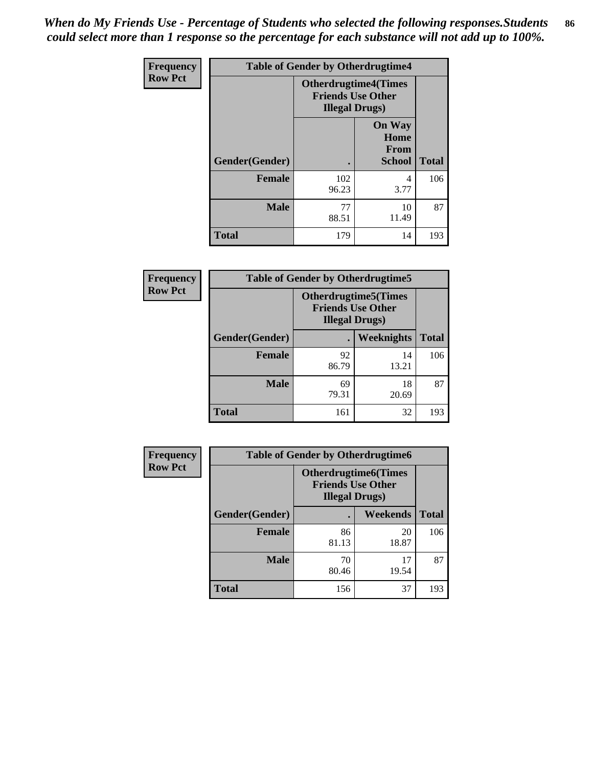*When do My Friends Use - Percentage of Students who selected the following responses.Students could select more than 1 response so the percentage for each substance will not add up to 100%.*

**Frequency**
**Row Pct**

**Table of Gender by Otherdrugtime4**

| | Otherdrugtime4(Times Friends Use Other Illegal Drugs) | | |
|---|---|---|---|
| Gender(Gender) | . | On Way Home From School | Total |
| **Female** | 102<br>96.23 | 4<br>3.77 | 106 |
| **Male** | 77<br>88.51 | 10<br>11.49 | 87 |
| **Total** | 179 | 14 | 193 |

**Frequency**
**Row Pct**

**Table of Gender by Otherdrugtime5**

| | Otherdrugtime5(Times Friends Use Other Illegal Drugs) | | |
|---|---|---|---|
| Gender(Gender) | . | Weeknights | Total |
| **Female** | 92<br>86.79 | 14<br>13.21 | 106 |
| **Male** | 69<br>79.31 | 18<br>20.69 | 87 |
| **Total** | 161 | 32 | 193 |

**Frequency**
**Row Pct**

**Table of Gender by Otherdrugtime6**

| | Otherdrugtime6(Times Friends Use Other Illegal Drugs) | | |
|---|---|---|---|
| Gender(Gender) | . | Weekends | Total |
| **Female** | 86<br>81.13 | 20<br>18.87 | 106 |
| **Male** | 70<br>80.46 | 17<br>19.54 | 87 |
| **Total** | 156 | 37 | 193 |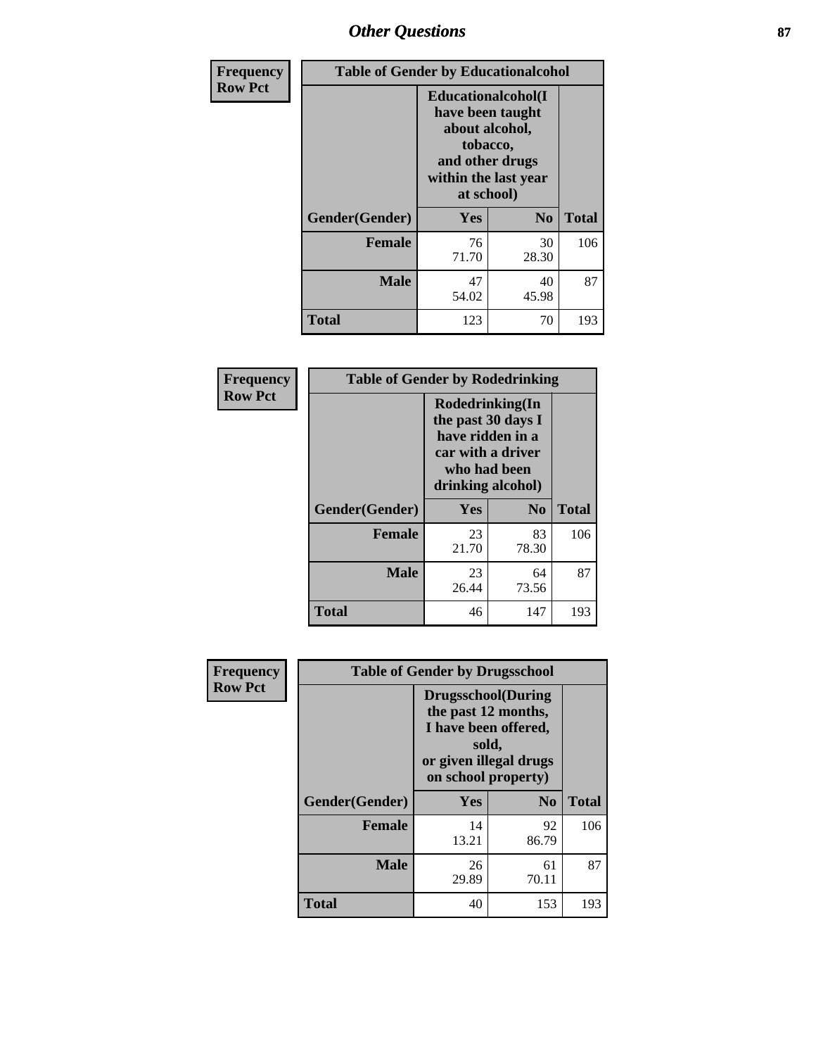## Other Questions

| Frequency Row Pct | Table of Gender by Educationalcohol | | |
|---|---|---|---|
| | Educationalcohol(I have been taught about alcohol, tobacco, and other drugs within the last year at school) | | |
| Gender(Gender) | Yes | No | Total |
| Female | 76<br>71.70 | 30<br>28.30 | 106 |
| Male | 47<br>54.02 | 40<br>45.98 | 87 |
| Total | 123 | 70 | 193 |

| Frequency Row Pct | Table of Gender by Rodedrinking | | |
|---|---|---|---|
| | Rodedrinking(In the past 30 days I have ridden in a car with a driver who had been drinking alcohol) | | |
| Gender(Gender) | Yes | No | Total |
| Female | 23<br>21.70 | 83<br>78.30 | 106 |
| Male | 23<br>26.44 | 64<br>73.56 | 87 |
| Total | 46 | 147 | 193 |

| Frequency Row Pct | Table of Gender by Drugsschool | | |
|---|---|---|---|
| | Drugsschool(During the past 12 months, I have been offered, sold, or given illegal drugs on school property) | | |
| Gender(Gender) | Yes | No | Total |
| Female | 14<br>13.21 | 92<br>86.79 | 106 |
| Male | 26<br>29.89 | 61<br>70.11 | 87 |
| Total | 40 | 153 | 193 |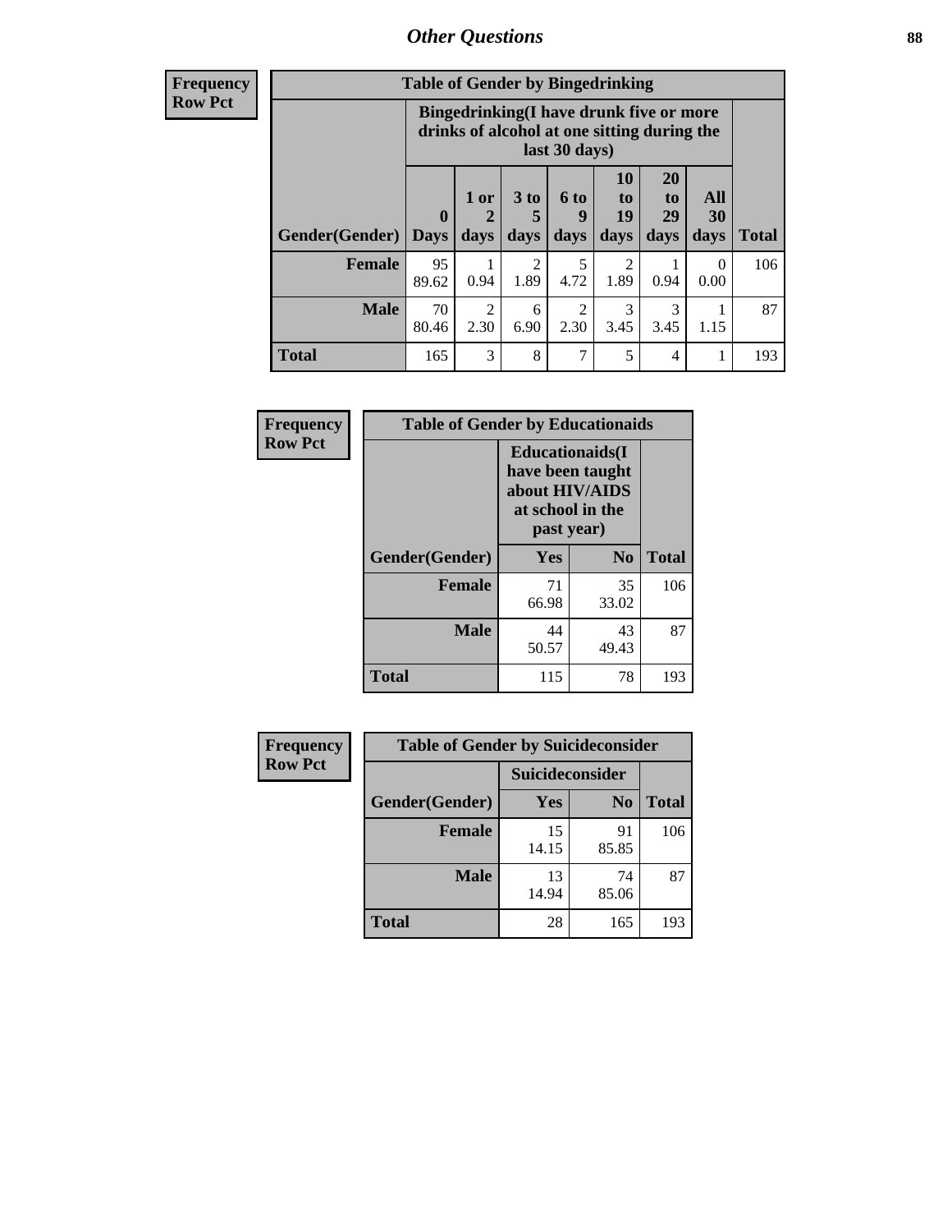# Other Questions

Frequency
Row Pct

| Table of Gender by Bingedrinking | | | | | | | | |
|---|---|---|---|---|---|---|---|---|
| | Bingedrinking(I have drunk five or more drinks of alcohol at one sitting during the last 30 days) | | | | | | | |
| Gender(Gender) | 0 Days | 1 or 2 days | 3 to 5 days | 6 to 9 days | 10 to 19 days | 20 to 29 days | All 30 days | Total |
| Female | 95<br>89.62 | 1<br>0.94 | 2<br>1.89 | 5<br>4.72 | 2<br>1.89 | 1<br>0.94 | 0<br>0.00 | 106 |
| Male | 70<br>80.46 | 2<br>2.30 | 6<br>6.90 | 2<br>2.30 | 3<br>3.45 | 3<br>3.45 | 1<br>1.15 | 87 |
| Total | 165 | 3 | 8 | 7 | 5 | 4 | 1 | 193 |

Frequency
Row Pct

| Table of Gender by Educationaids | | | |
|---|---|---|---|
| | Educationaids(I have been taught about HIV/AIDS at school in the past year) | | |
| Gender(Gender) | Yes | No | Total |
| Female | 71<br>66.98 | 35<br>33.02 | 106 |
| Male | 44<br>50.57 | 43<br>49.43 | 87 |
| Total | 115 | 78 | 193 |

Frequency
Row Pct

| Table of Gender by Suicideconsider | | | |
|---|---|---|---|
| | Suicideconsider | | |
| Gender(Gender) | Yes | No | Total |
| Female | 15<br>14.15 | 91<br>85.85 | 106 |
| Male | 13<br>14.94 | 74<br>85.06 | 87 |
| Total | 28 | 165 | 193 |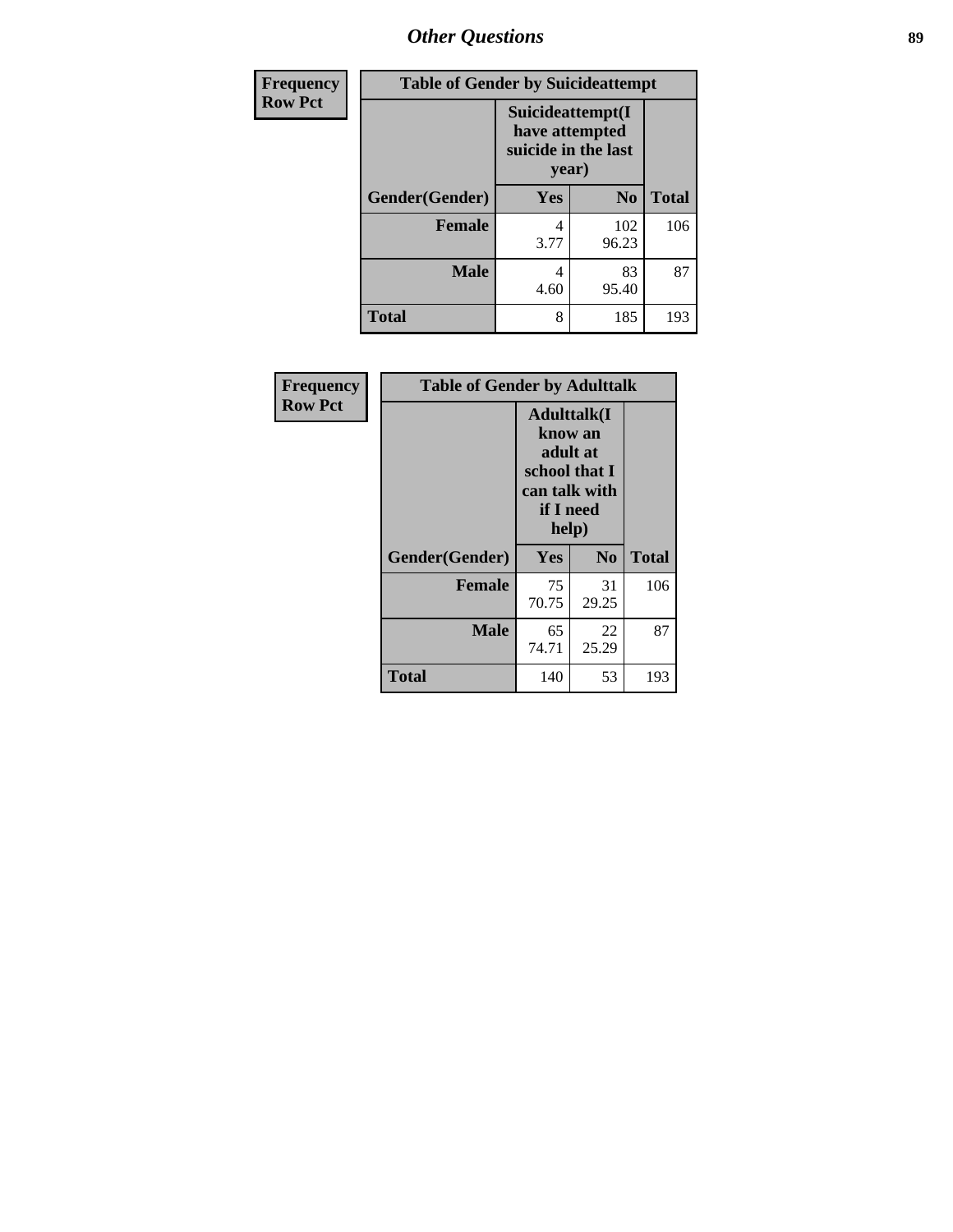## Other Questions

| Frequency Row Pct | Table of Gender by Suicideattempt | | |
|---|---|---|---|
| | Suicideattempt(I have attempted suicide in the last year) | | |
| Gender(Gender) | Yes | No | Total |
| Female | 4<br>3.77 | 102<br>96.23 | 106 |
| Male | 4<br>4.60 | 83<br>95.40 | 87 |
| Total | 8 | 185 | 193 |

| Frequency Row Pct | Table of Gender by Adulttalk | | |
|---|---|---|---|
| | Adulttalk(I know an adult at school that I can talk with if I need help) | | |
| Gender(Gender) | Yes | No | Total |
| Female | 75<br>70.75 | 31<br>29.25 | 106 |
| Male | 65<br>74.71 | 22<br>25.29 | 87 |
| Total | 140 | 53 | 193 |